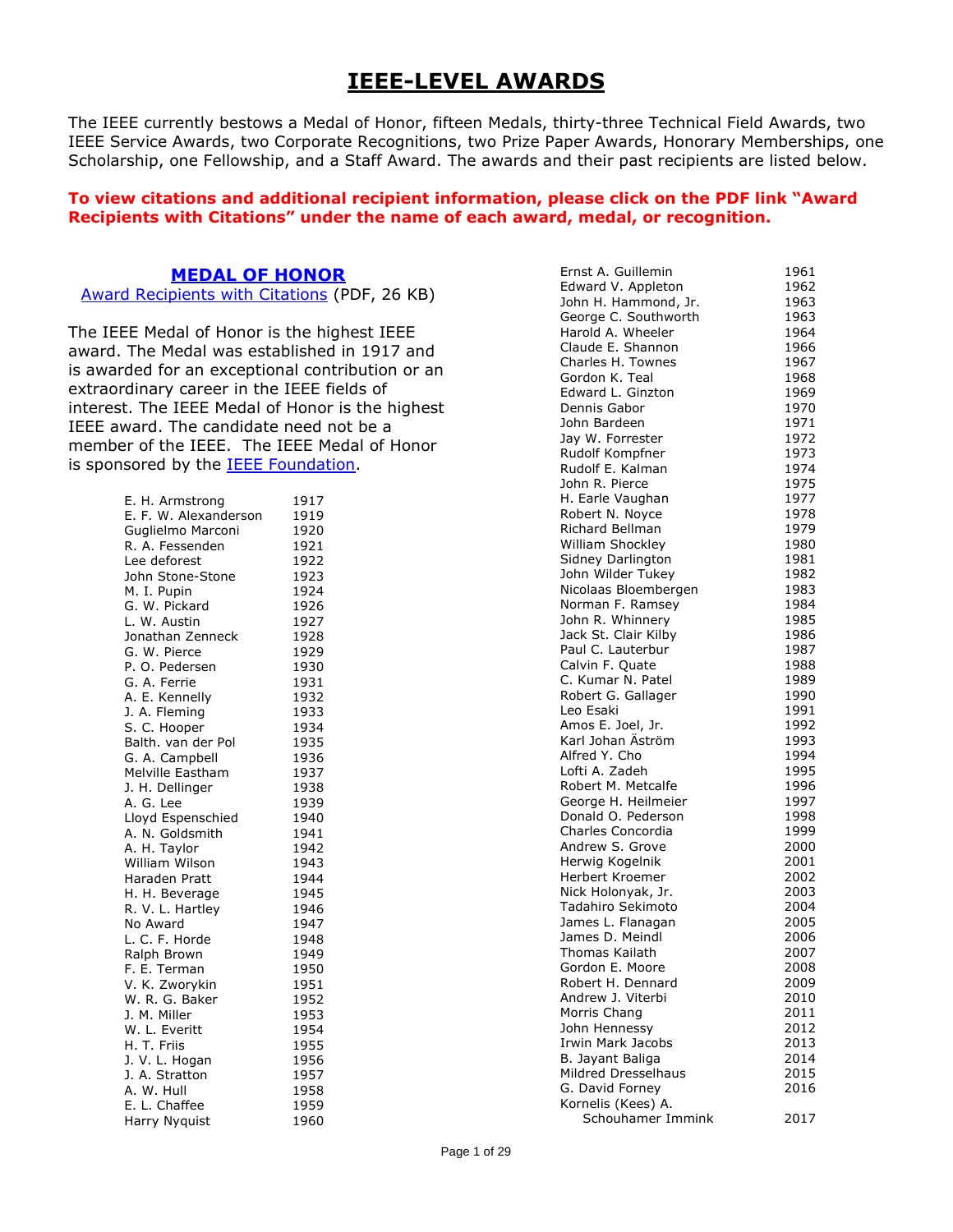# IEEE-LEVEL AWARDS

The IEEE currently bestows a Medal of Honor, fifteen Medals, thirty-three Technical Field Awards, two IEEE Service Awards, two Corporate Recognitions, two Prize Paper Awards, Honorary Memberships, one Scholarship, one Fellowship, and a Staff Award. The awards and their past recipients are listed below.

**To view citations and additional recipient information, please click on the PDF link "Award Recipients with Citations" under the name of each award, medal, or recognition.**

## MEDAL OF HONOR

Award Recipients with Citations (PDF, 26 KB)

The IEEE Medal of Honor is the highest IEEE award. The Medal was established in 1917 and is awarded for an exceptional contribution or an extraordinary career in the IEEE fields of interest. The IEEE Medal of Honor is the highest IEEE award. The candidate need not be a member of the IEEE. The IEEE Medal of Honor is sponsored by the IEEE Foundation.

| Recipient | Year |
|---|---|
| E. H. Armstrong | 1917 |
| E. F. W. Alexanderson | 1919 |
| Guglielmo Marconi | 1920 |
| R. A. Fessenden | 1921 |
| Lee deforest | 1922 |
| John Stone-Stone | 1923 |
| M. I. Pupin | 1924 |
| G. W. Pickard | 1926 |
| L. W. Austin | 1927 |
| Jonathan Zenneck | 1928 |
| G. W. Pierce | 1929 |
| P. O. Pedersen | 1930 |
| G. A. Ferrie | 1931 |
| A. E. Kennelly | 1932 |
| J. A. Fleming | 1933 |
| S. C. Hooper | 1934 |
| Balth. van der Pol | 1935 |
| G. A. Campbell | 1936 |
| Melville Eastham | 1937 |
| J. H. Dellinger | 1938 |
| A. G. Lee | 1939 |
| Lloyd Espenschied | 1940 |
| A. N. Goldsmith | 1941 |
| A. H. Taylor | 1942 |
| William Wilson | 1943 |
| Haraden Pratt | 1944 |
| H. H. Beverage | 1945 |
| R. V. L. Hartley | 1946 |
| No Award | 1947 |
| L. C. F. Horde | 1948 |
| Ralph Brown | 1949 |
| F. E. Terman | 1950 |
| V. K. Zworykin | 1951 |
| W. R. G. Baker | 1952 |
| J. M. Miller | 1953 |
| W. L. Everitt | 1954 |
| H. T. Friis | 1955 |
| J. V. L. Hogan | 1956 |
| J. A. Stratton | 1957 |
| A. W. Hull | 1958 |
| E. L. Chaffee | 1959 |
| Harry Nyquist | 1960 |
| Ernst A. Guillemin | 1961 |
| Edward V. Appleton | 1962 |
| John H. Hammond, Jr. | 1963 |
| George C. Southworth | 1963 |
| Harold A. Wheeler | 1964 |
| Claude E. Shannon | 1966 |
| Charles H. Townes | 1967 |
| Gordon K. Teal | 1968 |
| Edward L. Ginzton | 1969 |
| Dennis Gabor | 1970 |
| John Bardeen | 1971 |
| Jay W. Forrester | 1972 |
| Rudolf Kompfner | 1973 |
| Rudolf E. Kalman | 1974 |
| John R. Pierce | 1975 |
| H. Earle Vaughan | 1977 |
| Robert N. Noyce | 1978 |
| Richard Bellman | 1979 |
| William Shockley | 1980 |
| Sidney Darlington | 1981 |
| John Wilder Tukey | 1982 |
| Nicolaas Bloembergen | 1983 |
| Norman F. Ramsey | 1984 |
| John R. Whinnery | 1985 |
| Jack St. Clair Kilby | 1986 |
| Paul C. Lauterbur | 1987 |
| Calvin F. Quate | 1988 |
| C. Kumar N. Patel | 1989 |
| Robert G. Gallager | 1990 |
| Leo Esaki | 1991 |
| Amos E. Joel, Jr. | 1992 |
| Karl Johan Äström | 1993 |
| Alfred Y. Cho | 1994 |
| Lofti A. Zadeh | 1995 |
| Robert M. Metcalfe | 1996 |
| George H. Heilmeier | 1997 |
| Donald O. Pederson | 1998 |
| Charles Concordia | 1999 |
| Andrew S. Grove | 2000 |
| Herwig Kogelnik | 2001 |
| Herbert Kroemer | 2002 |
| Nick Holonyak, Jr. | 2003 |
| Tadahiro Sekimoto | 2004 |
| James L. Flanagan | 2005 |
| James D. Meindl | 2006 |
| Thomas Kailath | 2007 |
| Gordon E. Moore | 2008 |
| Robert H. Dennard | 2009 |
| Andrew J. Viterbi | 2010 |
| Morris Chang | 2011 |
| John Hennessy | 2012 |
| Irwin Mark Jacobs | 2013 |
| B. Jayant Baliga | 2014 |
| Mildred Dresselhaus | 2015 |
| G. David Forney | 2016 |
| Kornelis (Kees) A. Schouhamer Immink | 2017 |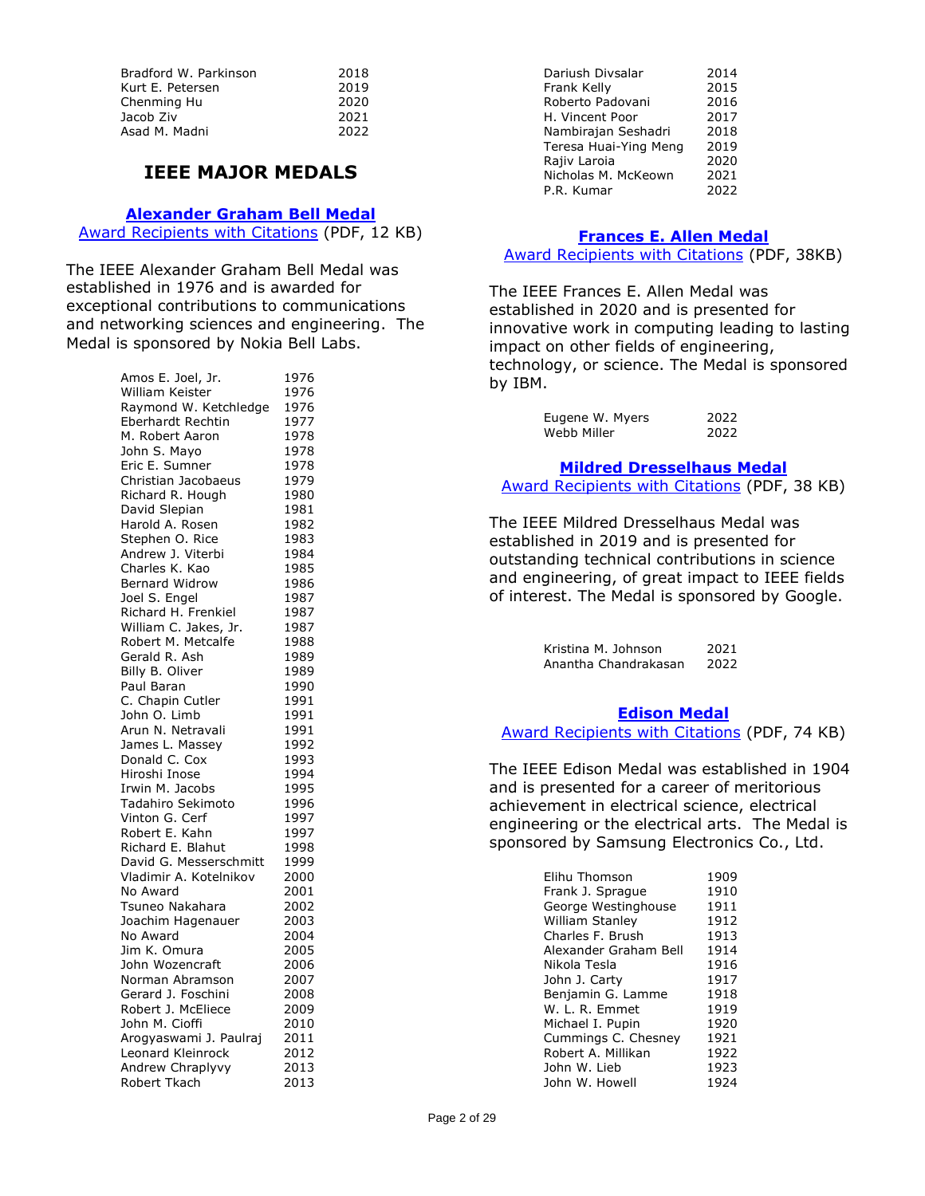| | |
|---|---|
| Bradford W. Parkinson | 2018 |
| Kurt E. Petersen | 2019 |
| Chenming Hu | 2020 |
| Jacob Ziv | 2021 |
| Asad M. Madni | 2022 |

# IEEE MAJOR MEDALS

## Alexander Graham Bell Medal

Award Recipients with Citations (PDF, 12 KB)

The IEEE Alexander Graham Bell Medal was established in 1976 and is awarded for exceptional contributions to communications and networking sciences and engineering. The Medal is sponsored by Nokia Bell Labs.

| | |
|---|---|
| Amos E. Joel, Jr. | 1976 |
| William Keister | 1976 |
| Raymond W. Ketchledge | 1976 |
| Eberhardt Rechtin | 1977 |
| M. Robert Aaron | 1978 |
| John S. Mayo | 1978 |
| Eric E. Sumner | 1978 |
| Christian Jacobaeus | 1979 |
| Richard R. Hough | 1980 |
| David Slepian | 1981 |
| Harold A. Rosen | 1982 |
| Stephen O. Rice | 1983 |
| Andrew J. Viterbi | 1984 |
| Charles K. Kao | 1985 |
| Bernard Widrow | 1986 |
| Joel S. Engel | 1987 |
| Richard H. Frenkiel | 1987 |
| William C. Jakes, Jr. | 1987 |
| Robert M. Metcalfe | 1988 |
| Gerald R. Ash | 1989 |
| Billy B. Oliver | 1989 |
| Paul Baran | 1990 |
| C. Chapin Cutler | 1991 |
| John O. Limb | 1991 |
| Arun N. Netravali | 1991 |
| James L. Massey | 1992 |
| Donald C. Cox | 1993 |
| Hiroshi Inose | 1994 |
| Irwin M. Jacobs | 1995 |
| Tadahiro Sekimoto | 1996 |
| Vinton G. Cerf | 1997 |
| Robert E. Kahn | 1997 |
| Richard E. Blahut | 1998 |
| David G. Messerschmitt | 1999 |
| Vladimir A. Kotelnikov | 2000 |
| No Award | 2001 |
| Tsuneo Nakahara | 2002 |
| Joachim Hagenauer | 2003 |
| No Award | 2004 |
| Jim K. Omura | 2005 |
| John Wozencraft | 2006 |
| Norman Abramson | 2007 |
| Gerard J. Foschini | 2008 |
| Robert J. McEliece | 2009 |
| John M. Cioffi | 2010 |
| Arogyaswami J. Paulraj | 2011 |
| Leonard Kleinrock | 2012 |
| Andrew Chraplyvy | 2013 |
| Robert Tkach | 2013 |
| Dariush Divsalar | 2014 |
| Frank Kelly | 2015 |
| Roberto Padovani | 2016 |
| H. Vincent Poor | 2017 |
| Nambirajan Seshadri | 2018 |
| Teresa Huai-Ying Meng | 2019 |
| Rajiv Laroia | 2020 |
| Nicholas M. McKeown | 2021 |
| P.R. Kumar | 2022 |

## Frances E. Allen Medal

Award Recipients with Citations (PDF, 38KB)

The IEEE Frances E. Allen Medal was established in 2020 and is presented for innovative work in computing leading to lasting impact on other fields of engineering, technology, or science. The Medal is sponsored by IBM.

| | |
|---|---|
| Eugene W. Myers | 2022 |
| Webb Miller | 2022 |

## Mildred Dresselhaus Medal

Award Recipients with Citations (PDF, 38 KB)

The IEEE Mildred Dresselhaus Medal was established in 2019 and is presented for outstanding technical contributions in science and engineering, of great impact to IEEE fields of interest. The Medal is sponsored by Google.

| | |
|---|---|
| Kristina M. Johnson | 2021 |
| Anantha Chandrakasan | 2022 |

## Edison Medal

Award Recipients with Citations (PDF, 74 KB)

The IEEE Edison Medal was established in 1904 and is presented for a career of meritorious achievement in electrical science, electrical engineering or the electrical arts. The Medal is sponsored by Samsung Electronics Co., Ltd.

| | |
|---|---|
| Elihu Thomson | 1909 |
| Frank J. Sprague | 1910 |
| George Westinghouse | 1911 |
| William Stanley | 1912 |
| Charles F. Brush | 1913 |
| Alexander Graham Bell | 1914 |
| Nikola Tesla | 1916 |
| John J. Carty | 1917 |
| Benjamin G. Lamme | 1918 |
| W. L. R. Emmet | 1919 |
| Michael I. Pupin | 1920 |
| Cummings C. Chesney | 1921 |
| Robert A. Millikan | 1922 |
| John W. Lieb | 1923 |
| John W. Howell | 1924 |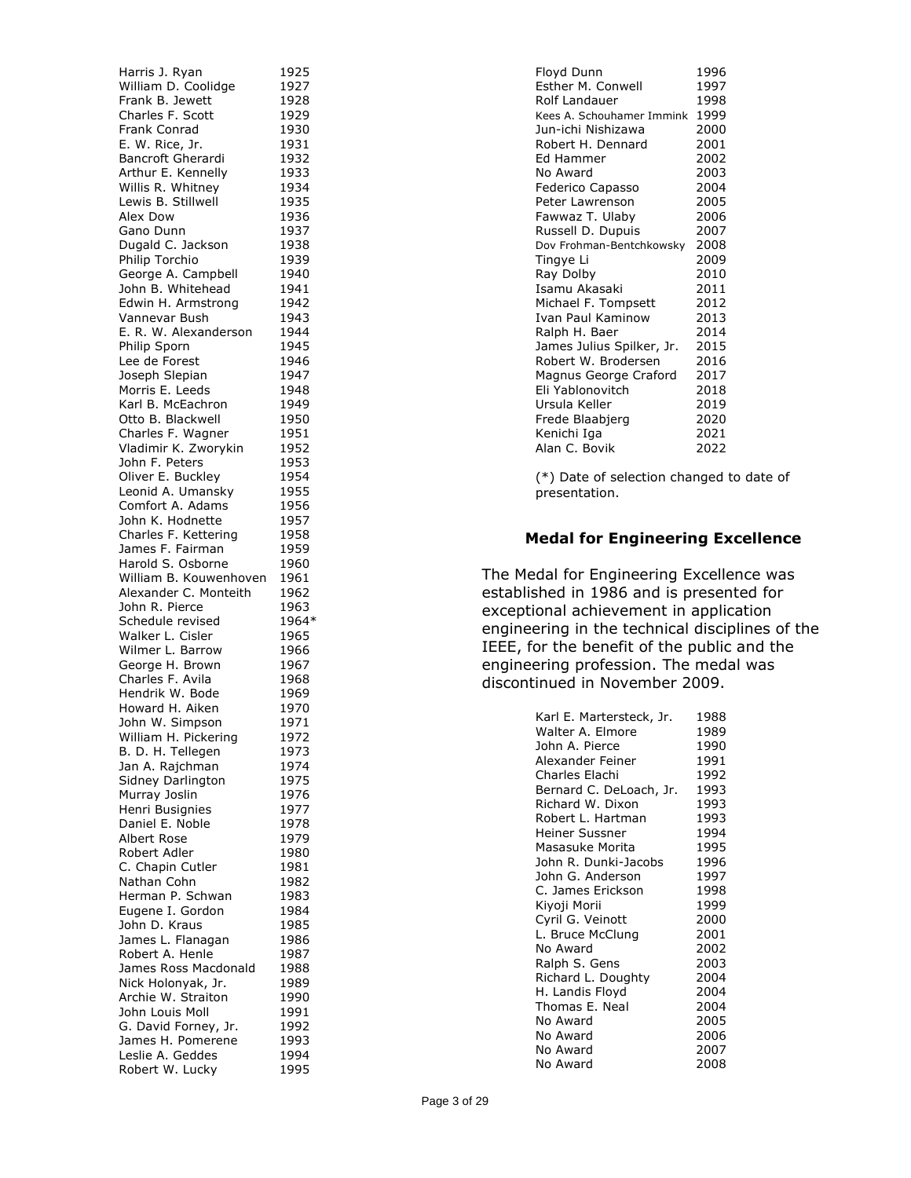| | |
|---|---|
| Harris J. Ryan | 1925 |
| William D. Coolidge | 1927 |
| Frank B. Jewett | 1928 |
| Charles F. Scott | 1929 |
| Frank Conrad | 1930 |
| E. W. Rice, Jr. | 1931 |
| Bancroft Gherardi | 1932 |
| Arthur E. Kennelly | 1933 |
| Willis R. Whitney | 1934 |
| Lewis B. Stillwell | 1935 |
| Alex Dow | 1936 |
| Gano Dunn | 1937 |
| Dugald C. Jackson | 1938 |
| Philip Torchio | 1939 |
| George A. Campbell | 1940 |
| John B. Whitehead | 1941 |
| Edwin H. Armstrong | 1942 |
| Vannevar Bush | 1943 |
| E. R. W. Alexanderson | 1944 |
| Philip Sporn | 1945 |
| Lee de Forest | 1946 |
| Joseph Slepian | 1947 |
| Morris E. Leeds | 1948 |
| Karl B. McEachron | 1949 |
| Otto B. Blackwell | 1950 |
| Charles F. Wagner | 1951 |
| Vladimir K. Zworykin | 1952 |
| John F. Peters | 1953 |
| Oliver E. Buckley | 1954 |
| Leonid A. Umansky | 1955 |
| Comfort A. Adams | 1956 |
| John K. Hodnette | 1957 |
| Charles F. Kettering | 1958 |
| James F. Fairman | 1959 |
| Harold S. Osborne | 1960 |
| William B. Kouwenhoven | 1961 |
| Alexander C. Monteith | 1962 |
| John R. Pierce | 1963 |
| Schedule revised | 1964* |
| Walker L. Cisler | 1965 |
| Wilmer L. Barrow | 1966 |
| George H. Brown | 1967 |
| Charles F. Avila | 1968 |
| Hendrik W. Bode | 1969 |
| Howard H. Aiken | 1970 |
| John W. Simpson | 1971 |
| William H. Pickering | 1972 |
| B. D. H. Tellegen | 1973 |
| Jan A. Rajchman | 1974 |
| Sidney Darlington | 1975 |
| Murray Joslin | 1976 |
| Henri Busignies | 1977 |
| Daniel E. Noble | 1978 |
| Albert Rose | 1979 |
| Robert Adler | 1980 |
| C. Chapin Cutler | 1981 |
| Nathan Cohn | 1982 |
| Herman P. Schwan | 1983 |
| Eugene I. Gordon | 1984 |
| John D. Kraus | 1985 |
| James L. Flanagan | 1986 |
| Robert A. Henle | 1987 |
| James Ross Macdonald | 1988 |
| Nick Holonyak, Jr. | 1989 |
| Archie W. Straiton | 1990 |
| John Louis Moll | 1991 |
| G. David Forney, Jr. | 1992 |
| James H. Pomerene | 1993 |
| Leslie A. Geddes | 1994 |
| Robert W. Lucky | 1995 |
| Floyd Dunn | 1996 |
| Esther M. Conwell | 1997 |
| Rolf Landauer | 1998 |
| Kees A. Schouhamer Immink | 1999 |
| Jun-ichi Nishizawa | 2000 |
| Robert H. Dennard | 2001 |
| Ed Hammer | 2002 |
| No Award | 2003 |
| Federico Capasso | 2004 |
| Peter Lawrenson | 2005 |
| Fawwaz T. Ulaby | 2006 |
| Russell D. Dupuis | 2007 |
| Dov Frohman-Bentchkowsky | 2008 |
| Tingye Li | 2009 |
| Ray Dolby | 2010 |
| Isamu Akasaki | 2011 |
| Michael F. Tompsett | 2012 |
| Ivan Paul Kaminow | 2013 |
| Ralph H. Baer | 2014 |
| James Julius Spilker, Jr. | 2015 |
| Robert W. Brodersen | 2016 |
| Magnus George Craford | 2017 |
| Eli Yablonovitch | 2018 |
| Ursula Keller | 2019 |
| Frede Blaabjerg | 2020 |
| Kenichi Iga | 2021 |
| Alan C. Bovik | 2022 |

(*) Date of selection changed to date of presentation.

## Medal for Engineering Excellence

The Medal for Engineering Excellence was established in 1986 and is presented for exceptional achievement in application engineering in the technical disciplines of the IEEE, for the benefit of the public and the engineering profession. The medal was discontinued in November 2009.

| | |
|---|---|
| Karl E. Martersteck, Jr. | 1988 |
| Walter A. Elmore | 1989 |
| John A. Pierce | 1990 |
| Alexander Feiner | 1991 |
| Charles Elachi | 1992 |
| Bernard C. DeLoach, Jr. | 1993 |
| Richard W. Dixon | 1993 |
| Robert L. Hartman | 1993 |
| Heiner Sussner | 1994 |
| Masasuke Morita | 1995 |
| John R. Dunki-Jacobs | 1996 |
| John G. Anderson | 1997 |
| C. James Erickson | 1998 |
| Kiyoji Morii | 1999 |
| Cyril G. Veinott | 2000 |
| L. Bruce McClung | 2001 |
| No Award | 2002 |
| Ralph S. Gens | 2003 |
| Richard L. Doughty | 2004 |
| H. Landis Floyd | 2004 |
| Thomas E. Neal | 2004 |
| No Award | 2005 |
| No Award | 2006 |
| No Award | 2007 |
| No Award | 2008 |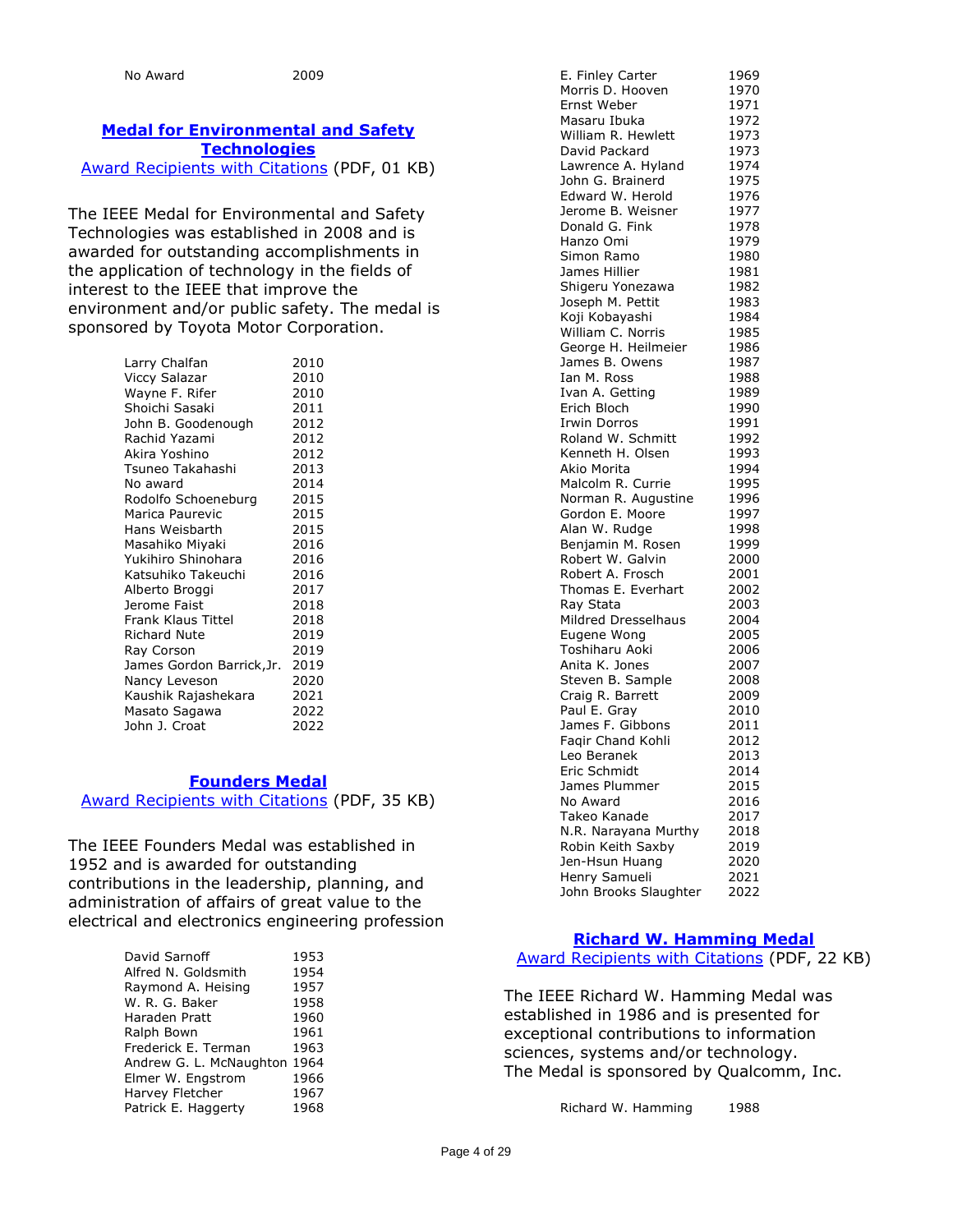| | |
|---|---|
| No Award | 2009 |

## Medal for Environmental and Safety Technologies

Award Recipients with Citations (PDF, 01 KB)

The IEEE Medal for Environmental and Safety Technologies was established in 2008 and is awarded for outstanding accomplishments in the application of technology in the fields of interest to the IEEE that improve the environment and/or public safety. The medal is sponsored by Toyota Motor Corporation.

| | |
|---|---|
| Larry Chalfan | 2010 |
| Viccy Salazar | 2010 |
| Wayne F. Rifer | 2010 |
| Shoichi Sasaki | 2011 |
| John B. Goodenough | 2012 |
| Rachid Yazami | 2012 |
| Akira Yoshino | 2012 |
| Tsuneo Takahashi | 2013 |
| No award | 2014 |
| Rodolfo Schoeneburg | 2015 |
| Marica Paurevic | 2015 |
| Hans Weisbarth | 2015 |
| Masahiko Miyaki | 2016 |
| Yukihiro Shinohara | 2016 |
| Katsuhiko Takeuchi | 2016 |
| Alberto Broggi | 2017 |
| Jerome Faist | 2018 |
| Frank Klaus Tittel | 2018 |
| Richard Nute | 2019 |
| Ray Corson | 2019 |
| James Gordon Barrick,Jr. | 2019 |
| Nancy Leveson | 2020 |
| Kaushik Rajashekara | 2021 |
| Masato Sagawa | 2022 |
| John J. Croat | 2022 |

## Founders Medal

Award Recipients with Citations (PDF, 35 KB)

The IEEE Founders Medal was established in 1952 and is awarded for outstanding contributions in the leadership, planning, and administration of affairs of great value to the electrical and electronics engineering profession

| | |
|---|---|
| David Sarnoff | 1953 |
| Alfred N. Goldsmith | 1954 |
| Raymond A. Heising | 1957 |
| W. R. G. Baker | 1958 |
| Haraden Pratt | 1960 |
| Ralph Bown | 1961 |
| Frederick E. Terman | 1963 |
| Andrew G. L. McNaughton | 1964 |
| Elmer W. Engstrom | 1966 |
| Harvey Fletcher | 1967 |
| Patrick E. Haggerty | 1968 |
| E. Finley Carter | 1969 |
| Morris D. Hooven | 1970 |
| Ernst Weber | 1971 |
| Masaru Ibuka | 1972 |
| William R. Hewlett | 1973 |
| David Packard | 1973 |
| Lawrence A. Hyland | 1974 |
| John G. Brainerd | 1975 |
| Edward W. Herold | 1976 |
| Jerome B. Weisner | 1977 |
| Donald G. Fink | 1978 |
| Hanzo Omi | 1979 |
| Simon Ramo | 1980 |
| James Hillier | 1981 |
| Shigeru Yonezawa | 1982 |
| Joseph M. Pettit | 1983 |
| Koji Kobayashi | 1984 |
| William C. Norris | 1985 |
| George H. Heilmeier | 1986 |
| James B. Owens | 1987 |
| Ian M. Ross | 1988 |
| Ivan A. Getting | 1989 |
| Erich Bloch | 1990 |
| Irwin Dorros | 1991 |
| Roland W. Schmitt | 1992 |
| Kenneth H. Olsen | 1993 |
| Akio Morita | 1994 |
| Malcolm R. Currie | 1995 |
| Norman R. Augustine | 1996 |
| Gordon E. Moore | 1997 |
| Alan W. Rudge | 1998 |
| Benjamin M. Rosen | 1999 |
| Robert W. Galvin | 2000 |
| Robert A. Frosch | 2001 |
| Thomas E. Everhart | 2002 |
| Ray Stata | 2003 |
| Mildred Dresselhaus | 2004 |
| Eugene Wong | 2005 |
| Toshiharu Aoki | 2006 |
| Anita K. Jones | 2007 |
| Steven B. Sample | 2008 |
| Craig R. Barrett | 2009 |
| Paul E. Gray | 2010 |
| James F. Gibbons | 2011 |
| Faqir Chand Kohli | 2012 |
| Leo Beranek | 2013 |
| Eric Schmidt | 2014 |
| James Plummer | 2015 |
| No Award | 2016 |
| Takeo Kanade | 2017 |
| N.R. Narayana Murthy | 2018 |
| Robin Keith Saxby | 2019 |
| Jen-Hsun Huang | 2020 |
| Henry Samueli | 2021 |
| John Brooks Slaughter | 2022 |

## Richard W. Hamming Medal

Award Recipients with Citations (PDF, 22 KB)

The IEEE Richard W. Hamming Medal was established in 1986 and is presented for exceptional contributions to information sciences, systems and/or technology.
The Medal is sponsored by Qualcomm, Inc.

| | |
|---|---|
| Richard W. Hamming | 1988 |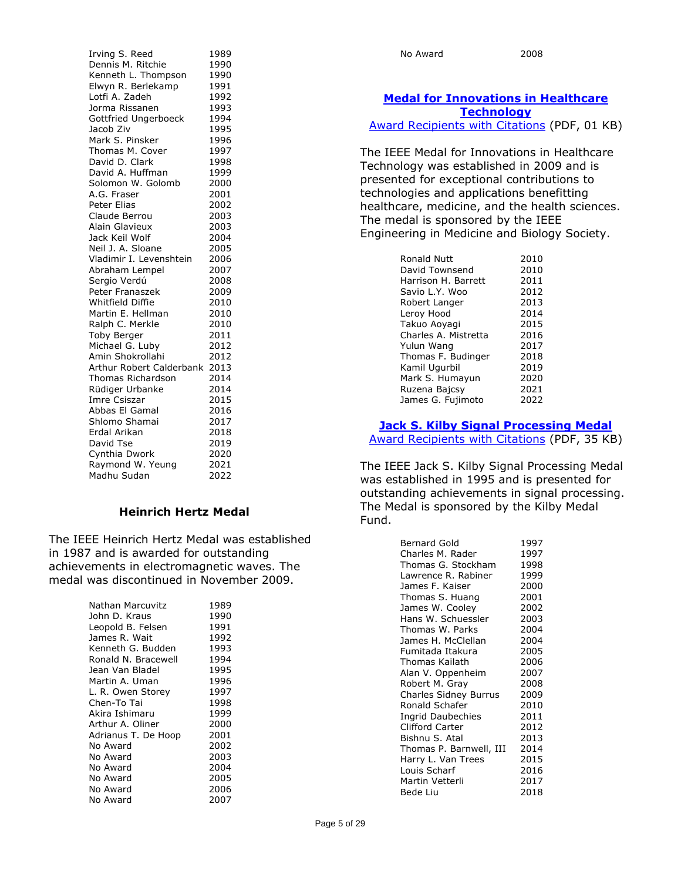| | |
|---|---|
| Irving S. Reed | 1989 |
| Dennis M. Ritchie | 1990 |
| Kenneth L. Thompson | 1990 |
| Elwyn R. Berlekamp | 1991 |
| Lotfi A. Zadeh | 1992 |
| Jorma Rissanen | 1993 |
| Gottfried Ungerboeck | 1994 |
| Jacob Ziv | 1995 |
| Mark S. Pinsker | 1996 |
| Thomas M. Cover | 1997 |
| David D. Clark | 1998 |
| David A. Huffman | 1999 |
| Solomon W. Golomb | 2000 |
| A.G. Fraser | 2001 |
| Peter Elias | 2002 |
| Claude Berrou | 2003 |
| Alain Glavieux | 2003 |
| Jack Keil Wolf | 2004 |
| Neil J. A. Sloane | 2005 |
| Vladimir I. Levenshtein | 2006 |
| Abraham Lempel | 2007 |
| Sergio Verdú | 2008 |
| Peter Franaszek | 2009 |
| Whitfield Diffie | 2010 |
| Martin E. Hellman | 2010 |
| Ralph C. Merkle | 2010 |
| Toby Berger | 2011 |
| Michael G. Luby | 2012 |
| Amin Shokrollahi | 2012 |
| Arthur Robert Calderbank | 2013 |
| Thomas Richardson | 2014 |
| Rüdiger Urbanke | 2014 |
| Imre Csiszar | 2015 |
| Abbas El Gamal | 2016 |
| Shlomo Shamai | 2017 |
| Erdal Arikan | 2018 |
| David Tse | 2019 |
| Cynthia Dwork | 2020 |
| Raymond W. Yeung | 2021 |
| Madhu Sudan | 2022 |

## Heinrich Hertz Medal

The IEEE Heinrich Hertz Medal was established in 1987 and is awarded for outstanding achievements in electromagnetic waves. The medal was discontinued in November 2009.

| | |
|---|---|
| Nathan Marcuvitz | 1989 |
| John D. Kraus | 1990 |
| Leopold B. Felsen | 1991 |
| James R. Wait | 1992 |
| Kenneth G. Budden | 1993 |
| Ronald N. Bracewell | 1994 |
| Jean Van Bladel | 1995 |
| Martin A. Uman | 1996 |
| L. R. Owen Storey | 1997 |
| Chen-To Tai | 1998 |
| Akira Ishimaru | 1999 |
| Arthur A. Oliner | 2000 |
| Adrianus T. De Hoop | 2001 |
| No Award | 2002 |
| No Award | 2003 |
| No Award | 2004 |
| No Award | 2005 |
| No Award | 2006 |
| No Award | 2007 |
| No Award | 2008 |

## [Medal for Innovations in Healthcare Technology]

[Award Recipients with Citations] (PDF, 01 KB)

The IEEE Medal for Innovations in Healthcare Technology was established in 2009 and is presented for exceptional contributions to technologies and applications benefitting healthcare, medicine, and the health sciences. The medal is sponsored by the IEEE Engineering in Medicine and Biology Society.

| | |
|---|---|
| Ronald Nutt | 2010 |
| David Townsend | 2010 |
| Harrison H. Barrett | 2011 |
| Savio L.Y. Woo | 2012 |
| Robert Langer | 2013 |
| Leroy Hood | 2014 |
| Takuo Aoyagi | 2015 |
| Charles A. Mistretta | 2016 |
| Yulun Wang | 2017 |
| Thomas F. Budinger | 2018 |
| Kamil Ugurbil | 2019 |
| Mark S. Humayun | 2020 |
| Ruzena Bajcsy | 2021 |
| James G. Fujimoto | 2022 |

## [Jack S. Kilby Signal Processing Medal]

[Award Recipients with Citations] (PDF, 35 KB)

The IEEE Jack S. Kilby Signal Processing Medal was established in 1995 and is presented for outstanding achievements in signal processing. The Medal is sponsored by the Kilby Medal Fund.

| | |
|---|---|
| Bernard Gold | 1997 |
| Charles M. Rader | 1997 |
| Thomas G. Stockham | 1998 |
| Lawrence R. Rabiner | 1999 |
| James F. Kaiser | 2000 |
| Thomas S. Huang | 2001 |
| James W. Cooley | 2002 |
| Hans W. Schuessler | 2003 |
| Thomas W. Parks | 2004 |
| James H. McClellan | 2004 |
| Fumitada Itakura | 2005 |
| Thomas Kailath | 2006 |
| Alan V. Oppenheim | 2007 |
| Robert M. Gray | 2008 |
| Charles Sidney Burrus | 2009 |
| Ronald Schafer | 2010 |
| Ingrid Daubechies | 2011 |
| Clifford Carter | 2012 |
| Bishnu S. Atal | 2013 |
| Thomas P. Barnwell, III | 2014 |
| Harry L. Van Trees | 2015 |
| Louis Scharf | 2016 |
| Martin Vetterli | 2017 |
| Bede Liu | 2018 |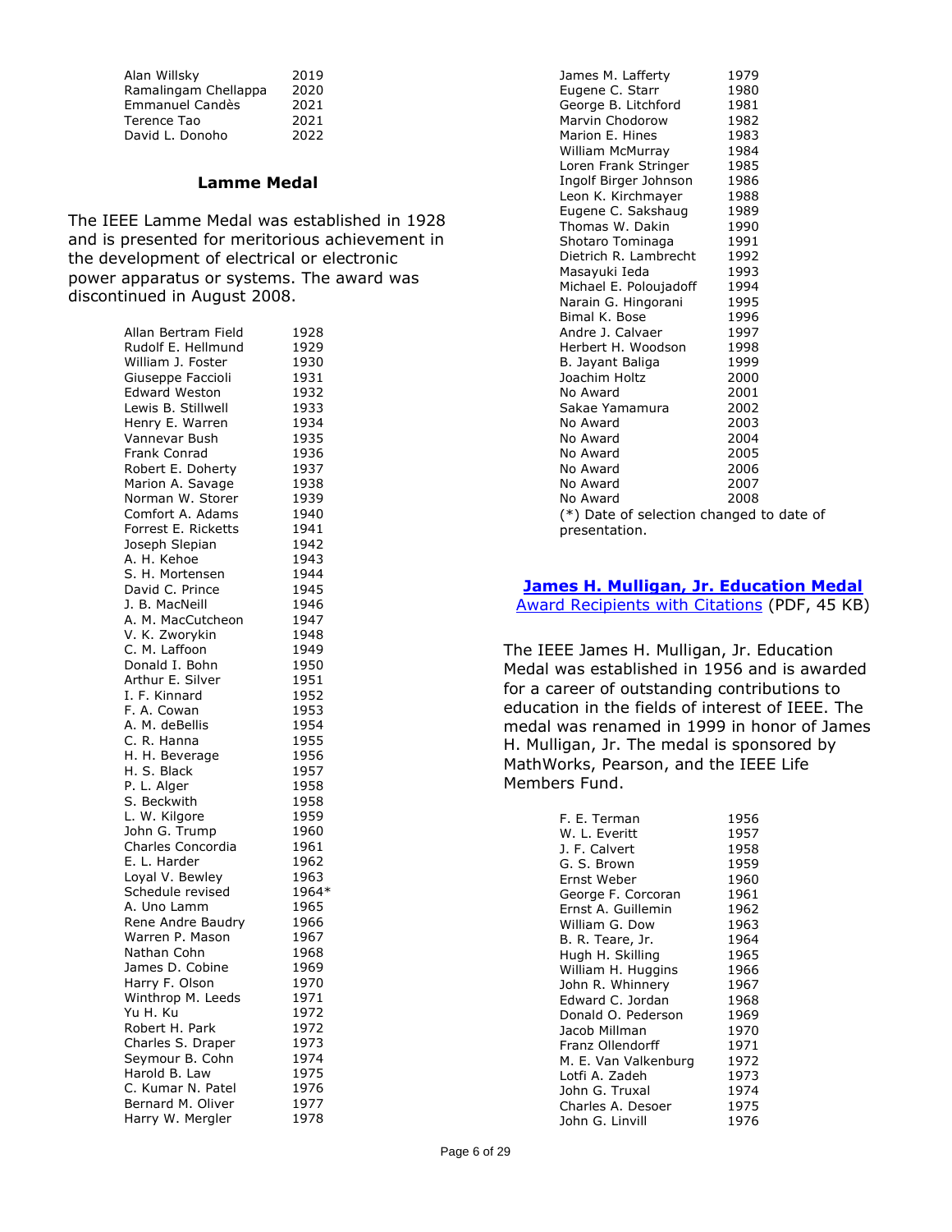| | |
|---|---|
| Alan Willsky | 2019 |
| Ramalingam Chellappa | 2020 |
| Emmanuel Candès | 2021 |
| Terence Tao | 2021 |
| David L. Donoho | 2022 |

### Lamme Medal

The IEEE Lamme Medal was established in 1928 and is presented for meritorious achievement in the development of electrical or electronic power apparatus or systems. The award was discontinued in August 2008.

| | |
|---|---|
| Allan Bertram Field | 1928 |
| Rudolf E. Hellmund | 1929 |
| William J. Foster | 1930 |
| Giuseppe Faccioli | 1931 |
| Edward Weston | 1932 |
| Lewis B. Stillwell | 1933 |
| Henry E. Warren | 1934 |
| Vannevar Bush | 1935 |
| Frank Conrad | 1936 |
| Robert E. Doherty | 1937 |
| Marion A. Savage | 1938 |
| Norman W. Storer | 1939 |
| Comfort A. Adams | 1940 |
| Forrest E. Ricketts | 1941 |
| Joseph Slepian | 1942 |
| A. H. Kehoe | 1943 |
| S. H. Mortensen | 1944 |
| David C. Prince | 1945 |
| J. B. MacNeill | 1946 |
| A. M. MacCutcheon | 1947 |
| V. K. Zworykin | 1948 |
| C. M. Laffoon | 1949 |
| Donald I. Bohn | 1950 |
| Arthur E. Silver | 1951 |
| I. F. Kinnard | 1952 |
| F. A. Cowan | 1953 |
| A. M. deBellis | 1954 |
| C. R. Hanna | 1955 |
| H. H. Beverage | 1956 |
| H. S. Black | 1957 |
| P. L. Alger | 1958 |
| S. Beckwith | 1958 |
| L. W. Kilgore | 1959 |
| John G. Trump | 1960 |
| Charles Concordia | 1961 |
| E. L. Harder | 1962 |
| Loyal V. Bewley | 1963 |
| Schedule revised | 1964* |
| A. Uno Lamm | 1965 |
| Rene Andre Baudry | 1966 |
| Warren P. Mason | 1967 |
| Nathan Cohn | 1968 |
| James D. Cobine | 1969 |
| Harry F. Olson | 1970 |
| Winthrop M. Leeds | 1971 |
| Yu H. Ku | 1972 |
| Robert H. Park | 1972 |
| Charles S. Draper | 1973 |
| Seymour B. Cohn | 1974 |
| Harold B. Law | 1975 |
| C. Kumar N. Patel | 1976 |
| Bernard M. Oliver | 1977 |
| Harry W. Mergler | 1978 |
| James M. Lafferty | 1979 |
| Eugene C. Starr | 1980 |
| George B. Litchford | 1981 |
| Marvin Chodorow | 1982 |
| Marion E. Hines | 1983 |
| William McMurray | 1984 |
| Loren Frank Stringer | 1985 |
| Ingolf Birger Johnson | 1986 |
| Leon K. Kirchmayer | 1988 |
| Eugene C. Sakshaug | 1989 |
| Thomas W. Dakin | 1990 |
| Shotaro Tominaga | 1991 |
| Dietrich R. Lambrecht | 1992 |
| Masayuki Ieda | 1993 |
| Michael E. Poloujadoff | 1994 |
| Narain G. Hingorani | 1995 |
| Bimal K. Bose | 1996 |
| Andre J. Calvaer | 1997 |
| Herbert H. Woodson | 1998 |
| B. Jayant Baliga | 1999 |
| Joachim Holtz | 2000 |
| No Award | 2001 |
| Sakae Yamamura | 2002 |
| No Award | 2003 |
| No Award | 2004 |
| No Award | 2005 |
| No Award | 2006 |
| No Award | 2007 |
| No Award | 2008 |

(*) Date of selection changed to date of presentation.

### James H. Mulligan, Jr. Education Medal

Award Recipients with Citations (PDF, 45 KB)

The IEEE James H. Mulligan, Jr. Education Medal was established in 1956 and is awarded for a career of outstanding contributions to education in the fields of interest of IEEE. The medal was renamed in 1999 in honor of James H. Mulligan, Jr. The medal is sponsored by MathWorks, Pearson, and the IEEE Life Members Fund.

| | |
|---|---|
| F. E. Terman | 1956 |
| W. L. Everitt | 1957 |
| J. F. Calvert | 1958 |
| G. S. Brown | 1959 |
| Ernst Weber | 1960 |
| George F. Corcoran | 1961 |
| Ernst A. Guillemin | 1962 |
| William G. Dow | 1963 |
| B. R. Teare, Jr. | 1964 |
| Hugh H. Skilling | 1965 |
| William H. Huggins | 1966 |
| John R. Whinnery | 1967 |
| Edward C. Jordan | 1968 |
| Donald O. Pederson | 1969 |
| Jacob Millman | 1970 |
| Franz Ollendorff | 1971 |
| M. E. Van Valkenburg | 1972 |
| Lotfi A. Zadeh | 1973 |
| John G. Truxal | 1974 |
| Charles A. Desoer | 1975 |
| John G. Linvill | 1976 |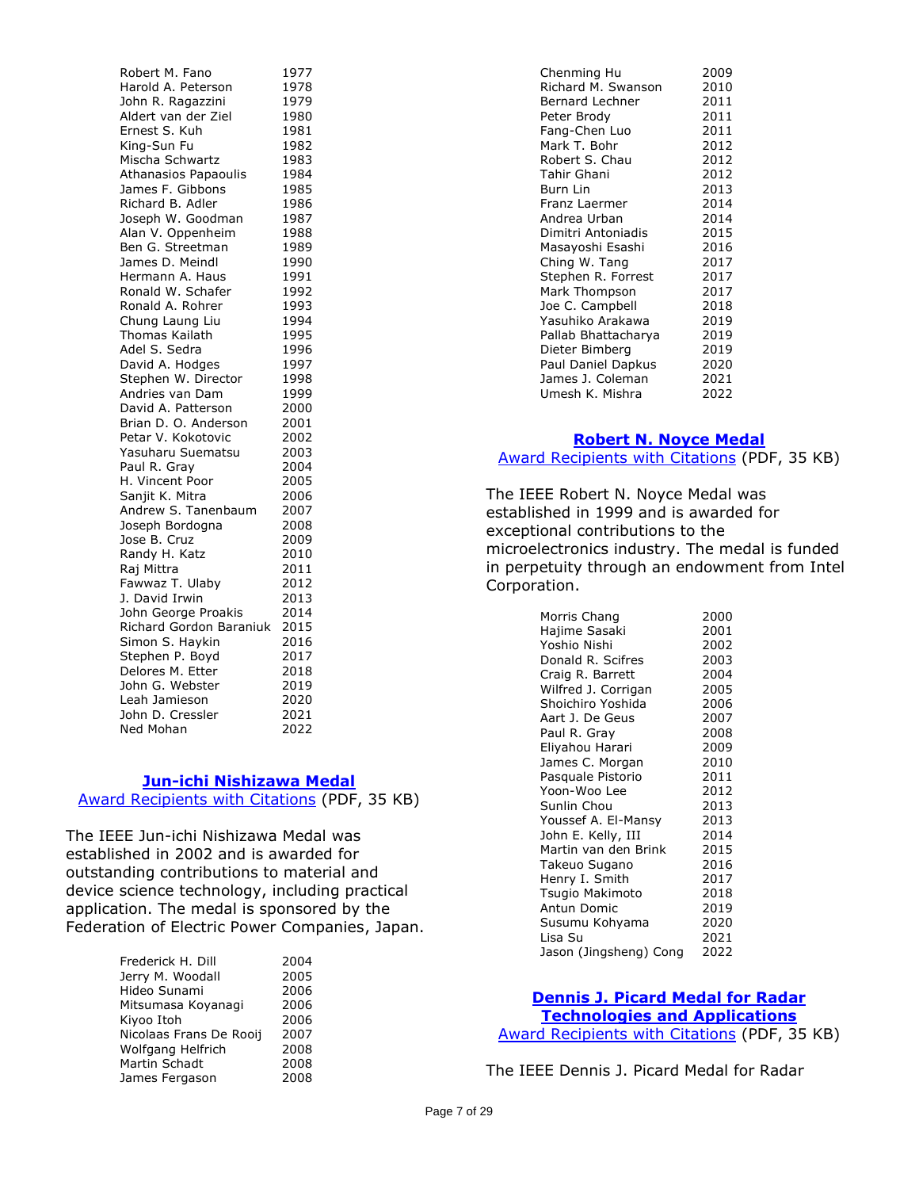| | |
|---|---|
| Robert M. Fano | 1977 |
| Harold A. Peterson | 1978 |
| John R. Ragazzini | 1979 |
| Aldert van der Ziel | 1980 |
| Ernest S. Kuh | 1981 |
| King-Sun Fu | 1982 |
| Mischa Schwartz | 1983 |
| Athanasios Papaoulis | 1984 |
| James F. Gibbons | 1985 |
| Richard B. Adler | 1986 |
| Joseph W. Goodman | 1987 |
| Alan V. Oppenheim | 1988 |
| Ben G. Streetman | 1989 |
| James D. Meindl | 1990 |
| Hermann A. Haus | 1991 |
| Ronald W. Schafer | 1992 |
| Ronald A. Rohrer | 1993 |
| Chung Laung Liu | 1994 |
| Thomas Kailath | 1995 |
| Adel S. Sedra | 1996 |
| David A. Hodges | 1997 |
| Stephen W. Director | 1998 |
| Andries van Dam | 1999 |
| David A. Patterson | 2000 |
| Brian D. O. Anderson | 2001 |
| Petar V. Kokotovic | 2002 |
| Yasuharu Suematsu | 2003 |
| Paul R. Gray | 2004 |
| H. Vincent Poor | 2005 |
| Sanjit K. Mitra | 2006 |
| Andrew S. Tanenbaum | 2007 |
| Joseph Bordogna | 2008 |
| Jose B. Cruz | 2009 |
| Randy H. Katz | 2010 |
| Raj Mittra | 2011 |
| Fawwaz T. Ulaby | 2012 |
| J. David Irwin | 2013 |
| John George Proakis | 2014 |
| Richard Gordon Baraniuk | 2015 |
| Simon S. Haykin | 2016 |
| Stephen P. Boyd | 2017 |
| Delores M. Etter | 2018 |
| John G. Webster | 2019 |
| Leah Jamieson | 2020 |
| John D. Cressler | 2021 |
| Ned Mohan | 2022 |

## Jun-ichi Nishizawa Medal

Award Recipients with Citations (PDF, 35 KB)

The IEEE Jun-ichi Nishizawa Medal was established in 2002 and is awarded for outstanding contributions to material and device science technology, including practical application. The medal is sponsored by the Federation of Electric Power Companies, Japan.

| | |
|---|---|
| Frederick H. Dill | 2004 |
| Jerry M. Woodall | 2005 |
| Hideo Sunami | 2006 |
| Mitsumasa Koyanagi | 2006 |
| Kiyoo Itoh | 2006 |
| Nicolaas Frans De Rooij | 2007 |
| Wolfgang Helfrich | 2008 |
| Martin Schadt | 2008 |
| James Fergason | 2008 |
| Chenming Hu | 2009 |
| Richard M. Swanson | 2010 |
| Bernard Lechner | 2011 |
| Peter Brody | 2011 |
| Fang-Chen Luo | 2011 |
| Mark T. Bohr | 2012 |
| Robert S. Chau | 2012 |
| Tahir Ghani | 2012 |
| Burn Lin | 2013 |
| Franz Laermer | 2014 |
| Andrea Urban | 2014 |
| Dimitri Antoniadis | 2015 |
| Masayoshi Esashi | 2016 |
| Ching W. Tang | 2017 |
| Stephen R. Forrest | 2017 |
| Mark Thompson | 2017 |
| Joe C. Campbell | 2018 |
| Yasuhiko Arakawa | 2019 |
| Pallab Bhattacharya | 2019 |
| Dieter Bimberg | 2019 |
| Paul Daniel Dapkus | 2020 |
| James J. Coleman | 2021 |
| Umesh K. Mishra | 2022 |

## Robert N. Noyce Medal

Award Recipients with Citations (PDF, 35 KB)

The IEEE Robert N. Noyce Medal was established in 1999 and is awarded for exceptional contributions to the microelectronics industry. The medal is funded in perpetuity through an endowment from Intel Corporation.

| | |
|---|---|
| Morris Chang | 2000 |
| Hajime Sasaki | 2001 |
| Yoshio Nishi | 2002 |
| Donald R. Scifres | 2003 |
| Craig R. Barrett | 2004 |
| Wilfred J. Corrigan | 2005 |
| Shoichiro Yoshida | 2006 |
| Aart J. De Geus | 2007 |
| Paul R. Gray | 2008 |
| Eliyahou Harari | 2009 |
| James C. Morgan | 2010 |
| Pasquale Pistorio | 2011 |
| Yoon-Woo Lee | 2012 |
| Sunlin Chou | 2013 |
| Youssef A. El-Mansy | 2013 |
| John E. Kelly, III | 2014 |
| Martin van den Brink | 2015 |
| Takeuo Sugano | 2016 |
| Henry I. Smith | 2017 |
| Tsugio Makimoto | 2018 |
| Antun Domic | 2019 |
| Susumu Kohyama | 2020 |
| Lisa Su | 2021 |
| Jason (Jingsheng) Cong | 2022 |

## Dennis J. Picard Medal for Radar Technologies and Applications

Award Recipients with Citations (PDF, 35 KB)

The IEEE Dennis J. Picard Medal for Radar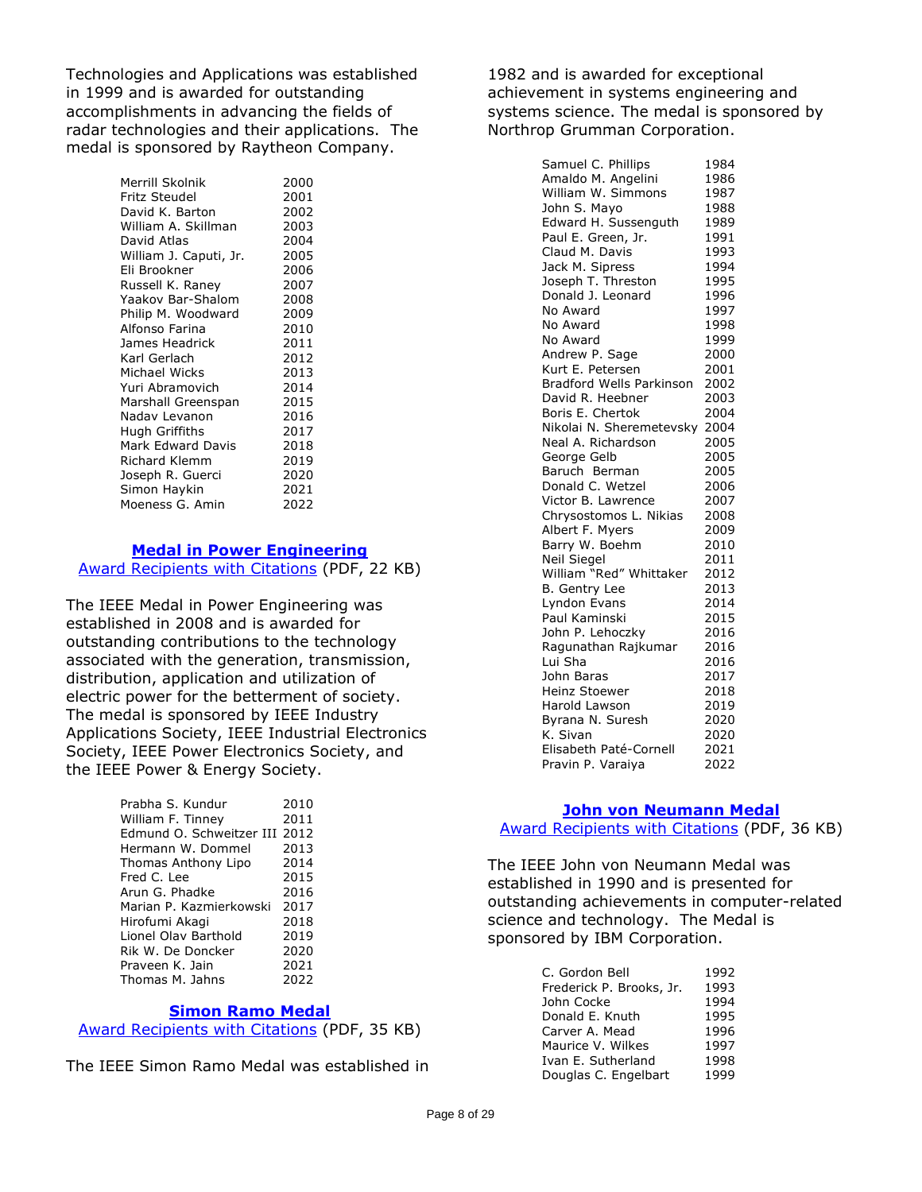Technologies and Applications was established in 1999 and is awarded for outstanding accomplishments in advancing the fields of radar technologies and their applications. The medal is sponsored by Raytheon Company.

| | |
|---|---|
| Merrill Skolnik | 2000 |
| Fritz Steudel | 2001 |
| David K. Barton | 2002 |
| William A. Skillman | 2003 |
| David Atlas | 2004 |
| William J. Caputi, Jr. | 2005 |
| Eli Brookner | 2006 |
| Russell K. Raney | 2007 |
| Yaakov Bar-Shalom | 2008 |
| Philip M. Woodward | 2009 |
| Alfonso Farina | 2010 |
| James Headrick | 2011 |
| Karl Gerlach | 2012 |
| Michael Wicks | 2013 |
| Yuri Abramovich | 2014 |
| Marshall Greenspan | 2015 |
| Nadav Levanon | 2016 |
| Hugh Griffiths | 2017 |
| Mark Edward Davis | 2018 |
| Richard Klemm | 2019 |
| Joseph R. Guerci | 2020 |
| Simon Haykin | 2021 |
| Moeness G. Amin | 2022 |

## Medal in Power Engineering

Award Recipients with Citations (PDF, 22 KB)

The IEEE Medal in Power Engineering was established in 2008 and is awarded for outstanding contributions to the technology associated with the generation, transmission, distribution, application and utilization of electric power for the betterment of society. The medal is sponsored by IEEE Industry Applications Society, IEEE Industrial Electronics Society, IEEE Power Electronics Society, and the IEEE Power & Energy Society.

| | |
|---|---|
| Prabha S. Kundur | 2010 |
| William F. Tinney | 2011 |
| Edmund O. Schweitzer III | 2012 |
| Hermann W. Dommel | 2013 |
| Thomas Anthony Lipo | 2014 |
| Fred C. Lee | 2015 |
| Arun G. Phadke | 2016 |
| Marian P. Kazmierkowski | 2017 |
| Hirofumi Akagi | 2018 |
| Lionel Olav Barthold | 2019 |
| Rik W. De Doncker | 2020 |
| Praveen K. Jain | 2021 |
| Thomas M. Jahns | 2022 |

## Simon Ramo Medal

Award Recipients with Citations (PDF, 35 KB)

The IEEE Simon Ramo Medal was established in 1982 and is awarded for exceptional achievement in systems engineering and systems science. The medal is sponsored by Northrop Grumman Corporation.

| | |
|---|---|
| Samuel C. Phillips | 1984 |
| Amaldo M. Angelini | 1986 |
| William W. Simmons | 1987 |
| John S. Mayo | 1988 |
| Edward H. Sussenguth | 1989 |
| Paul E. Green, Jr. | 1991 |
| Claud M. Davis | 1993 |
| Jack M. Sipress | 1994 |
| Joseph T. Threston | 1995 |
| Donald J. Leonard | 1996 |
| No Award | 1997 |
| No Award | 1998 |
| No Award | 1999 |
| Andrew P. Sage | 2000 |
| Kurt E. Petersen | 2001 |
| Bradford Wells Parkinson | 2002 |
| David R. Heebner | 2003 |
| Boris E. Chertok | 2004 |
| Nikolai N. Sheremetevsky | 2004 |
| Neal A. Richardson | 2005 |
| George Gelb | 2005 |
| Baruch Berman | 2005 |
| Donald C. Wetzel | 2006 |
| Victor B. Lawrence | 2007 |
| Chrysostomos L. Nikias | 2008 |
| Albert F. Myers | 2009 |
| Barry W. Boehm | 2010 |
| Neil Siegel | 2011 |
| William "Red" Whittaker | 2012 |
| B. Gentry Lee | 2013 |
| Lyndon Evans | 2014 |
| Paul Kaminski | 2015 |
| John P. Lehoczky | 2016 |
| Ragunathan Rajkumar | 2016 |
| Lui Sha | 2016 |
| John Baras | 2017 |
| Heinz Stoewer | 2018 |
| Harold Lawson | 2019 |
| Byrana N. Suresh | 2020 |
| K. Sivan | 2020 |
| Elisabeth Paté-Cornell | 2021 |
| Pravin P. Varaiya | 2022 |

## John von Neumann Medal

Award Recipients with Citations (PDF, 36 KB)

The IEEE John von Neumann Medal was established in 1990 and is presented for outstanding achievements in computer-related science and technology. The Medal is sponsored by IBM Corporation.

| | |
|---|---|
| C. Gordon Bell | 1992 |
| Frederick P. Brooks, Jr. | 1993 |
| John Cocke | 1994 |
| Donald E. Knuth | 1995 |
| Carver A. Mead | 1996 |
| Maurice V. Wilkes | 1997 |
| Ivan E. Sutherland | 1998 |
| Douglas C. Engelbart | 1999 |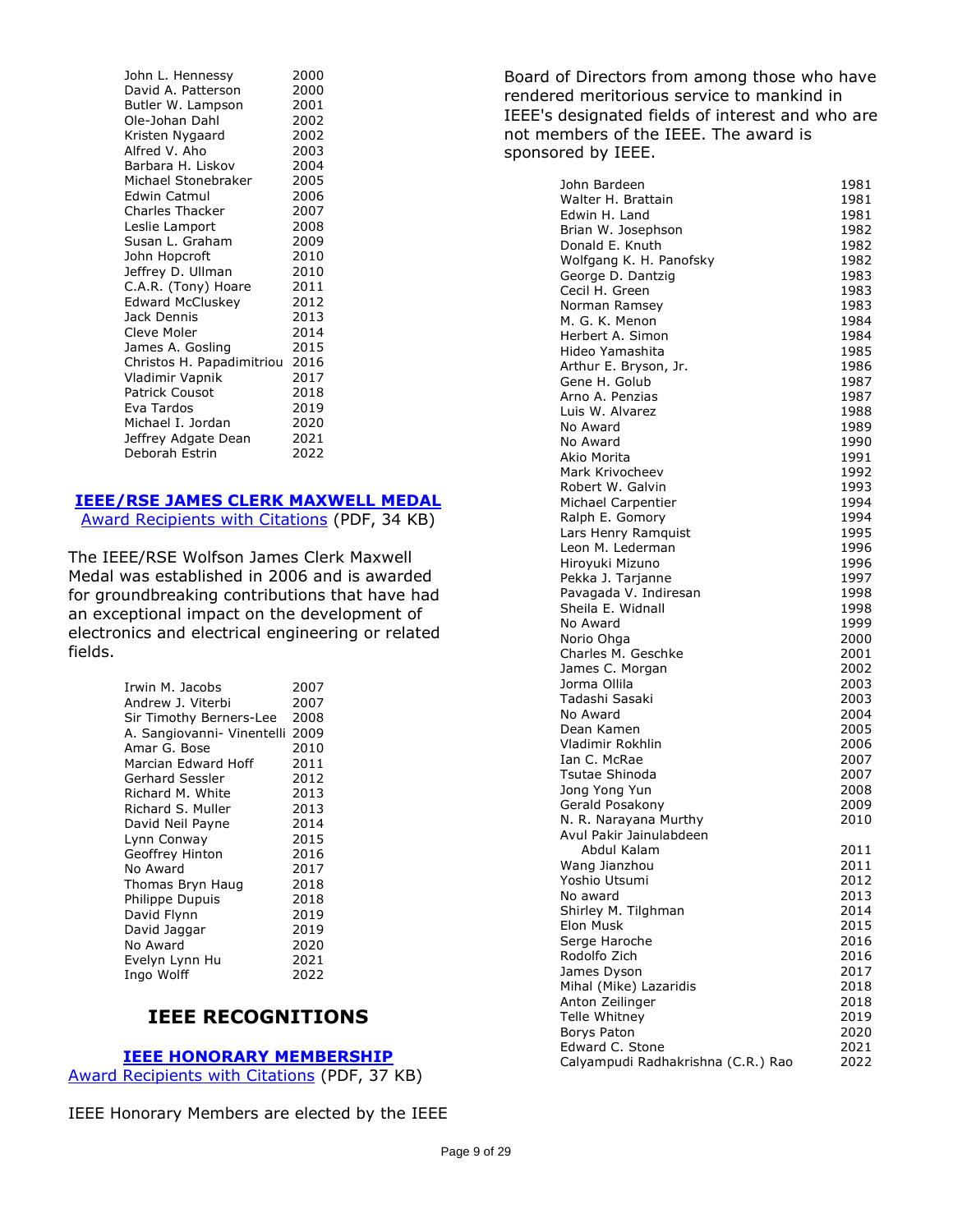| | |
|---|---|
| John L. Hennessy | 2000 |
| David A. Patterson | 2000 |
| Butler W. Lampson | 2001 |
| Ole-Johan Dahl | 2002 |
| Kristen Nygaard | 2002 |
| Alfred V. Aho | 2003 |
| Barbara H. Liskov | 2004 |
| Michael Stonebraker | 2005 |
| Edwin Catmul | 2006 |
| Charles Thacker | 2007 |
| Leslie Lamport | 2008 |
| Susan L. Graham | 2009 |
| John Hopcroft | 2010 |
| Jeffrey D. Ullman | 2010 |
| C.A.R. (Tony) Hoare | 2011 |
| Edward McCluskey | 2012 |
| Jack Dennis | 2013 |
| Cleve Moler | 2014 |
| James A. Gosling | 2015 |
| Christos H. Papadimitriou | 2016 |
| Vladimir Vapnik | 2017 |
| Patrick Cousot | 2018 |
| Eva Tardos | 2019 |
| Michael I. Jordan | 2020 |
| Jeffrey Adgate Dean | 2021 |
| Deborah Estrin | 2022 |

### IEEE/RSE JAMES CLERK MAXWELL MEDAL

Award Recipients with Citations (PDF, 34 KB)

The IEEE/RSE Wolfson James Clerk Maxwell Medal was established in 2006 and is awarded for groundbreaking contributions that have had an exceptional impact on the development of electronics and electrical engineering or related fields.

| | |
|---|---|
| Irwin M. Jacobs | 2007 |
| Andrew J. Viterbi | 2007 |
| Sir Timothy Berners-Lee | 2008 |
| A. Sangiovanni- Vinentelli | 2009 |
| Amar G. Bose | 2010 |
| Marcian Edward Hoff | 2011 |
| Gerhard Sessler | 2012 |
| Richard M. White | 2013 |
| Richard S. Muller | 2013 |
| David Neil Payne | 2014 |
| Lynn Conway | 2015 |
| Geoffrey Hinton | 2016 |
| No Award | 2017 |
| Thomas Bryn Haug | 2018 |
| Philippe Dupuis | 2018 |
| David Flynn | 2019 |
| David Jaggar | 2019 |
| No Award | 2020 |
| Evelyn Lynn Hu | 2021 |
| Ingo Wolff | 2022 |

## IEEE RECOGNITIONS

### IEEE HONORARY MEMBERSHIP

Award Recipients with Citations (PDF, 37 KB)

IEEE Honorary Members are elected by the IEEE Board of Directors from among those who have rendered meritorious service to mankind in IEEE's designated fields of interest and who are not members of the IEEE. The award is sponsored by IEEE.

| | |
|---|---|
| John Bardeen | 1981 |
| Walter H. Brattain | 1981 |
| Edwin H. Land | 1981 |
| Brian W. Josephson | 1982 |
| Donald E. Knuth | 1982 |
| Wolfgang K. H. Panofsky | 1982 |
| George D. Dantzig | 1983 |
| Cecil H. Green | 1983 |
| Norman Ramsey | 1983 |
| M. G. K. Menon | 1984 |
| Herbert A. Simon | 1984 |
| Hideo Yamashita | 1985 |
| Arthur E. Bryson, Jr. | 1986 |
| Gene H. Golub | 1987 |
| Arno A. Penzias | 1987 |
| Luis W. Alvarez | 1988 |
| No Award | 1989 |
| No Award | 1990 |
| Akio Morita | 1991 |
| Mark Krivocheev | 1992 |
| Robert W. Galvin | 1993 |
| Michael Carpentier | 1994 |
| Ralph E. Gomory | 1994 |
| Lars Henry Ramquist | 1995 |
| Leon M. Lederman | 1996 |
| Hiroyuki Mizuno | 1996 |
| Pekka J. Tarjanne | 1997 |
| Pavagada V. Indiresan | 1998 |
| Sheila E. Widnall | 1998 |
| No Award | 1999 |
| Norio Ohga | 2000 |
| Charles M. Geschke | 2001 |
| James C. Morgan | 2002 |
| Jorma Ollila | 2003 |
| Tadashi Sasaki | 2003 |
| No Award | 2004 |
| Dean Kamen | 2005 |
| Vladimir Rokhlin | 2006 |
| Ian C. McRae | 2007 |
| Tsutae Shinoda | 2007 |
| Jong Yong Yun | 2008 |
| Gerald Posakony | 2009 |
| N. R. Narayana Murthy | 2010 |
| Avul Pakir Jainulabdeen Abdul Kalam | 2011 |
| Wang Jianzhou | 2011 |
| Yoshio Utsumi | 2012 |
| No award | 2013 |
| Shirley M. Tilghman | 2014 |
| Elon Musk | 2015 |
| Serge Haroche | 2016 |
| Rodolfo Zich | 2016 |
| James Dyson | 2017 |
| Mihal (Mike) Lazaridis | 2018 |
| Anton Zeilinger | 2018 |
| Telle Whitney | 2019 |
| Borys Paton | 2020 |
| Edward C. Stone | 2021 |
| Calyampudi Radhakrishna (C.R.) Rao | 2022 |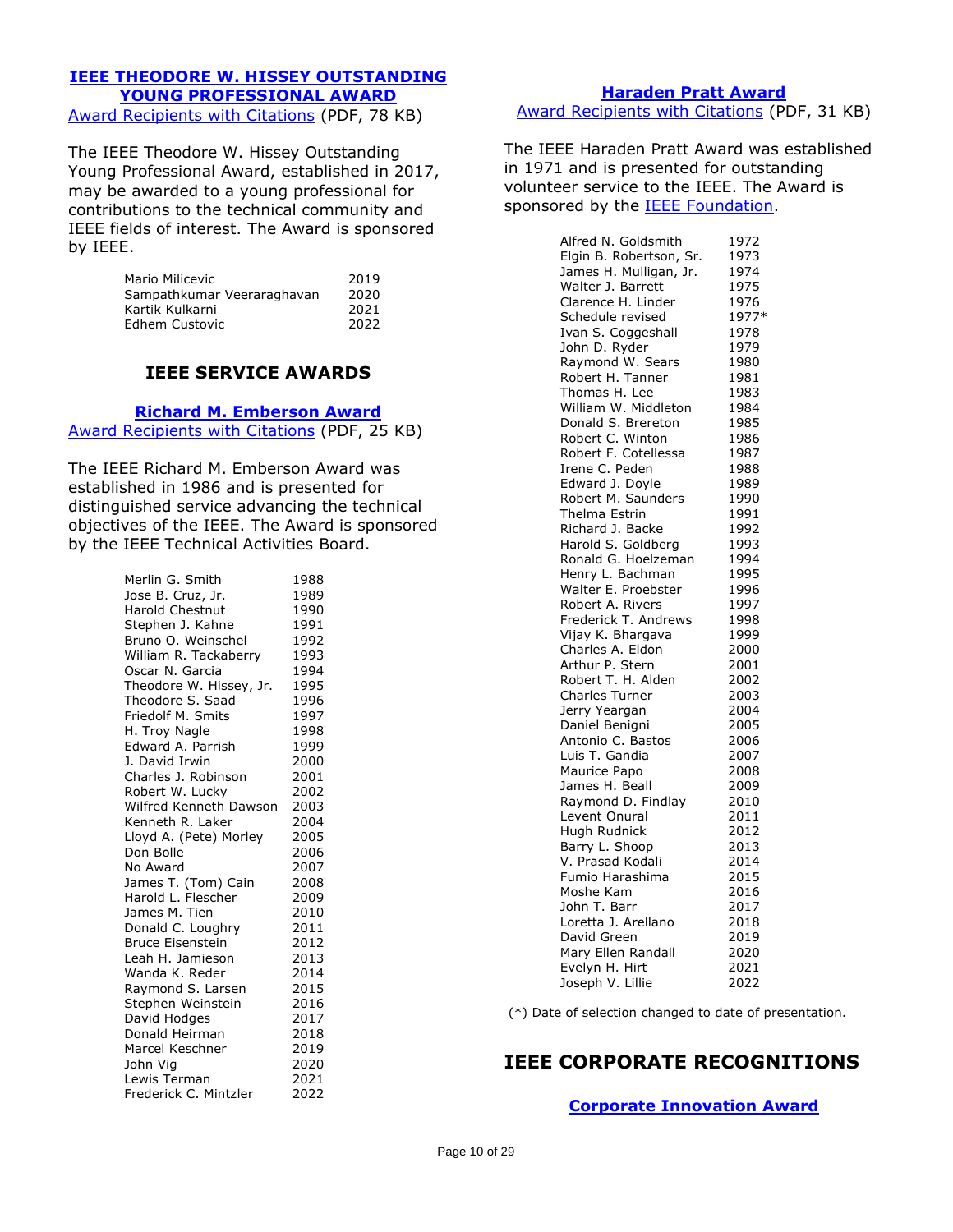### IEEE THEODORE W. HISSEY OUTSTANDING YOUNG PROFESSIONAL AWARD

Award Recipients with Citations (PDF, 78 KB)

The IEEE Theodore W. Hissey Outstanding Young Professional Award, established in 2017, may be awarded to a young professional for contributions to the technical community and IEEE fields of interest. The Award is sponsored by IEEE.

| | |
|---|---|
| Mario Milicevic | 2019 |
| Sampathkumar Veeraraghavan | 2020 |
| Kartik Kulkarni | 2021 |
| Edhem Custovic | 2022 |

## IEEE SERVICE AWARDS

### Richard M. Emberson Award

Award Recipients with Citations (PDF, 25 KB)

The IEEE Richard M. Emberson Award was established in 1986 and is presented for distinguished service advancing the technical objectives of the IEEE. The Award is sponsored by the IEEE Technical Activities Board.

| | |
|---|---|
| Merlin G. Smith | 1988 |
| Jose B. Cruz, Jr. | 1989 |
| Harold Chestnut | 1990 |
| Stephen J. Kahne | 1991 |
| Bruno O. Weinschel | 1992 |
| William R. Tackaberry | 1993 |
| Oscar N. Garcia | 1994 |
| Theodore W. Hissey, Jr. | 1995 |
| Theodore S. Saad | 1996 |
| Friedolf M. Smits | 1997 |
| H. Troy Nagle | 1998 |
| Edward A. Parrish | 1999 |
| J. David Irwin | 2000 |
| Charles J. Robinson | 2001 |
| Robert W. Lucky | 2002 |
| Wilfred Kenneth Dawson | 2003 |
| Kenneth R. Laker | 2004 |
| Lloyd A. (Pete) Morley | 2005 |
| Don Bolle | 2006 |
| No Award | 2007 |
| James T. (Tom) Cain | 2008 |
| Harold L. Flescher | 2009 |
| James M. Tien | 2010 |
| Donald C. Loughry | 2011 |
| Bruce Eisenstein | 2012 |
| Leah H. Jamieson | 2013 |
| Wanda K. Reder | 2014 |
| Raymond S. Larsen | 2015 |
| Stephen Weinstein | 2016 |
| David Hodges | 2017 |
| Donald Heirman | 2018 |
| Marcel Keschner | 2019 |
| John Vig | 2020 |
| Lewis Terman | 2021 |
| Frederick C. Mintzler | 2022 |

### Haraden Pratt Award

Award Recipients with Citations (PDF, 31 KB)

The IEEE Haraden Pratt Award was established in 1971 and is presented for outstanding volunteer service to the IEEE. The Award is sponsored by the IEEE Foundation.

| | |
|---|---|
| Alfred N. Goldsmith | 1972 |
| Elgin B. Robertson, Sr. | 1973 |
| James H. Mulligan, Jr. | 1974 |
| Walter J. Barrett | 1975 |
| Clarence H. Linder | 1976 |
| Schedule revised | 1977* |
| Ivan S. Coggeshall | 1978 |
| John D. Ryder | 1979 |
| Raymond W. Sears | 1980 |
| Robert H. Tanner | 1981 |
| Thomas H. Lee | 1983 |
| William W. Middleton | 1984 |
| Donald S. Brereton | 1985 |
| Robert C. Winton | 1986 |
| Robert F. Cotellessa | 1987 |
| Irene C. Peden | 1988 |
| Edward J. Doyle | 1989 |
| Robert M. Saunders | 1990 |
| Thelma Estrin | 1991 |
| Richard J. Backe | 1992 |
| Harold S. Goldberg | 1993 |
| Ronald G. Hoelzeman | 1994 |
| Henry L. Bachman | 1995 |
| Walter E. Proebster | 1996 |
| Robert A. Rivers | 1997 |
| Frederick T. Andrews | 1998 |
| Vijay K. Bhargava | 1999 |
| Charles A. Eldon | 2000 |
| Arthur P. Stern | 2001 |
| Robert T. H. Alden | 2002 |
| Charles Turner | 2003 |
| Jerry Yeargan | 2004 |
| Daniel Benigni | 2005 |
| Antonio C. Bastos | 2006 |
| Luis T. Gandia | 2007 |
| Maurice Papo | 2008 |
| James H. Beall | 2009 |
| Raymond D. Findlay | 2010 |
| Levent Onural | 2011 |
| Hugh Rudnick | 2012 |
| Barry L. Shoop | 2013 |
| V. Prasad Kodali | 2014 |
| Fumio Harashima | 2015 |
| Moshe Kam | 2016 |
| John T. Barr | 2017 |
| Loretta J. Arellano | 2018 |
| David Green | 2019 |
| Mary Ellen Randall | 2020 |
| Evelyn H. Hirt | 2021 |
| Joseph V. Lillie | 2022 |

(*) Date of selection changed to date of presentation.

## IEEE CORPORATE RECOGNITIONS

### Corporate Innovation Award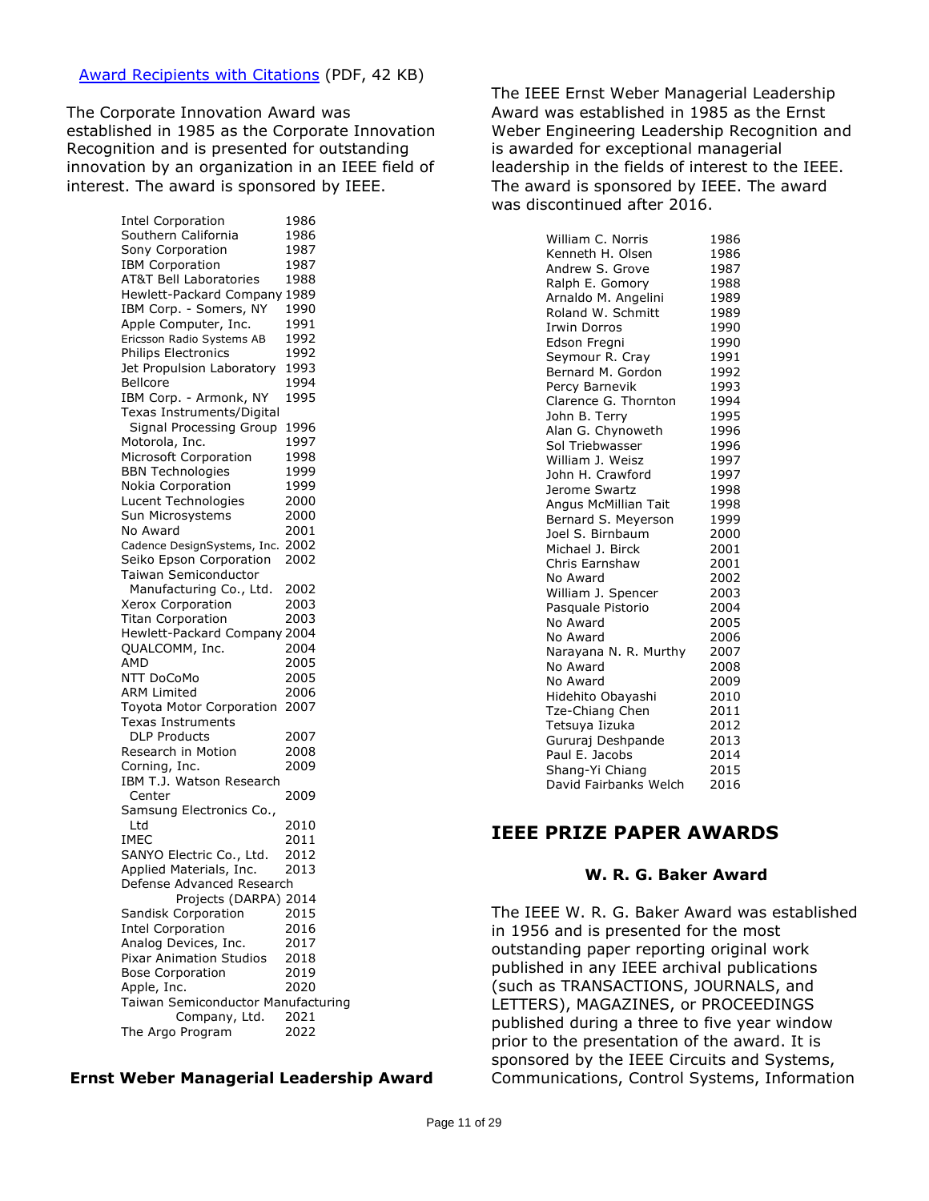[Award Recipients with Citations](#) (PDF, 42 KB)

The Corporate Innovation Award was established in 1985 as the Corporate Innovation Recognition and is presented for outstanding innovation by an organization in an IEEE field of interest. The award is sponsored by IEEE.

| | |
|---|---|
| Intel Corporation | 1986 |
| Southern California | 1986 |
| Sony Corporation | 1987 |
| IBM Corporation | 1987 |
| AT&T Bell Laboratories | 1988 |
| Hewlett-Packard Company | 1989 |
| IBM Corp. - Somers, NY | 1990 |
| Apple Computer, Inc. | 1991 |
| Ericsson Radio Systems AB | 1992 |
| Philips Electronics | 1992 |
| Jet Propulsion Laboratory | 1993 |
| Bellcore | 1994 |
| IBM Corp. - Armonk, NY | 1995 |
| Texas Instruments/Digital Signal Processing Group | 1996 |
| Motorola, Inc. | 1997 |
| Microsoft Corporation | 1998 |
| BBN Technologies | 1999 |
| Nokia Corporation | 1999 |
| Lucent Technologies | 2000 |
| Sun Microsystems | 2000 |
| No Award | 2001 |
| Cadence DesignSystems, Inc. | 2002 |
| Seiko Epson Corporation | 2002 |
| Taiwan Semiconductor Manufacturing Co., Ltd. | 2002 |
| Xerox Corporation | 2003 |
| Titan Corporation | 2003 |
| Hewlett-Packard Company | 2004 |
| QUALCOMM, Inc. | 2004 |
| AMD | 2005 |
| NTT DoCoMo | 2005 |
| ARM Limited | 2006 |
| Toyota Motor Corporation | 2007 |
| Texas Instruments DLP Products | 2007 |
| Research in Motion | 2008 |
| Corning, Inc. | 2009 |
| IBM T.J. Watson Research Center | 2009 |
| Samsung Electronics Co., Ltd | 2010 |
| IMEC | 2011 |
| SANYO Electric Co., Ltd. | 2012 |
| Applied Materials, Inc. | 2013 |
| Defense Advanced Research Projects (DARPA) | 2014 |
| Sandisk Corporation | 2015 |
| Intel Corporation | 2016 |
| Analog Devices, Inc. | 2017 |
| Pixar Animation Studios | 2018 |
| Bose Corporation | 2019 |
| Apple, Inc. | 2020 |
| Taiwan Semiconductor Manufacturing Company, Ltd. | 2021 |
| The Argo Program | 2022 |

**Ernst Weber Managerial Leadership Award**

The IEEE Ernst Weber Managerial Leadership Award was established in 1985 as the Ernst Weber Engineering Leadership Recognition and is awarded for exceptional managerial leadership in the fields of interest to the IEEE. The award is sponsored by IEEE. The award was discontinued after 2016.

| | |
|---|---|
| William C. Norris | 1986 |
| Kenneth H. Olsen | 1986 |
| Andrew S. Grove | 1987 |
| Ralph E. Gomory | 1988 |
| Arnaldo M. Angelini | 1989 |
| Roland W. Schmitt | 1989 |
| Irwin Dorros | 1990 |
| Edson Fregni | 1990 |
| Seymour R. Cray | 1991 |
| Bernard M. Gordon | 1992 |
| Percy Barnevik | 1993 |
| Clarence G. Thornton | 1994 |
| John B. Terry | 1995 |
| Alan G. Chynoweth | 1996 |
| Sol Triebwasser | 1996 |
| William J. Weisz | 1997 |
| John H. Crawford | 1997 |
| Jerome Swartz | 1998 |
| Angus McMillian Tait | 1998 |
| Bernard S. Meyerson | 1999 |
| Joel S. Birnbaum | 2000 |
| Michael J. Birck | 2001 |
| Chris Earnshaw | 2001 |
| No Award | 2002 |
| William J. Spencer | 2003 |
| Pasquale Pistorio | 2004 |
| No Award | 2005 |
| No Award | 2006 |
| Narayana N. R. Murthy | 2007 |
| No Award | 2008 |
| No Award | 2009 |
| Hidehito Obayashi | 2010 |
| Tze-Chiang Chen | 2011 |
| Tetsuya Iizuka | 2012 |
| Gururaj Deshpande | 2013 |
| Paul E. Jacobs | 2014 |
| Shang-Yi Chiang | 2015 |
| David Fairbanks Welch | 2016 |

## IEEE PRIZE PAPER AWARDS

### W. R. G. Baker Award

The IEEE W. R. G. Baker Award was established in 1956 and is presented for the most outstanding paper reporting original work published in any IEEE archival publications (such as TRANSACTIONS, JOURNALS, and LETTERS), MAGAZINES, or PROCEEDINGS published during a three to five year window prior to the presentation of the award. It is sponsored by the IEEE Circuits and Systems, Communications, Control Systems, Information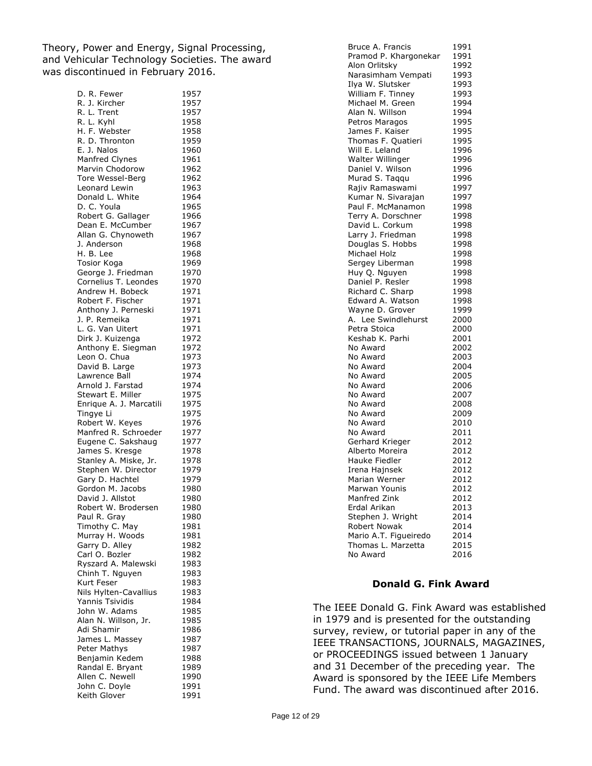Theory, Power and Energy, Signal Processing, and Vehicular Technology Societies. The award was discontinued in February 2016.

| | |
|---|---|
| D. R. Fewer | 1957 |
| R. J. Kircher | 1957 |
| R. L. Trent | 1957 |
| R. L. Kyhl | 1958 |
| H. F. Webster | 1958 |
| R. D. Thronton | 1959 |
| E. J. Nalos | 1960 |
| Manfred Clynes | 1961 |
| Marvin Chodorow | 1962 |
| Tore Wessel-Berg | 1962 |
| Leonard Lewin | 1963 |
| Donald L. White | 1964 |
| D. C. Youla | 1965 |
| Robert G. Gallager | 1966 |
| Dean E. McCumber | 1967 |
| Allan G. Chynoweth | 1967 |
| J. Anderson | 1968 |
| H. B. Lee | 1968 |
| Tosior Koga | 1969 |
| George J. Friedman | 1970 |
| Cornelius T. Leondes | 1970 |
| Andrew H. Bobeck | 1971 |
| Robert F. Fischer | 1971 |
| Anthony J. Perneski | 1971 |
| J. P. Remeika | 1971 |
| L. G. Van Uitert | 1971 |
| Dirk J. Kuizenga | 1972 |
| Anthony E. Siegman | 1972 |
| Leon O. Chua | 1973 |
| David B. Large | 1973 |
| Lawrence Ball | 1974 |
| Arnold J. Farstad | 1974 |
| Stewart E. Miller | 1975 |
| Enrique A. J. Marcatili | 1975 |
| Tingye Li | 1975 |
| Robert W. Keyes | 1976 |
| Manfred R. Schroeder | 1977 |
| Eugene C. Sakshaug | 1977 |
| James S. Kresge | 1978 |
| Stanley A. Miske, Jr. | 1978 |
| Stephen W. Director | 1979 |
| Gary D. Hachtel | 1979 |
| Gordon M. Jacobs | 1980 |
| David J. Allstot | 1980 |
| Robert W. Brodersen | 1980 |
| Paul R. Gray | 1980 |
| Timothy C. May | 1981 |
| Murray H. Woods | 1981 |
| Garry D. Alley | 1982 |
| Carl O. Bozler | 1982 |
| Ryszard A. Malewski | 1983 |
| Chinh T. Nguyen | 1983 |
| Kurt Feser | 1983 |
| Nils Hylten-Cavallius | 1983 |
| Yannis Tsividis | 1984 |
| John W. Adams | 1985 |
| Alan N. Willson, Jr. | 1985 |
| Adi Shamir | 1986 |
| James L. Massey | 1987 |
| Peter Mathys | 1987 |
| Benjamin Kedem | 1988 |
| Randal E. Bryant | 1989 |
| Allen C. Newell | 1990 |
| John C. Doyle | 1991 |
| Keith Glover | 1991 |
| Bruce A. Francis | 1991 |
| Pramod P. Khargonekar | 1991 |
| Alon Orlitsky | 1992 |
| Narasimham Vempati | 1993 |
| Ilya W. Slutsker | 1993 |
| William F. Tinney | 1993 |
| Michael M. Green | 1994 |
| Alan N. Willson | 1994 |
| Petros Maragos | 1995 |
| James F. Kaiser | 1995 |
| Thomas F. Quatieri | 1995 |
| Will E. Leland | 1996 |
| Walter Willinger | 1996 |
| Daniel V. Wilson | 1996 |
| Murad S. Taqqu | 1996 |
| Rajiv Ramaswami | 1997 |
| Kumar N. Sivarajan | 1997 |
| Paul F. McManamon | 1998 |
| Terry A. Dorschner | 1998 |
| David L. Corkum | 1998 |
| Larry J. Friedman | 1998 |
| Douglas S. Hobbs | 1998 |
| Michael Holz | 1998 |
| Sergey Liberman | 1998 |
| Huy Q. Nguyen | 1998 |
| Daniel P. Resler | 1998 |
| Richard C. Sharp | 1998 |
| Edward A. Watson | 1998 |
| Wayne D. Grover | 1999 |
| A. Lee Swindlehurst | 2000 |
| Petra Stoica | 2000 |
| Keshab K. Parhi | 2001 |
| No Award | 2002 |
| No Award | 2003 |
| No Award | 2004 |
| No Award | 2005 |
| No Award | 2006 |
| No Award | 2007 |
| No Award | 2008 |
| No Award | 2009 |
| No Award | 2010 |
| No Award | 2011 |
| Gerhard Krieger | 2012 |
| Alberto Moreira | 2012 |
| Hauke Fiedler | 2012 |
| Irena Hajnsek | 2012 |
| Marian Werner | 2012 |
| Marwan Younis | 2012 |
| Manfred Zink | 2012 |
| Erdal Arikan | 2013 |
| Stephen J. Wright | 2014 |
| Robert Nowak | 2014 |
| Mario A.T. Figueiredo | 2014 |
| Thomas L. Marzetta | 2015 |
| No Award | 2016 |

## Donald G. Fink Award

The IEEE Donald G. Fink Award was established in 1979 and is presented for the outstanding survey, review, or tutorial paper in any of the IEEE TRANSACTIONS, JOURNALS, MAGAZINES, or PROCEEDINGS issued between 1 January and 31 December of the preceding year. The Award is sponsored by the IEEE Life Members Fund. The award was discontinued after 2016.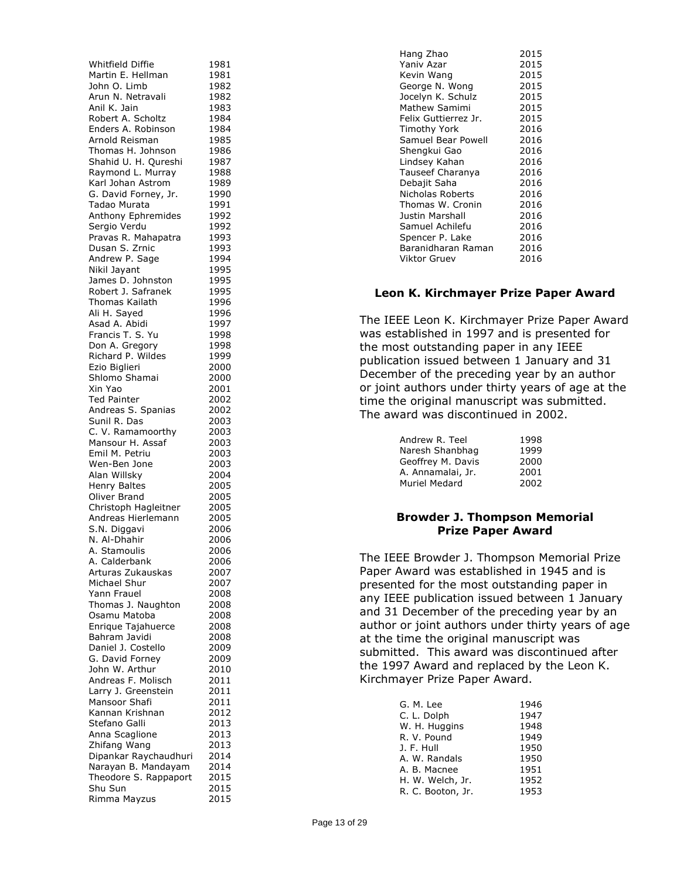| | |
|---|---|
| Whitfield Diffie | 1981 |
| Martin E. Hellman | 1981 |
| John O. Limb | 1982 |
| Arun N. Netravali | 1982 |
| Anil K. Jain | 1983 |
| Robert A. Scholtz | 1984 |
| Enders A. Robinson | 1984 |
| Arnold Reisman | 1985 |
| Thomas H. Johnson | 1986 |
| Shahid U. H. Qureshi | 1987 |
| Raymond L. Murray | 1988 |
| Karl Johan Astrom | 1989 |
| G. David Forney, Jr. | 1990 |
| Tadao Murata | 1991 |
| Anthony Ephremides | 1992 |
| Sergio Verdu | 1992 |
| Pravas R. Mahapatra | 1993 |
| Dusan S. Zrnic | 1993 |
| Andrew P. Sage | 1994 |
| Nikil Jayant | 1995 |
| James D. Johnston | 1995 |
| Robert J. Safranek | 1995 |
| Thomas Kailath | 1996 |
| Ali H. Sayed | 1996 |
| Asad A. Abidi | 1997 |
| Francis T. S. Yu | 1998 |
| Don A. Gregory | 1998 |
| Richard P. Wildes | 1999 |
| Ezio Biglieri | 2000 |
| Shlomo Shamai | 2000 |
| Xin Yao | 2001 |
| Ted Painter | 2002 |
| Andreas S. Spanias | 2002 |
| Sunil R. Das | 2003 |
| C. V. Ramamoorthy | 2003 |
| Mansour H. Assaf | 2003 |
| Emil M. Petriu | 2003 |
| Wen-Ben Jone | 2003 |
| Alan Willsky | 2004 |
| Henry Baltes | 2005 |
| Oliver Brand | 2005 |
| Christoph Hagleitner | 2005 |
| Andreas Hierlemann | 2005 |
| S.N. Diggavi | 2006 |
| N. Al-Dhahir | 2006 |
| A. Stamoulis | 2006 |
| A. Calderbank | 2006 |
| Arturas Zukauskas | 2007 |
| Michael Shur | 2007 |
| Yann Frauel | 2008 |
| Thomas J. Naughton | 2008 |
| Osamu Matoba | 2008 |
| Enrique Tajahuerce | 2008 |
| Bahram Javidi | 2008 |
| Daniel J. Costello | 2009 |
| G. David Forney | 2009 |
| John W. Arthur | 2010 |
| Andreas F. Molisch | 2011 |
| Larry J. Greenstein | 2011 |
| Mansoor Shafi | 2011 |
| Kannan Krishnan | 2012 |
| Stefano Galli | 2013 |
| Anna Scaglione | 2013 |
| Zhifang Wang | 2013 |
| Dipankar Raychaudhuri | 2014 |
| Narayan B. Mandayam | 2014 |
| Theodore S. Rappaport | 2015 |
| Shu Sun | 2015 |
| Rimma Mayzus | 2015 |
| Hang Zhao | 2015 |
| Yaniv Azar | 2015 |
| Kevin Wang | 2015 |
| George N. Wong | 2015 |
| Jocelyn K. Schulz | 2015 |
| Mathew Samimi | 2015 |
| Felix Guttierrez Jr. | 2015 |
| Timothy York | 2016 |
| Samuel Bear Powell | 2016 |
| Shengkui Gao | 2016 |
| Lindsey Kahan | 2016 |
| Tauseef Charanya | 2016 |
| Debajit Saha | 2016 |
| Nicholas Roberts | 2016 |
| Thomas W. Cronin | 2016 |
| Justin Marshall | 2016 |
| Samuel Achilefu | 2016 |
| Spencer P. Lake | 2016 |
| Baranidharan Raman | 2016 |
| Viktor Gruev | 2016 |

## Leon K. Kirchmayer Prize Paper Award

The IEEE Leon K. Kirchmayer Prize Paper Award was established in 1997 and is presented for the most outstanding paper in any IEEE publication issued between 1 January and 31 December of the preceding year by an author or joint authors under thirty years of age at the time the original manuscript was submitted. The award was discontinued in 2002.

| | |
|---|---|
| Andrew R. Teel | 1998 |
| Naresh Shanbhag | 1999 |
| Geoffrey M. Davis | 2000 |
| A. Annamalai, Jr. | 2001 |
| Muriel Medard | 2002 |

## Browder J. Thompson Memorial Prize Paper Award

The IEEE Browder J. Thompson Memorial Prize Paper Award was established in 1945 and is presented for the most outstanding paper in any IEEE publication issued between 1 January and 31 December of the preceding year by an author or joint authors under thirty years of age at the time the original manuscript was submitted. This award was discontinued after the 1997 Award and replaced by the Leon K. Kirchmayer Prize Paper Award.

| | |
|---|---|
| G. M. Lee | 1946 |
| C. L. Dolph | 1947 |
| W. H. Huggins | 1948 |
| R. V. Pound | 1949 |
| J. F. Hull | 1950 |
| A. W. Randals | 1950 |
| A. B. Macnee | 1951 |
| H. W. Welch, Jr. | 1952 |
| R. C. Booton, Jr. | 1953 |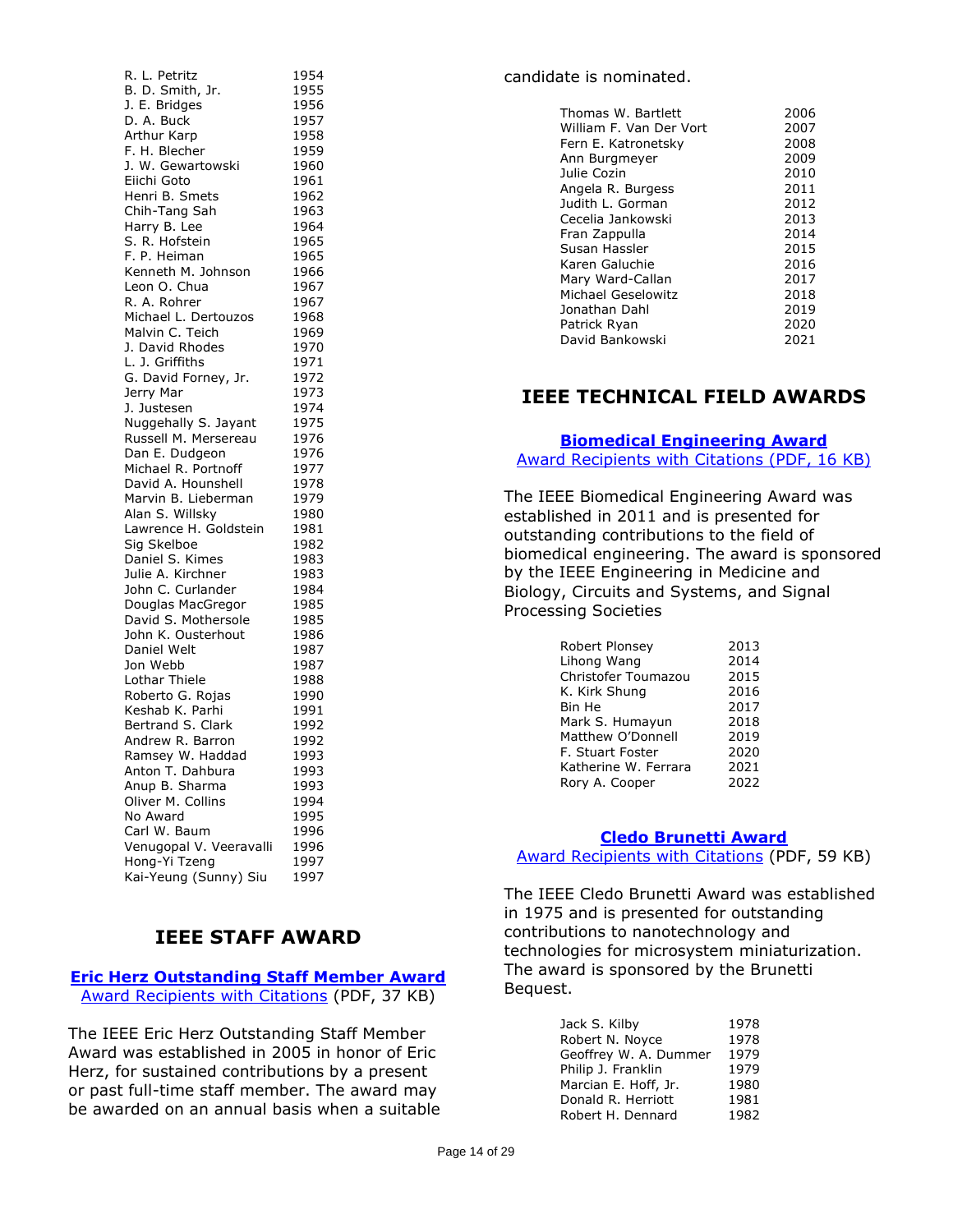| | |
|---|---|
| R. L. Petritz | 1954 |
| B. D. Smith, Jr. | 1955 |
| J. E. Bridges | 1956 |
| D. A. Buck | 1957 |
| Arthur Karp | 1958 |
| F. H. Blecher | 1959 |
| J. W. Gewartowski | 1960 |
| Eiichi Goto | 1961 |
| Henri B. Smets | 1962 |
| Chih-Tang Sah | 1963 |
| Harry B. Lee | 1964 |
| S. R. Hofstein | 1965 |
| F. P. Heiman | 1965 |
| Kenneth M. Johnson | 1966 |
| Leon O. Chua | 1967 |
| R. A. Rohrer | 1967 |
| Michael L. Dertouzos | 1968 |
| Malvin C. Teich | 1969 |
| J. David Rhodes | 1970 |
| L. J. Griffiths | 1971 |
| G. David Forney, Jr. | 1972 |
| Jerry Mar | 1973 |
| J. Justesen | 1974 |
| Nuggehally S. Jayant | 1975 |
| Russell M. Mersereau | 1976 |
| Dan E. Dudgeon | 1976 |
| Michael R. Portnoff | 1977 |
| David A. Hounshell | 1978 |
| Marvin B. Lieberman | 1979 |
| Alan S. Willsky | 1980 |
| Lawrence H. Goldstein | 1981 |
| Sig Skelboe | 1982 |
| Daniel S. Kimes | 1983 |
| Julie A. Kirchner | 1983 |
| John C. Curlander | 1984 |
| Douglas MacGregor | 1985 |
| David S. Mothersole | 1985 |
| John K. Ousterhout | 1986 |
| Daniel Welt | 1987 |
| Jon Webb | 1987 |
| Lothar Thiele | 1988 |
| Roberto G. Rojas | 1990 |
| Keshab K. Parhi | 1991 |
| Bertrand S. Clark | 1992 |
| Andrew R. Barron | 1992 |
| Ramsey W. Haddad | 1993 |
| Anton T. Dahbura | 1993 |
| Anup B. Sharma | 1993 |
| Oliver M. Collins | 1994 |
| No Award | 1995 |
| Carl W. Baum | 1996 |
| Venugopal V. Veeravalli | 1996 |
| Hong-Yi Tzeng | 1997 |
| Kai-Yeung (Sunny) Siu | 1997 |

## IEEE STAFF AWARD

### Eric Herz Outstanding Staff Member Award

Award Recipients with Citations (PDF, 37 KB)

The IEEE Eric Herz Outstanding Staff Member Award was established in 2005 in honor of Eric Herz, for sustained contributions by a present or past full-time staff member. The award may be awarded on an annual basis when a suitable candidate is nominated.

| | |
|---|---|
| Thomas W. Bartlett | 2006 |
| William F. Van Der Vort | 2007 |
| Fern E. Katronetsky | 2008 |
| Ann Burgmeyer | 2009 |
| Julie Cozin | 2010 |
| Angela R. Burgess | 2011 |
| Judith L. Gorman | 2012 |
| Cecelia Jankowski | 2013 |
| Fran Zappulla | 2014 |
| Susan Hassler | 2015 |
| Karen Galuchie | 2016 |
| Mary Ward-Callan | 2017 |
| Michael Geselowitz | 2018 |
| Jonathan Dahl | 2019 |
| Patrick Ryan | 2020 |
| David Bankowski | 2021 |

## IEEE TECHNICAL FIELD AWARDS

### Biomedical Engineering Award

Award Recipients with Citations (PDF, 16 KB)

The IEEE Biomedical Engineering Award was established in 2011 and is presented for outstanding contributions to the field of biomedical engineering. The award is sponsored by the IEEE Engineering in Medicine and Biology, Circuits and Systems, and Signal Processing Societies

| | |
|---|---|
| Robert Plonsey | 2013 |
| Lihong Wang | 2014 |
| Christofer Toumazou | 2015 |
| K. Kirk Shung | 2016 |
| Bin He | 2017 |
| Mark S. Humayun | 2018 |
| Matthew O'Donnell | 2019 |
| F. Stuart Foster | 2020 |
| Katherine W. Ferrara | 2021 |
| Rory A. Cooper | 2022 |

### Cledo Brunetti Award

Award Recipients with Citations (PDF, 59 KB)

The IEEE Cledo Brunetti Award was established in 1975 and is presented for outstanding contributions to nanotechnology and technologies for microsystem miniaturization. The award is sponsored by the Brunetti Bequest.

| | |
|---|---|
| Jack S. Kilby | 1978 |
| Robert N. Noyce | 1978 |
| Geoffrey W. A. Dummer | 1979 |
| Philip J. Franklin | 1979 |
| Marcian E. Hoff, Jr. | 1980 |
| Donald R. Herriott | 1981 |
| Robert H. Dennard | 1982 |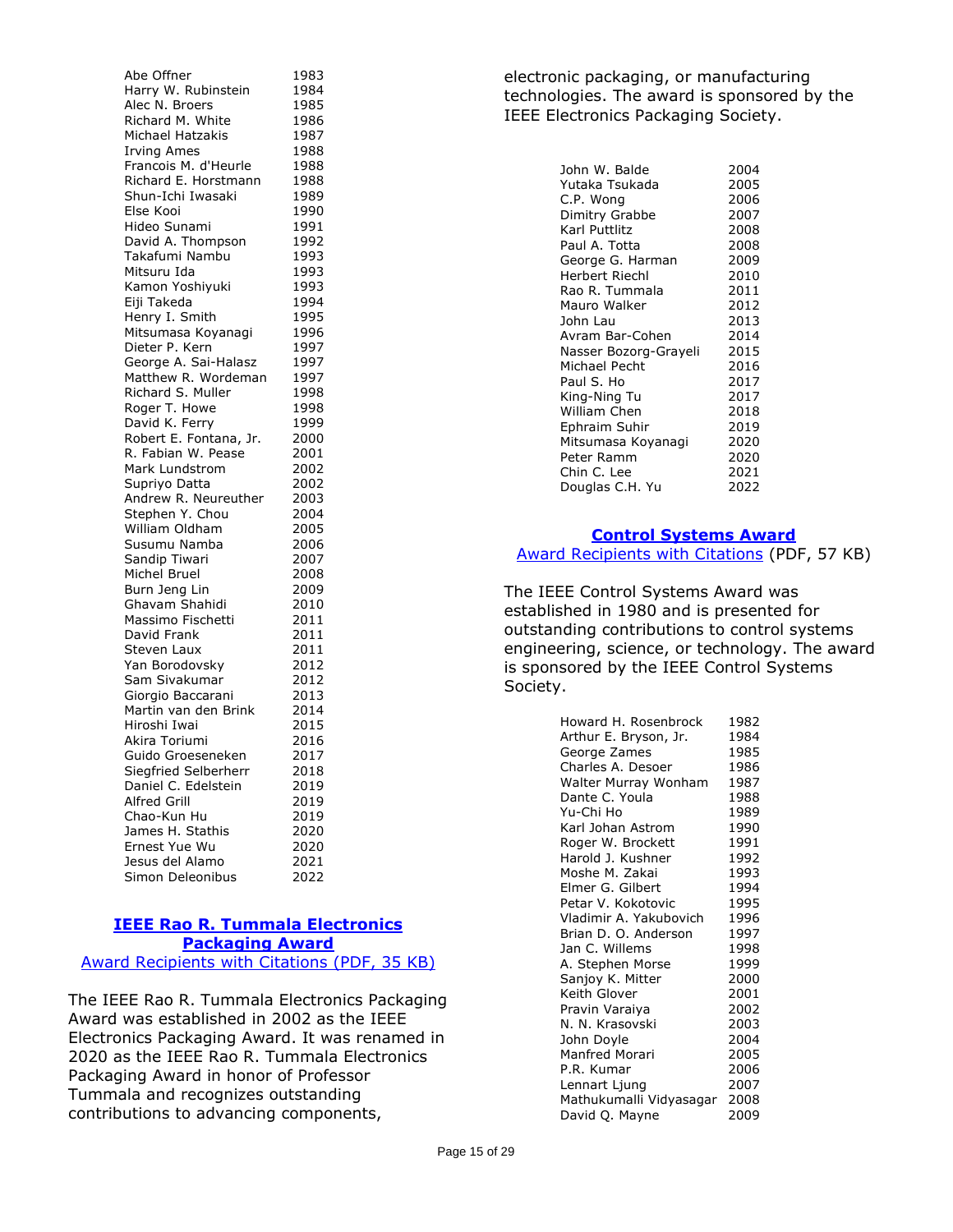| | |
|---|---|
| Abe Offner | 1983 |
| Harry W. Rubinstein | 1984 |
| Alec N. Broers | 1985 |
| Richard M. White | 1986 |
| Michael Hatzakis | 1987 |
| Irving Ames | 1988 |
| Francois M. d'Heurle | 1988 |
| Richard E. Horstmann | 1988 |
| Shun-Ichi Iwasaki | 1989 |
| Else Kooi | 1990 |
| Hideo Sunami | 1991 |
| David A. Thompson | 1992 |
| Takafumi Nambu | 1993 |
| Mitsuru Ida | 1993 |
| Kamon Yoshiyuki | 1993 |
| Eiji Takeda | 1994 |
| Henry I. Smith | 1995 |
| Mitsumasa Koyanagi | 1996 |
| Dieter P. Kern | 1997 |
| George A. Sai-Halasz | 1997 |
| Matthew R. Wordeman | 1997 |
| Richard S. Muller | 1998 |
| Roger T. Howe | 1998 |
| David K. Ferry | 1999 |
| Robert E. Fontana, Jr. | 2000 |
| R. Fabian W. Pease | 2001 |
| Mark Lundstrom | 2002 |
| Supriyo Datta | 2002 |
| Andrew R. Neureuther | 2003 |
| Stephen Y. Chou | 2004 |
| William Oldham | 2005 |
| Susumu Namba | 2006 |
| Sandip Tiwari | 2007 |
| Michel Bruel | 2008 |
| Burn Jeng Lin | 2009 |
| Ghavam Shahidi | 2010 |
| Massimo Fischetti | 2011 |
| David Frank | 2011 |
| Steven Laux | 2011 |
| Yan Borodovsky | 2012 |
| Sam Sivakumar | 2012 |
| Giorgio Baccarani | 2013 |
| Martin van den Brink | 2014 |
| Hiroshi Iwai | 2015 |
| Akira Toriumi | 2016 |
| Guido Groeseneken | 2017 |
| Siegfried Selberherr | 2018 |
| Daniel C. Edelstein | 2019 |
| Alfred Grill | 2019 |
| Chao-Kun Hu | 2019 |
| James H. Stathis | 2020 |
| Ernest Yue Wu | 2020 |
| Jesus del Alamo | 2021 |
| Simon Deleonibus | 2022 |

## IEEE Rao R. Tummala Electronics Packaging Award

Award Recipients with Citations (PDF, 35 KB)

The IEEE Rao R. Tummala Electronics Packaging Award was established in 2002 as the IEEE Electronics Packaging Award. It was renamed in 2020 as the IEEE Rao R. Tummala Electronics Packaging Award in honor of Professor Tummala and recognizes outstanding contributions to advancing components, electronic packaging, or manufacturing technologies. The award is sponsored by the IEEE Electronics Packaging Society.

| | |
|---|---|
| John W. Balde | 2004 |
| Yutaka Tsukada | 2005 |
| C.P. Wong | 2006 |
| Dimitry Grabbe | 2007 |
| Karl Puttlitz | 2008 |
| Paul A. Totta | 2008 |
| George G. Harman | 2009 |
| Herbert Riechl | 2010 |
| Rao R. Tummala | 2011 |
| Mauro Walker | 2012 |
| John Lau | 2013 |
| Avram Bar-Cohen | 2014 |
| Nasser Bozorg-Grayeli | 2015 |
| Michael Pecht | 2016 |
| Paul S. Ho | 2017 |
| King-Ning Tu | 2017 |
| William Chen | 2018 |
| Ephraim Suhir | 2019 |
| Mitsumasa Koyanagi | 2020 |
| Peter Ramm | 2020 |
| Chin C. Lee | 2021 |
| Douglas C.H. Yu | 2022 |

## Control Systems Award

Award Recipients with Citations (PDF, 57 KB)

The IEEE Control Systems Award was established in 1980 and is presented for outstanding contributions to control systems engineering, science, or technology. The award is sponsored by the IEEE Control Systems Society.

| | |
|---|---|
| Howard H. Rosenbrock | 1982 |
| Arthur E. Bryson, Jr. | 1984 |
| George Zames | 1985 |
| Charles A. Desoer | 1986 |
| Walter Murray Wonham | 1987 |
| Dante C. Youla | 1988 |
| Yu-Chi Ho | 1989 |
| Karl Johan Astrom | 1990 |
| Roger W. Brockett | 1991 |
| Harold J. Kushner | 1992 |
| Moshe M. Zakai | 1993 |
| Elmer G. Gilbert | 1994 |
| Petar V. Kokotovic | 1995 |
| Vladimir A. Yakubovich | 1996 |
| Brian D. O. Anderson | 1997 |
| Jan C. Willems | 1998 |
| A. Stephen Morse | 1999 |
| Sanjoy K. Mitter | 2000 |
| Keith Glover | 2001 |
| Pravin Varaiya | 2002 |
| N. N. Krasovski | 2003 |
| John Doyle | 2004 |
| Manfred Morari | 2005 |
| P.R. Kumar | 2006 |
| Lennart Ljung | 2007 |
| Mathukumalli Vidyasagar | 2008 |
| David Q. Mayne | 2009 |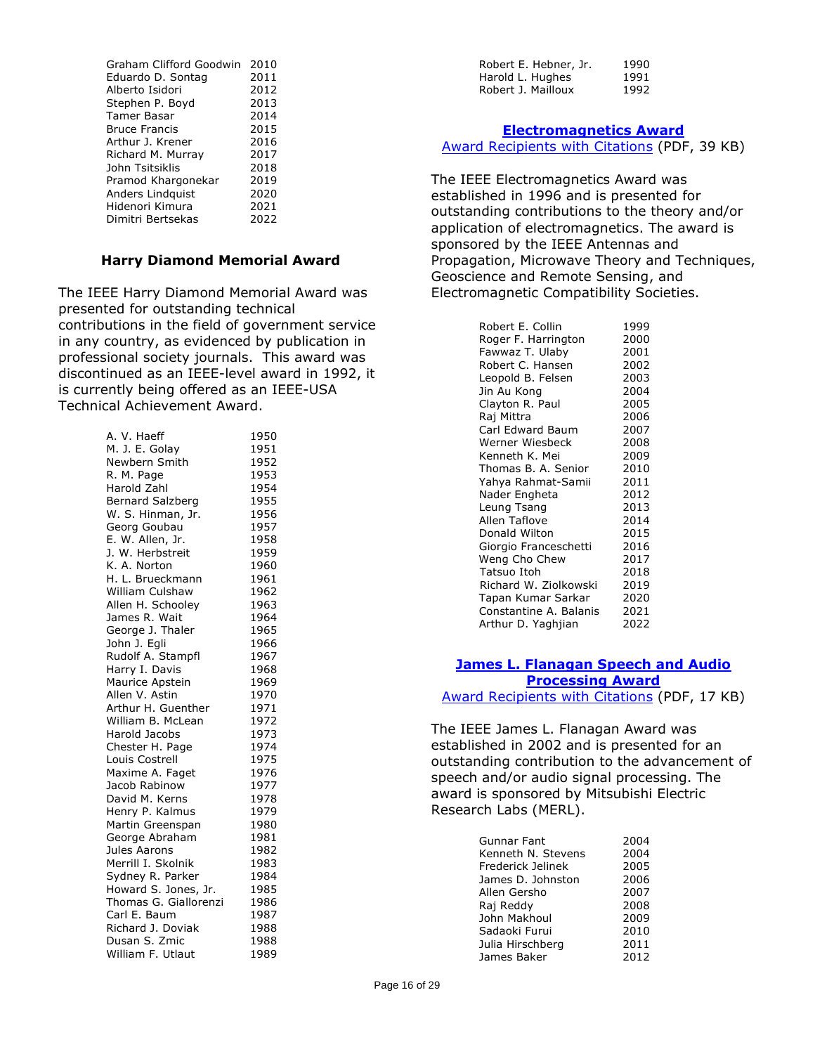| | |
|---|---|
| Graham Clifford Goodwin | 2010 |
| Eduardo D. Sontag | 2011 |
| Alberto Isidori | 2012 |
| Stephen P. Boyd | 2013 |
| Tamer Basar | 2014 |
| Bruce Francis | 2015 |
| Arthur J. Krener | 2016 |
| Richard M. Murray | 2017 |
| John Tsitsiklis | 2018 |
| Pramod Khargonekar | 2019 |
| Anders Lindquist | 2020 |
| Hidenori Kimura | 2021 |
| Dimitri Bertsekas | 2022 |

## Harry Diamond Memorial Award

The IEEE Harry Diamond Memorial Award was presented for outstanding technical contributions in the field of government service in any country, as evidenced by publication in professional society journals. This award was discontinued as an IEEE-level award in 1992, it is currently being offered as an IEEE-USA Technical Achievement Award.

| | |
|---|---|
| A. V. Haeff | 1950 |
| M. J. E. Golay | 1951 |
| Newbern Smith | 1952 |
| R. M. Page | 1953 |
| Harold Zahl | 1954 |
| Bernard Salzberg | 1955 |
| W. S. Hinman, Jr. | 1956 |
| Georg Goubau | 1957 |
| E. W. Allen, Jr. | 1958 |
| J. W. Herbstreit | 1959 |
| K. A. Norton | 1960 |
| H. L. Brueckmann | 1961 |
| William Culshaw | 1962 |
| Allen H. Schooley | 1963 |
| James R. Wait | 1964 |
| George J. Thaler | 1965 |
| John J. Egli | 1966 |
| Rudolf A. Stampfl | 1967 |
| Harry I. Davis | 1968 |
| Maurice Apstein | 1969 |
| Allen V. Astin | 1970 |
| Arthur H. Guenther | 1971 |
| William B. McLean | 1972 |
| Harold Jacobs | 1973 |
| Chester H. Page | 1974 |
| Louis Costrell | 1975 |
| Maxime A. Faget | 1976 |
| Jacob Rabinow | 1977 |
| David M. Kerns | 1978 |
| Henry P. Kalmus | 1979 |
| Martin Greenspan | 1980 |
| George Abraham | 1981 |
| Jules Aarons | 1982 |
| Merrill I. Skolnik | 1983 |
| Sydney R. Parker | 1984 |
| Howard S. Jones, Jr. | 1985 |
| Thomas G. Giallorenzi | 1986 |
| Carl E. Baum | 1987 |
| Richard J. Doviak | 1988 |
| Dusan S. Zmic | 1988 |
| William F. Utlaut | 1989 |
| Robert E. Hebner, Jr. | 1990 |
| Harold L. Hughes | 1991 |
| Robert J. Mailloux | 1992 |

## Electromagnetics Award

Award Recipients with Citations (PDF, 39 KB)

The IEEE Electromagnetics Award was established in 1996 and is presented for outstanding contributions to the theory and/or application of electromagnetics. The award is sponsored by the IEEE Antennas and Propagation, Microwave Theory and Techniques, Geoscience and Remote Sensing, and Electromagnetic Compatibility Societies.

| | |
|---|---|
| Robert E. Collin | 1999 |
| Roger F. Harrington | 2000 |
| Fawwaz T. Ulaby | 2001 |
| Robert C. Hansen | 2002 |
| Leopold B. Felsen | 2003 |
| Jin Au Kong | 2004 |
| Clayton R. Paul | 2005 |
| Raj Mittra | 2006 |
| Carl Edward Baum | 2007 |
| Werner Wiesbeck | 2008 |
| Kenneth K. Mei | 2009 |
| Thomas B. A. Senior | 2010 |
| Yahya Rahmat-Samii | 2011 |
| Nader Engheta | 2012 |
| Leung Tsang | 2013 |
| Allen Taflove | 2014 |
| Donald Wilton | 2015 |
| Giorgio Franceschetti | 2016 |
| Weng Cho Chew | 2017 |
| Tatsuo Itoh | 2018 |
| Richard W. Ziolkowski | 2019 |
| Tapan Kumar Sarkar | 2020 |
| Constantine A. Balanis | 2021 |
| Arthur D. Yaghjian | 2022 |

## James L. Flanagan Speech and Audio Processing Award

Award Recipients with Citations (PDF, 17 KB)

The IEEE James L. Flanagan Award was established in 2002 and is presented for an outstanding contribution to the advancement of speech and/or audio signal processing. The award is sponsored by Mitsubishi Electric Research Labs (MERL).

| | |
|---|---|
| Gunnar Fant | 2004 |
| Kenneth N. Stevens | 2004 |
| Frederick Jelinek | 2005 |
| James D. Johnston | 2006 |
| Allen Gersho | 2007 |
| Raj Reddy | 2008 |
| John Makhoul | 2009 |
| Sadaoki Furui | 2010 |
| Julia Hirschberg | 2011 |
| James Baker | 2012 |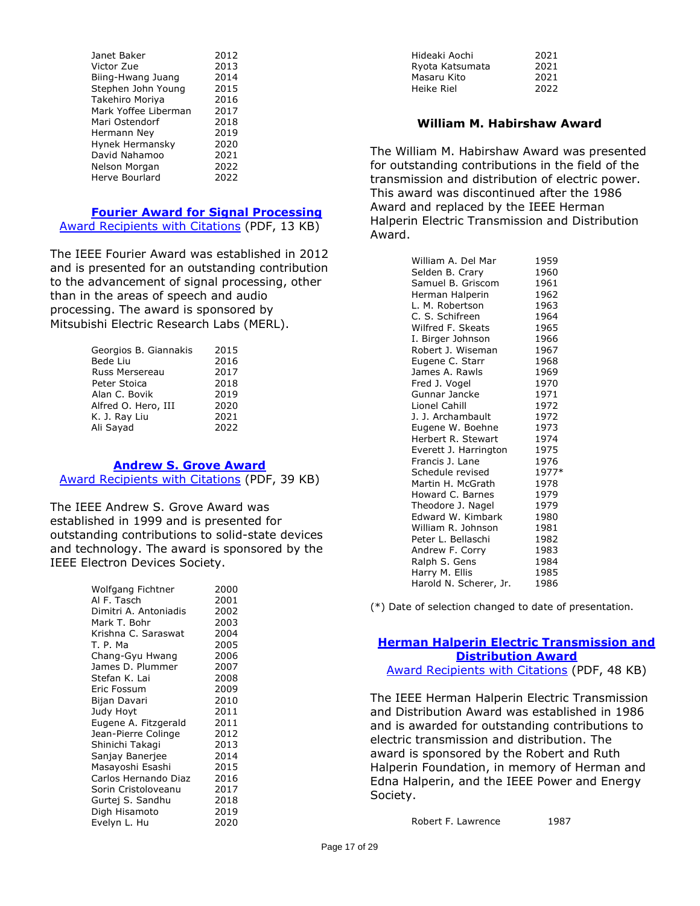| | |
|---|---|
| Janet Baker | 2012 |
| Victor Zue | 2013 |
| Biing-Hwang Juang | 2014 |
| Stephen John Young | 2015 |
| Takehiro Moriya | 2016 |
| Mark Yoffee Liberman | 2017 |
| Mari Ostendorf | 2018 |
| Hermann Ney | 2019 |
| Hynek Hermansky | 2020 |
| David Nahamoo | 2021 |
| Nelson Morgan | 2022 |
| Herve Bourlard | 2022 |

## Fourier Award for Signal Processing

Award Recipients with Citations (PDF, 13 KB)

The IEEE Fourier Award was established in 2012 and is presented for an outstanding contribution to the advancement of signal processing, other than in the areas of speech and audio processing. The award is sponsored by Mitsubishi Electric Research Labs (MERL).

| | |
|---|---|
| Georgios B. Giannakis | 2015 |
| Bede Liu | 2016 |
| Russ Mersereau | 2017 |
| Peter Stoica | 2018 |
| Alan C. Bovik | 2019 |
| Alfred O. Hero, III | 2020 |
| K. J. Ray Liu | 2021 |
| Ali Sayad | 2022 |

## Andrew S. Grove Award

Award Recipients with Citations (PDF, 39 KB)

The IEEE Andrew S. Grove Award was established in 1999 and is presented for outstanding contributions to solid-state devices and technology. The award is sponsored by the IEEE Electron Devices Society.

| | |
|---|---|
| Wolfgang Fichtner | 2000 |
| Al F. Tasch | 2001 |
| Dimitri A. Antoniadis | 2002 |
| Mark T. Bohr | 2003 |
| Krishna C. Saraswat | 2004 |
| T. P. Ma | 2005 |
| Chang-Gyu Hwang | 2006 |
| James D. Plummer | 2007 |
| Stefan K. Lai | 2008 |
| Eric Fossum | 2009 |
| Bijan Davari | 2010 |
| Judy Hoyt | 2011 |
| Eugene A. Fitzgerald | 2011 |
| Jean-Pierre Colinge | 2012 |
| Shinichi Takagi | 2013 |
| Sanjay Banerjee | 2014 |
| Masayoshi Esashi | 2015 |
| Carlos Hernando Diaz | 2016 |
| Sorin Cristoloveanu | 2017 |
| Gurtej S. Sandhu | 2018 |
| Digh Hisamoto | 2019 |
| Evelyn L. Hu | 2020 |
| Hideaki Aochi | 2021 |
| Ryota Katsumata | 2021 |
| Masaru Kito | 2021 |
| Heike Riel | 2022 |

## William M. Habirshaw Award

The William M. Habirshaw Award was presented for outstanding contributions in the field of the transmission and distribution of electric power. This award was discontinued after the 1986 Award and replaced by the IEEE Herman Halperin Electric Transmission and Distribution Award.

| | |
|---|---|
| William A. Del Mar | 1959 |
| Selden B. Crary | 1960 |
| Samuel B. Griscom | 1961 |
| Herman Halperin | 1962 |
| L. M. Robertson | 1963 |
| C. S. Schifreen | 1964 |
| Wilfred F. Skeats | 1965 |
| I. Birger Johnson | 1966 |
| Robert J. Wiseman | 1967 |
| Eugene C. Starr | 1968 |
| James A. Rawls | 1969 |
| Fred J. Vogel | 1970 |
| Gunnar Jancke | 1971 |
| Lionel Cahill | 1972 |
| J. J. Archambault | 1972 |
| Eugene W. Boehne | 1973 |
| Herbert R. Stewart | 1974 |
| Everett J. Harrington | 1975 |
| Francis J. Lane | 1976 |
| Schedule revised | 1977* |
| Martin H. McGrath | 1978 |
| Howard C. Barnes | 1979 |
| Theodore J. Nagel | 1979 |
| Edward W. Kimbark | 1980 |
| William R. Johnson | 1981 |
| Peter L. Bellaschi | 1982 |
| Andrew F. Corry | 1983 |
| Ralph S. Gens | 1984 |
| Harry M. Ellis | 1985 |
| Harold N. Scherer, Jr. | 1986 |

(*) Date of selection changed to date of presentation.

## Herman Halperin Electric Transmission and Distribution Award

Award Recipients with Citations (PDF, 48 KB)

The IEEE Herman Halperin Electric Transmission and Distribution Award was established in 1986 and is awarded for outstanding contributions to electric transmission and distribution. The award is sponsored by the Robert and Ruth Halperin Foundation, in memory of Herman and Edna Halperin, and the IEEE Power and Energy Society.

| | |
|---|---|
| Robert F. Lawrence | 1987 |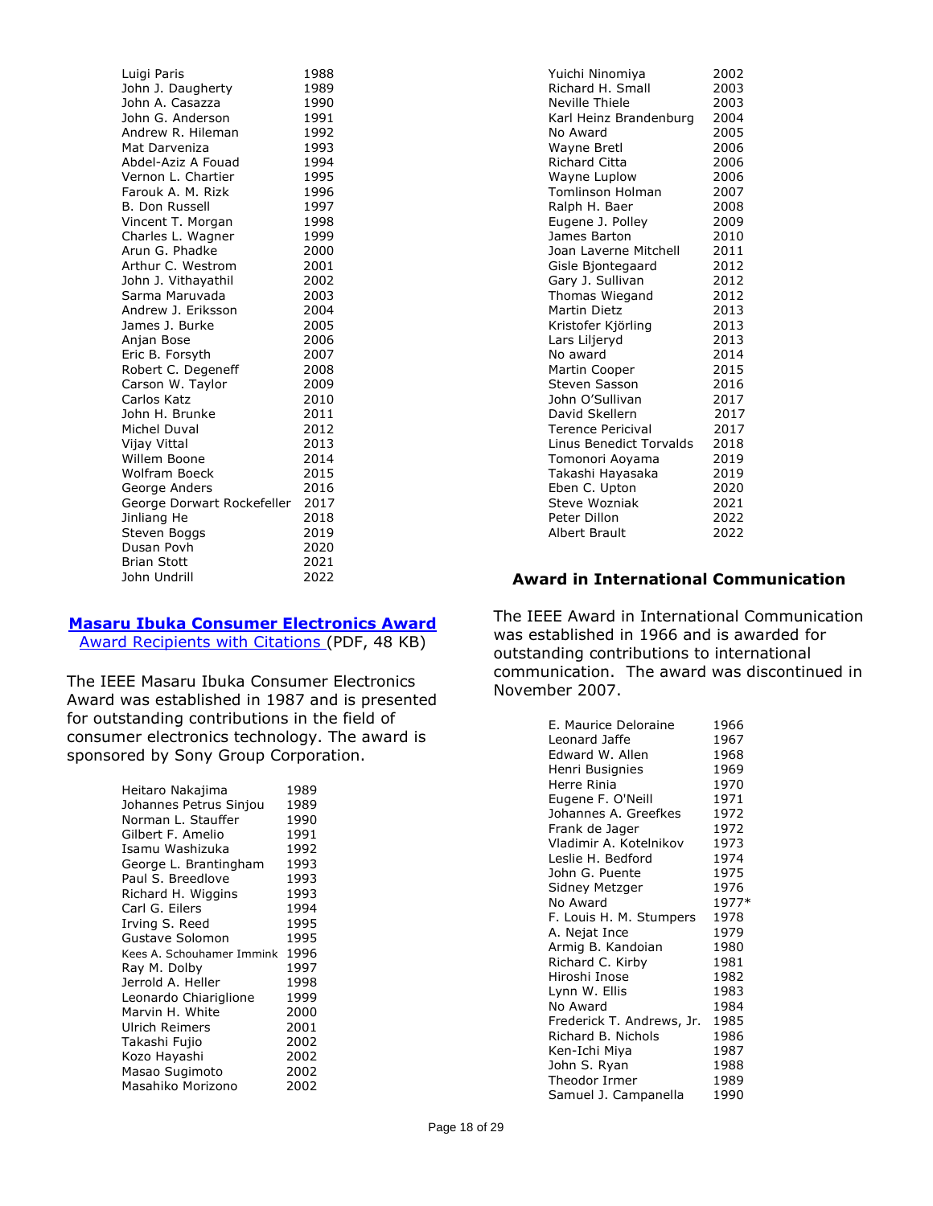| | |
|---|---|
| Luigi Paris | 1988 |
| John J. Daugherty | 1989 |
| John A. Casazza | 1990 |
| John G. Anderson | 1991 |
| Andrew R. Hileman | 1992 |
| Mat Darveniza | 1993 |
| Abdel-Aziz A Fouad | 1994 |
| Vernon L. Chartier | 1995 |
| Farouk A. M. Rizk | 1996 |
| B. Don Russell | 1997 |
| Vincent T. Morgan | 1998 |
| Charles L. Wagner | 1999 |
| Arun G. Phadke | 2000 |
| Arthur C. Westrom | 2001 |
| John J. Vithayathil | 2002 |
| Sarma Maruvada | 2003 |
| Andrew J. Eriksson | 2004 |
| James J. Burke | 2005 |
| Anjan Bose | 2006 |
| Eric B. Forsyth | 2007 |
| Robert C. Degeneff | 2008 |
| Carson W. Taylor | 2009 |
| Carlos Katz | 2010 |
| John H. Brunke | 2011 |
| Michel Duval | 2012 |
| Vijay Vittal | 2013 |
| Willem Boone | 2014 |
| Wolfram Boeck | 2015 |
| George Anders | 2016 |
| George Dorwart Rockefeller | 2017 |
| Jinliang He | 2018 |
| Steven Boggs | 2019 |
| Dusan Povh | 2020 |
| Brian Stott | 2021 |
| John Undrill | 2022 |

## Masaru Ibuka Consumer Electronics Award

Award Recipients with Citations (PDF, 48 KB)

The IEEE Masaru Ibuka Consumer Electronics Award was established in 1987 and is presented for outstanding contributions in the field of consumer electronics technology. The award is sponsored by Sony Group Corporation.

| | |
|---|---|
| Heitaro Nakajima | 1989 |
| Johannes Petrus Sinjou | 1989 |
| Norman L. Stauffer | 1990 |
| Gilbert F. Amelio | 1991 |
| Isamu Washizuka | 1992 |
| George L. Brantingham | 1993 |
| Paul S. Breedlove | 1993 |
| Richard H. Wiggins | 1993 |
| Carl G. Eilers | 1994 |
| Irving S. Reed | 1995 |
| Gustave Solomon | 1995 |
| Kees A. Schouhamer Immink | 1996 |
| Ray M. Dolby | 1997 |
| Jerrold A. Heller | 1998 |
| Leonardo Chiariglione | 1999 |
| Marvin H. White | 2000 |
| Ulrich Reimers | 2001 |
| Takashi Fujio | 2002 |
| Kozo Hayashi | 2002 |
| Masao Sugimoto | 2002 |
| Masahiko Morizono | 2002 |
| Yuichi Ninomiya | 2002 |
| Richard H. Small | 2003 |
| Neville Thiele | 2003 |
| Karl Heinz Brandenburg | 2004 |
| No Award | 2005 |
| Wayne Bretl | 2006 |
| Richard Citta | 2006 |
| Wayne Luplow | 2006 |
| Tomlinson Holman | 2007 |
| Ralph H. Baer | 2008 |
| Eugene J. Polley | 2009 |
| James Barton | 2010 |
| Joan Laverne Mitchell | 2011 |
| Gisle Bjontegaard | 2012 |
| Gary J. Sullivan | 2012 |
| Thomas Wiegand | 2012 |
| Martin Dietz | 2013 |
| Kristofer Kjörling | 2013 |
| Lars Liljeryd | 2013 |
| No award | 2014 |
| Martin Cooper | 2015 |
| Steven Sasson | 2016 |
| John O'Sullivan | 2017 |
| David Skellern | 2017 |
| Terence Pericival | 2017 |
| Linus Benedict Torvalds | 2018 |
| Tomonori Aoyama | 2019 |
| Takashi Hayasaka | 2019 |
| Eben C. Upton | 2020 |
| Steve Wozniak | 2021 |
| Peter Dillon | 2022 |
| Albert Brault | 2022 |

## Award in International Communication

The IEEE Award in International Communication was established in 1966 and is awarded for outstanding contributions to international communication. The award was discontinued in November 2007.

| | |
|---|---|
| E. Maurice Deloraine | 1966 |
| Leonard Jaffe | 1967 |
| Edward W. Allen | 1968 |
| Henri Busignies | 1969 |
| Herre Rinia | 1970 |
| Eugene F. O'Neill | 1971 |
| Johannes A. Greefkes | 1972 |
| Frank de Jager | 1972 |
| Vladimir A. Kotelnikov | 1973 |
| Leslie H. Bedford | 1974 |
| John G. Puente | 1975 |
| Sidney Metzger | 1976 |
| No Award | 1977* |
| F. Louis H. M. Stumpers | 1978 |
| A. Nejat Ince | 1979 |
| Armig B. Kandoian | 1980 |
| Richard C. Kirby | 1981 |
| Hiroshi Inose | 1982 |
| Lynn W. Ellis | 1983 |
| No Award | 1984 |
| Frederick T. Andrews, Jr. | 1985 |
| Richard B. Nichols | 1986 |
| Ken-Ichi Miya | 1987 |
| John S. Ryan | 1988 |
| Theodor Irmer | 1989 |
| Samuel J. Campanella | 1990 |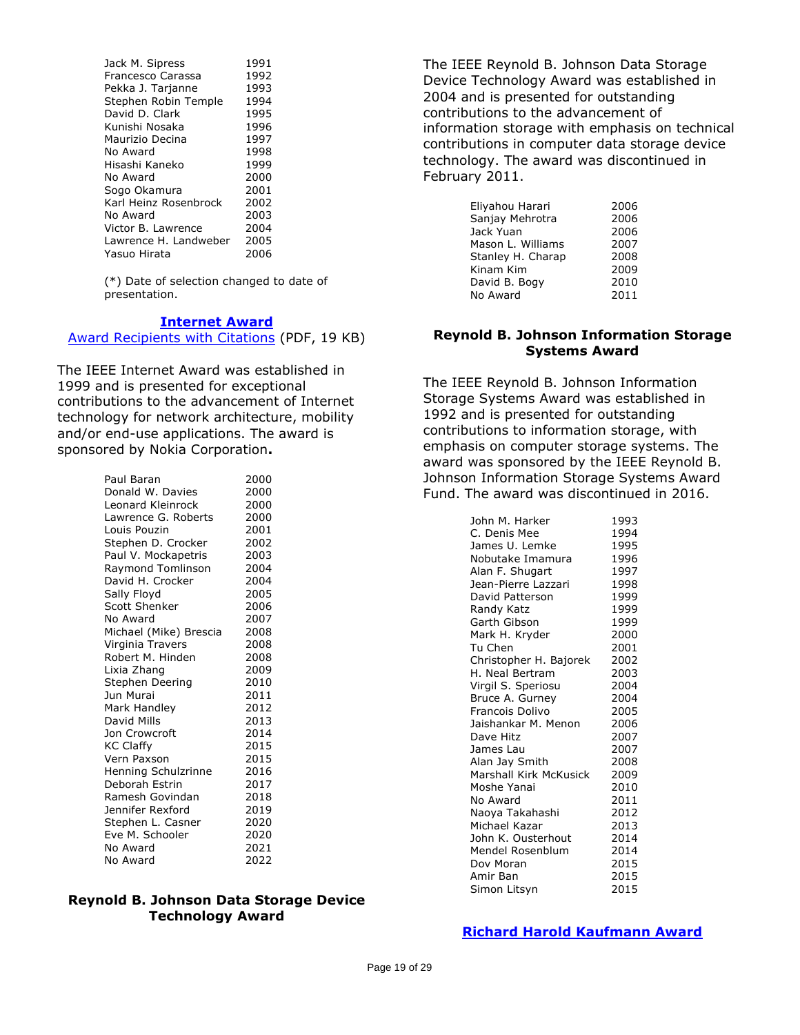| | |
|---|---|
| Jack M. Sipress | 1991 |
| Francesco Carassa | 1992 |
| Pekka J. Tarjanne | 1993 |
| Stephen Robin Temple | 1994 |
| David D. Clark | 1995 |
| Kunishi Nosaka | 1996 |
| Maurizio Decina | 1997 |
| No Award | 1998 |
| Hisashi Kaneko | 1999 |
| No Award | 2000 |
| Sogo Okamura | 2001 |
| Karl Heinz Rosenbrock | 2002 |
| No Award | 2003 |
| Victor B. Lawrence | 2004 |
| Lawrence H. Landweber | 2005 |
| Yasuo Hirata | 2006 |

(*) Date of selection changed to date of presentation.

## Internet Award

Award Recipients with Citations (PDF, 19 KB)

The IEEE Internet Award was established in 1999 and is presented for exceptional contributions to the advancement of Internet technology for network architecture, mobility and/or end-use applications. The award is sponsored by Nokia Corporation**.**

| | |
|---|---|
| Paul Baran | 2000 |
| Donald W. Davies | 2000 |
| Leonard Kleinrock | 2000 |
| Lawrence G. Roberts | 2000 |
| Louis Pouzin | 2001 |
| Stephen D. Crocker | 2002 |
| Paul V. Mockapetris | 2003 |
| Raymond Tomlinson | 2004 |
| David H. Crocker | 2004 |
| Sally Floyd | 2005 |
| Scott Shenker | 2006 |
| No Award | 2007 |
| Michael (Mike) Brescia | 2008 |
| Virginia Travers | 2008 |
| Robert M. Hinden | 2008 |
| Lixia Zhang | 2009 |
| Stephen Deering | 2010 |
| Jun Murai | 2011 |
| Mark Handley | 2012 |
| David Mills | 2013 |
| Jon Crowcroft | 2014 |
| KC Claffy | 2015 |
| Vern Paxson | 2015 |
| Henning Schulzrinne | 2016 |
| Deborah Estrin | 2017 |
| Ramesh Govindan | 2018 |
| Jennifer Rexford | 2019 |
| Stephen L. Casner | 2020 |
| Eve M. Schooler | 2020 |
| No Award | 2021 |
| No Award | 2022 |

## Reynold B. Johnson Data Storage Device Technology Award

The IEEE Reynold B. Johnson Data Storage Device Technology Award was established in 2004 and is presented for outstanding contributions to the advancement of information storage with emphasis on technical contributions in computer data storage device technology. The award was discontinued in February 2011.

| | |
|---|---|
| Eliyahou Harari | 2006 |
| Sanjay Mehrotra | 2006 |
| Jack Yuan | 2006 |
| Mason L. Williams | 2007 |
| Stanley H. Charap | 2008 |
| Kinam Kim | 2009 |
| David B. Bogy | 2010 |
| No Award | 2011 |

## Reynold B. Johnson Information Storage Systems Award

The IEEE Reynold B. Johnson Information Storage Systems Award was established in 1992 and is presented for outstanding contributions to information storage, with emphasis on computer storage systems. The award was sponsored by the IEEE Reynold B. Johnson Information Storage Systems Award Fund. The award was discontinued in 2016.

| | |
|---|---|
| John M. Harker | 1993 |
| C. Denis Mee | 1994 |
| James U. Lemke | 1995 |
| Nobutake Imamura | 1996 |
| Alan F. Shugart | 1997 |
| Jean-Pierre Lazzari | 1998 |
| David Patterson | 1999 |
| Randy Katz | 1999 |
| Garth Gibson | 1999 |
| Mark H. Kryder | 2000 |
| Tu Chen | 2001 |
| Christopher H. Bajorek | 2002 |
| H. Neal Bertram | 2003 |
| Virgil S. Speriosu | 2004 |
| Bruce A. Gurney | 2004 |
| Francois Dolivo | 2005 |
| Jaishankar M. Menon | 2006 |
| Dave Hitz | 2007 |
| James Lau | 2007 |
| Alan Jay Smith | 2008 |
| Marshall Kirk McKusick | 2009 |
| Moshe Yanai | 2010 |
| No Award | 2011 |
| Naoya Takahashi | 2012 |
| Michael Kazar | 2013 |
| John K. Ousterhout | 2014 |
| Mendel Rosenblum | 2014 |
| Dov Moran | 2015 |
| Amir Ban | 2015 |
| Simon Litsyn | 2015 |

## Richard Harold Kaufmann Award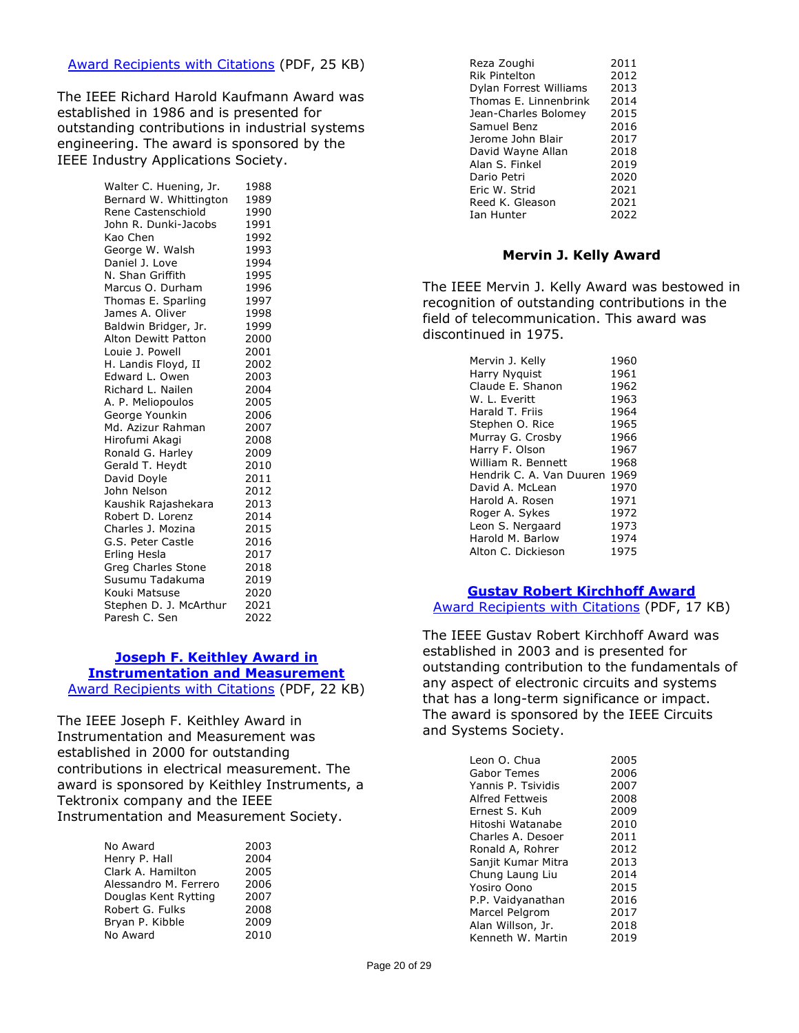[Award Recipients with Citations](#) (PDF, 25 KB)

The IEEE Richard Harold Kaufmann Award was established in 1986 and is presented for outstanding contributions in industrial systems engineering. The award is sponsored by the IEEE Industry Applications Society.

| | |
|---|---|
| Walter C. Huening, Jr. | 1988 |
| Bernard W. Whittington | 1989 |
| Rene Castenschiold | 1990 |
| John R. Dunki-Jacobs | 1991 |
| Kao Chen | 1992 |
| George W. Walsh | 1993 |
| Daniel J. Love | 1994 |
| N. Shan Griffith | 1995 |
| Marcus O. Durham | 1996 |
| Thomas E. Sparling | 1997 |
| James A. Oliver | 1998 |
| Baldwin Bridger, Jr. | 1999 |
| Alton Dewitt Patton | 2000 |
| Louie J. Powell | 2001 |
| H. Landis Floyd, II | 2002 |
| Edward L. Owen | 2003 |
| Richard L. Nailen | 2004 |
| A. P. Meliopoulos | 2005 |
| George Younkin | 2006 |
| Md. Azizur Rahman | 2007 |
| Hirofumi Akagi | 2008 |
| Ronald G. Harley | 2009 |
| Gerald T. Heydt | 2010 |
| David Doyle | 2011 |
| John Nelson | 2012 |
| Kaushik Rajashekara | 2013 |
| Robert D. Lorenz | 2014 |
| Charles J. Mozina | 2015 |
| G.S. Peter Castle | 2016 |
| Erling Hesla | 2017 |
| Greg Charles Stone | 2018 |
| Susumu Tadakuma | 2019 |
| Kouki Matsuse | 2020 |
| Stephen D. J. McArthur | 2021 |
| Paresh C. Sen | 2022 |

## Joseph F. Keithley Award in Instrumentation and Measurement

[Award Recipients with Citations](#) (PDF, 22 KB)

The IEEE Joseph F. Keithley Award in Instrumentation and Measurement was established in 2000 for outstanding contributions in electrical measurement. The award is sponsored by Keithley Instruments, a Tektronix company and the IEEE Instrumentation and Measurement Society.

| | |
|---|---|
| No Award | 2003 |
| Henry P. Hall | 2004 |
| Clark A. Hamilton | 2005 |
| Alessandro M. Ferrero | 2006 |
| Douglas Kent Rytting | 2007 |
| Robert G. Fulks | 2008 |
| Bryan P. Kibble | 2009 |
| No Award | 2010 |
| Reza Zoughi | 2011 |
| Rik Pintelton | 2012 |
| Dylan Forrest Williams | 2013 |
| Thomas E. Linnenbrink | 2014 |
| Jean-Charles Bolomey | 2015 |
| Samuel Benz | 2016 |
| Jerome John Blair | 2017 |
| David Wayne Allan | 2018 |
| Alan S. Finkel | 2019 |
| Dario Petri | 2020 |
| Eric W. Strid | 2021 |
| Reed K. Gleason | 2021 |
| Ian Hunter | 2022 |

## Mervin J. Kelly Award

The IEEE Mervin J. Kelly Award was bestowed in recognition of outstanding contributions in the field of telecommunication. This award was discontinued in 1975.

| | |
|---|---|
| Mervin J. Kelly | 1960 |
| Harry Nyquist | 1961 |
| Claude E. Shanon | 1962 |
| W. L. Everitt | 1963 |
| Harald T. Friis | 1964 |
| Stephen O. Rice | 1965 |
| Murray G. Crosby | 1966 |
| Harry F. Olson | 1967 |
| William R. Bennett | 1968 |
| Hendrik C. A. Van Duuren | 1969 |
| David A. McLean | 1970 |
| Harold A. Rosen | 1971 |
| Roger A. Sykes | 1972 |
| Leon S. Nergaard | 1973 |
| Harold M. Barlow | 1974 |
| Alton C. Dickieson | 1975 |

## Gustav Robert Kirchhoff Award

[Award Recipients with Citations](#) (PDF, 17 KB)

The IEEE Gustav Robert Kirchhoff Award was established in 2003 and is presented for outstanding contribution to the fundamentals of any aspect of electronic circuits and systems that has a long-term significance or impact. The award is sponsored by the IEEE Circuits and Systems Society.

| | |
|---|---|
| Leon O. Chua | 2005 |
| Gabor Temes | 2006 |
| Yannis P. Tsividis | 2007 |
| Alfred Fettweis | 2008 |
| Ernest S. Kuh | 2009 |
| Hitoshi Watanabe | 2010 |
| Charles A. Desoer | 2011 |
| Ronald A, Rohrer | 2012 |
| Sanjit Kumar Mitra | 2013 |
| Chung Laung Liu | 2014 |
| Yosiro Oono | 2015 |
| P.P. Vaidyanathan | 2016 |
| Marcel Pelgrom | 2017 |
| Alan Willson, Jr. | 2018 |
| Kenneth W. Martin | 2019 |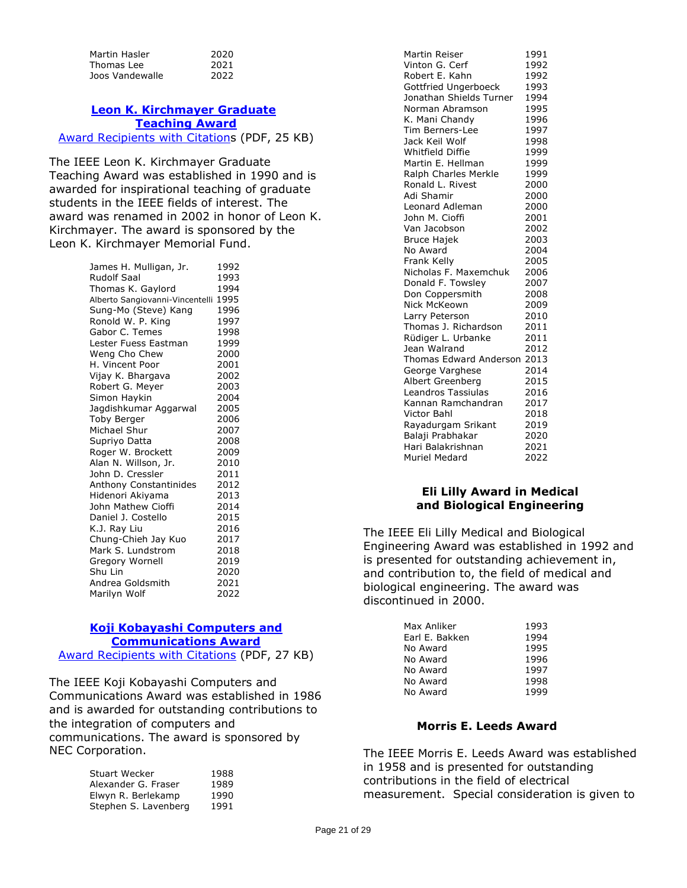| | |
|---|---|
| Martin Hasler | 2020 |
| Thomas Lee | 2021 |
| Joos Vandewalle | 2022 |

## Leon K. Kirchmayer Graduate Teaching Award

Award Recipients with Citations (PDF, 25 KB)

The IEEE Leon K. Kirchmayer Graduate Teaching Award was established in 1990 and is awarded for inspirational teaching of graduate students in the IEEE fields of interest. The award was renamed in 2002 in honor of Leon K. Kirchmayer. The award is sponsored by the Leon K. Kirchmayer Memorial Fund.

| | |
|---|---|
| James H. Mulligan, Jr. | 1992 |
| Rudolf Saal | 1993 |
| Thomas K. Gaylord | 1994 |
| Alberto Sangiovanni-Vincentelli | 1995 |
| Sung-Mo (Steve) Kang | 1996 |
| Ronold W. P. King | 1997 |
| Gabor C. Temes | 1998 |
| Lester Fuess Eastman | 1999 |
| Weng Cho Chew | 2000 |
| H. Vincent Poor | 2001 |
| Vijay K. Bhargava | 2002 |
| Robert G. Meyer | 2003 |
| Simon Haykin | 2004 |
| Jagdishkumar Aggarwal | 2005 |
| Toby Berger | 2006 |
| Michael Shur | 2007 |
| Supriyo Datta | 2008 |
| Roger W. Brockett | 2009 |
| Alan N. Willson, Jr. | 2010 |
| John D. Cressler | 2011 |
| Anthony Constantinides | 2012 |
| Hidenori Akiyama | 2013 |
| John Mathew Cioffi | 2014 |
| Daniel J. Costello | 2015 |
| K.J. Ray Liu | 2016 |
| Chung-Chieh Jay Kuo | 2017 |
| Mark S. Lundstrom | 2018 |
| Gregory Wornell | 2019 |
| Shu Lin | 2020 |
| Andrea Goldsmith | 2021 |
| Marilyn Wolf | 2022 |

## Koji Kobayashi Computers and Communications Award

Award Recipients with Citations (PDF, 27 KB)

The IEEE Koji Kobayashi Computers and Communications Award was established in 1986 and is awarded for outstanding contributions to the integration of computers and communications. The award is sponsored by NEC Corporation.

| | |
|---|---|
| Stuart Wecker | 1988 |
| Alexander G. Fraser | 1989 |
| Elwyn R. Berlekamp | 1990 |
| Stephen S. Lavenberg | 1991 |
| Martin Reiser | 1991 |
| Vinton G. Cerf | 1992 |
| Robert E. Kahn | 1992 |
| Gottfried Ungerboeck | 1993 |
| Jonathan Shields Turner | 1994 |
| Norman Abramson | 1995 |
| K. Mani Chandy | 1996 |
| Tim Berners-Lee | 1997 |
| Jack Keil Wolf | 1998 |
| Whitfield Diffie | 1999 |
| Martin E. Hellman | 1999 |
| Ralph Charles Merkle | 1999 |
| Ronald L. Rivest | 2000 |
| Adi Shamir | 2000 |
| Leonard Adleman | 2000 |
| John M. Cioffi | 2001 |
| Van Jacobson | 2002 |
| Bruce Hajek | 2003 |
| No Award | 2004 |
| Frank Kelly | 2005 |
| Nicholas F. Maxemchuk | 2006 |
| Donald F. Towsley | 2007 |
| Don Coppersmith | 2008 |
| Nick McKeown | 2009 |
| Larry Peterson | 2010 |
| Thomas J. Richardson | 2011 |
| Rüdiger L. Urbanke | 2011 |
| Jean Walrand | 2012 |
| Thomas Edward Anderson | 2013 |
| George Varghese | 2014 |
| Albert Greenberg | 2015 |
| Leandros Tassiulas | 2016 |
| Kannan Ramchandran | 2017 |
| Victor Bahl | 2018 |
| Rayadurgam Srikant | 2019 |
| Balaji Prabhakar | 2020 |
| Hari Balakrishnan | 2021 |
| Muriel Medard | 2022 |

## Eli Lilly Award in Medical and Biological Engineering

The IEEE Eli Lilly Medical and Biological Engineering Award was established in 1992 and is presented for outstanding achievement in, and contribution to, the field of medical and biological engineering. The award was discontinued in 2000.

| | |
|---|---|
| Max Anliker | 1993 |
| Earl E. Bakken | 1994 |
| No Award | 1995 |
| No Award | 1996 |
| No Award | 1997 |
| No Award | 1998 |
| No Award | 1999 |

## Morris E. Leeds Award

The IEEE Morris E. Leeds Award was established in 1958 and is presented for outstanding contributions in the field of electrical measurement. Special consideration is given to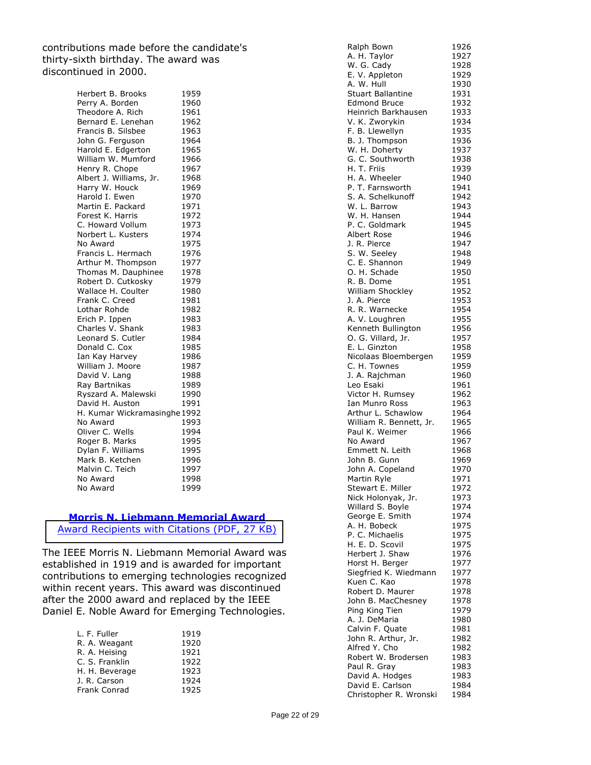contributions made before the candidate's thirty-sixth birthday. The award was discontinued in 2000.

| | |
|---|---|
| Herbert B. Brooks | 1959 |
| Perry A. Borden | 1960 |
| Theodore A. Rich | 1961 |
| Bernard E. Lenehan | 1962 |
| Francis B. Silsbee | 1963 |
| John G. Ferguson | 1964 |
| Harold E. Edgerton | 1965 |
| William W. Mumford | 1966 |
| Henry R. Chope | 1967 |
| Albert J. Williams, Jr. | 1968 |
| Harry W. Houck | 1969 |
| Harold I. Ewen | 1970 |
| Martin E. Packard | 1971 |
| Forest K. Harris | 1972 |
| C. Howard Vollum | 1973 |
| Norbert L. Kusters | 1974 |
| No Award | 1975 |
| Francis L. Hermach | 1976 |
| Arthur M. Thompson | 1977 |
| Thomas M. Dauphinee | 1978 |
| Robert D. Cutkosky | 1979 |
| Wallace H. Coulter | 1980 |
| Frank C. Creed | 1981 |
| Lothar Rohde | 1982 |
| Erich P. Ippen | 1983 |
| Charles V. Shank | 1983 |
| Leonard S. Cutler | 1984 |
| Donald C. Cox | 1985 |
| Ian Kay Harvey | 1986 |
| William J. Moore | 1987 |
| David V. Lang | 1988 |
| Ray Bartnikas | 1989 |
| Ryszard A. Malewski | 1990 |
| David H. Auston | 1991 |
| H. Kumar Wickramasinghe | 1992 |
| No Award | 1993 |
| Oliver C. Wells | 1994 |
| Roger B. Marks | 1995 |
| Dylan F. Williams | 1995 |
| Mark B. Ketchen | 1996 |
| Malvin C. Teich | 1997 |
| No Award | 1998 |
| No Award | 1999 |

## Morris N. Liebmann Memorial Award

Award Recipients with Citations (PDF, 27 KB)

The IEEE Morris N. Liebmann Memorial Award was established in 1919 and is awarded for important contributions to emerging technologies recognized within recent years. This award was discontinued after the 2000 award and replaced by the IEEE Daniel E. Noble Award for Emerging Technologies.

| | |
|---|---|
| L. F. Fuller | 1919 |
| R. A. Weagant | 1920 |
| R. A. Heising | 1921 |
| C. S. Franklin | 1922 |
| H. H. Beverage | 1923 |
| J. R. Carson | 1924 |
| Frank Conrad | 1925 |
| Ralph Bown | 1926 |
| A. H. Taylor | 1927 |
| W. G. Cady | 1928 |
| E. V. Appleton | 1929 |
| A. W. Hull | 1930 |
| Stuart Ballantine | 1931 |
| Edmond Bruce | 1932 |
| Heinrich Barkhausen | 1933 |
| V. K. Zworykin | 1934 |
| F. B. Llewellyn | 1935 |
| B. J. Thompson | 1936 |
| W. H. Doherty | 1937 |
| G. C. Southworth | 1938 |
| H. T. Friis | 1939 |
| H. A. Wheeler | 1940 |
| P. T. Farnsworth | 1941 |
| S. A. Schelkunoff | 1942 |
| W. L. Barrow | 1943 |
| W. H. Hansen | 1944 |
| P. C. Goldmark | 1945 |
| Albert Rose | 1946 |
| J. R. Pierce | 1947 |
| S. W. Seeley | 1948 |
| C. E. Shannon | 1949 |
| O. H. Schade | 1950 |
| R. B. Dome | 1951 |
| William Shockley | 1952 |
| J. A. Pierce | 1953 |
| R. R. Warnecke | 1954 |
| A. V. Loughren | 1955 |
| Kenneth Bullington | 1956 |
| O. G. Villard, Jr. | 1957 |
| E. L. Ginzton | 1958 |
| Nicolaas Bloembergen | 1959 |
| C. H. Townes | 1959 |
| J. A. Rajchman | 1960 |
| Leo Esaki | 1961 |
| Victor H. Rumsey | 1962 |
| Ian Munro Ross | 1963 |
| Arthur L. Schawlow | 1964 |
| William R. Bennett, Jr. | 1965 |
| Paul K. Weimer | 1966 |
| No Award | 1967 |
| Emmett N. Leith | 1968 |
| John B. Gunn | 1969 |
| John A. Copeland | 1970 |
| Martin Ryle | 1971 |
| Stewart E. Miller | 1972 |
| Nick Holonyak, Jr. | 1973 |
| Willard S. Boyle | 1974 |
| George E. Smith | 1974 |
| A. H. Bobeck | 1975 |
| P. C. Michaelis | 1975 |
| H. E. D. Scovil | 1975 |
| Herbert J. Shaw | 1976 |
| Horst H. Berger | 1977 |
| Siegfried K. Wiedmann | 1977 |
| Kuen C. Kao | 1978 |
| Robert D. Maurer | 1978 |
| John B. MacChesney | 1978 |
| Ping King Tien | 1979 |
| A. J. DeMaria | 1980 |
| Calvin F. Quate | 1981 |
| John R. Arthur, Jr. | 1982 |
| Alfred Y. Cho | 1982 |
| Robert W. Brodersen | 1983 |
| Paul R. Gray | 1983 |
| David A. Hodges | 1983 |
| David E. Carlson | 1984 |
| Christopher R. Wronski | 1984 |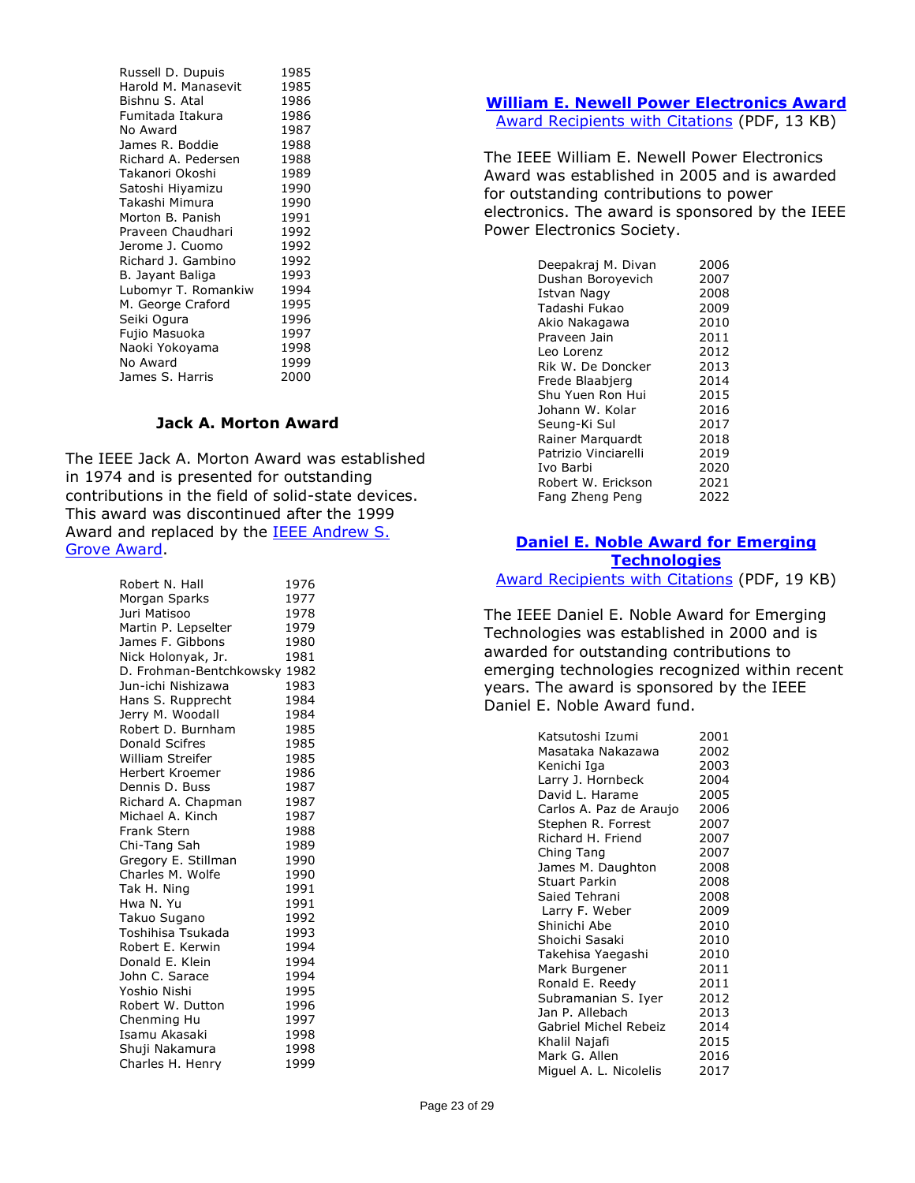| | |
|---|---|
| Russell D. Dupuis | 1985 |
| Harold M. Manasevit | 1985 |
| Bishnu S. Atal | 1986 |
| Fumitada Itakura | 1986 |
| No Award | 1987 |
| James R. Boddie | 1988 |
| Richard A. Pedersen | 1988 |
| Takanori Okoshi | 1989 |
| Satoshi Hiyamizu | 1990 |
| Takashi Mimura | 1990 |
| Morton B. Panish | 1991 |
| Praveen Chaudhari | 1992 |
| Jerome J. Cuomo | 1992 |
| Richard J. Gambino | 1992 |
| B. Jayant Baliga | 1993 |
| Lubomyr T. Romankiw | 1994 |
| M. George Craford | 1995 |
| Seiki Ogura | 1996 |
| Fujio Masuoka | 1997 |
| Naoki Yokoyama | 1998 |
| No Award | 1999 |
| James S. Harris | 2000 |

### Jack A. Morton Award

The IEEE Jack A. Morton Award was established in 1974 and is presented for outstanding contributions in the field of solid-state devices. This award was discontinued after the 1999 Award and replaced by the IEEE Andrew S. Grove Award.

| | |
|---|---|
| Robert N. Hall | 1976 |
| Morgan Sparks | 1977 |
| Juri Matisoo | 1978 |
| Martin P. Lepselter | 1979 |
| James F. Gibbons | 1980 |
| Nick Holonyak, Jr. | 1981 |
| D. Frohman-Bentchkowsky | 1982 |
| Jun-ichi Nishizawa | 1983 |
| Hans S. Rupprecht | 1984 |
| Jerry M. Woodall | 1984 |
| Robert D. Burnham | 1985 |
| Donald Scifres | 1985 |
| William Streifer | 1985 |
| Herbert Kroemer | 1986 |
| Dennis D. Buss | 1987 |
| Richard A. Chapman | 1987 |
| Michael A. Kinch | 1987 |
| Frank Stern | 1988 |
| Chi-Tang Sah | 1989 |
| Gregory E. Stillman | 1990 |
| Charles M. Wolfe | 1990 |
| Tak H. Ning | 1991 |
| Hwa N. Yu | 1991 |
| Takuo Sugano | 1992 |
| Toshihisa Tsukada | 1993 |
| Robert E. Kerwin | 1994 |
| Donald E. Klein | 1994 |
| John C. Sarace | 1994 |
| Yoshio Nishi | 1995 |
| Robert W. Dutton | 1996 |
| Chenming Hu | 1997 |
| Isamu Akasaki | 1998 |
| Shuji Nakamura | 1998 |
| Charles H. Henry | 1999 |

### William E. Newell Power Electronics Award

Award Recipients with Citations (PDF, 13 KB)

The IEEE William E. Newell Power Electronics Award was established in 2005 and is awarded for outstanding contributions to power electronics. The award is sponsored by the IEEE Power Electronics Society.

| | |
|---|---|
| Deepakraj M. Divan | 2006 |
| Dushan Boroyevich | 2007 |
| Istvan Nagy | 2008 |
| Tadashi Fukao | 2009 |
| Akio Nakagawa | 2010 |
| Praveen Jain | 2011 |
| Leo Lorenz | 2012 |
| Rik W. De Doncker | 2013 |
| Frede Blaabjerg | 2014 |
| Shu Yuen Ron Hui | 2015 |
| Johann W. Kolar | 2016 |
| Seung-Ki Sul | 2017 |
| Rainer Marquardt | 2018 |
| Patrizio Vinciarelli | 2019 |
| Ivo Barbi | 2020 |
| Robert W. Erickson | 2021 |
| Fang Zheng Peng | 2022 |

### Daniel E. Noble Award for Emerging Technologies

Award Recipients with Citations (PDF, 19 KB)

The IEEE Daniel E. Noble Award for Emerging Technologies was established in 2000 and is awarded for outstanding contributions to emerging technologies recognized within recent years. The award is sponsored by the IEEE Daniel E. Noble Award fund.

| | |
|---|---|
| Katsutoshi Izumi | 2001 |
| Masataka Nakazawa | 2002 |
| Kenichi Iga | 2003 |
| Larry J. Hornbeck | 2004 |
| David L. Harame | 2005 |
| Carlos A. Paz de Araujo | 2006 |
| Stephen R. Forrest | 2007 |
| Richard H. Friend | 2007 |
| Ching Tang | 2007 |
| James M. Daughton | 2008 |
| Stuart Parkin | 2008 |
| Saied Tehrani | 2008 |
| Larry F. Weber | 2009 |
| Shinichi Abe | 2010 |
| Shoichi Sasaki | 2010 |
| Takehisa Yaegashi | 2010 |
| Mark Burgener | 2011 |
| Ronald E. Reedy | 2011 |
| Subramanian S. Iyer | 2012 |
| Jan P. Allebach | 2013 |
| Gabriel Michel Rebeiz | 2014 |
| Khalil Najafi | 2015 |
| Mark G. Allen | 2016 |
| Miguel A. L. Nicolelis | 2017 |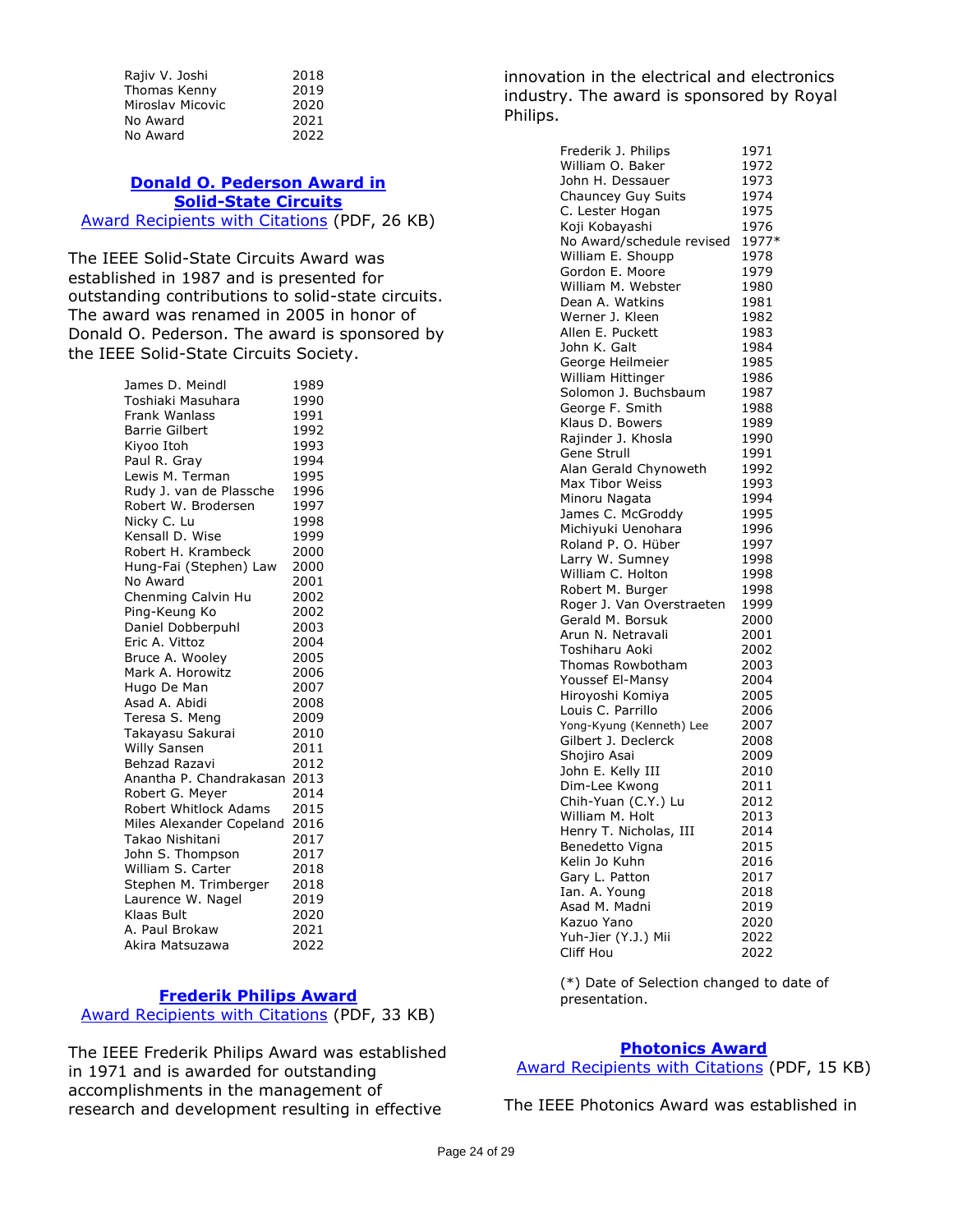| | |
|---|---|
| Rajiv V. Joshi | 2018 |
| Thomas Kenny | 2019 |
| Miroslav Micovic | 2020 |
| No Award | 2021 |
| No Award | 2022 |

### Donald O. Pederson Award in Solid-State Circuits

Award Recipients with Citations (PDF, 26 KB)

The IEEE Solid-State Circuits Award was established in 1987 and is presented for outstanding contributions to solid-state circuits. The award was renamed in 2005 in honor of Donald O. Pederson. The award is sponsored by the IEEE Solid-State Circuits Society.

| | |
|---|---|
| James D. Meindl | 1989 |
| Toshiaki Masuhara | 1990 |
| Frank Wanlass | 1991 |
| Barrie Gilbert | 1992 |
| Kiyoo Itoh | 1993 |
| Paul R. Gray | 1994 |
| Lewis M. Terman | 1995 |
| Rudy J. van de Plassche | 1996 |
| Robert W. Brodersen | 1997 |
| Nicky C. Lu | 1998 |
| Kensall D. Wise | 1999 |
| Robert H. Krambeck | 2000 |
| Hung-Fai (Stephen) Law | 2000 |
| No Award | 2001 |
| Chenming Calvin Hu | 2002 |
| Ping-Keung Ko | 2002 |
| Daniel Dobberpuhl | 2003 |
| Eric A. Vittoz | 2004 |
| Bruce A. Wooley | 2005 |
| Mark A. Horowitz | 2006 |
| Hugo De Man | 2007 |
| Asad A. Abidi | 2008 |
| Teresa S. Meng | 2009 |
| Takayasu Sakurai | 2010 |
| Willy Sansen | 2011 |
| Behzad Razavi | 2012 |
| Anantha P. Chandrakasan | 2013 |
| Robert G. Meyer | 2014 |
| Robert Whitlock Adams | 2015 |
| Miles Alexander Copeland | 2016 |
| Takao Nishitani | 2017 |
| John S. Thompson | 2017 |
| William S. Carter | 2018 |
| Stephen M. Trimberger | 2018 |
| Laurence W. Nagel | 2019 |
| Klaas Bult | 2020 |
| A. Paul Brokaw | 2021 |
| Akira Matsuzawa | 2022 |

### Frederik Philips Award

Award Recipients with Citations (PDF, 33 KB)

The IEEE Frederik Philips Award was established in 1971 and is awarded for outstanding accomplishments in the management of research and development resulting in effective innovation in the electrical and electronics industry. The award is sponsored by Royal Philips.

| | |
|---|---|
| Frederik J. Philips | 1971 |
| William O. Baker | 1972 |
| John H. Dessauer | 1973 |
| Chauncey Guy Suits | 1974 |
| C. Lester Hogan | 1975 |
| Koji Kobayashi | 1976 |
| No Award/schedule revised | 1977* |
| William E. Shoupp | 1978 |
| Gordon E. Moore | 1979 |
| William M. Webster | 1980 |
| Dean A. Watkins | 1981 |
| Werner J. Kleen | 1982 |
| Allen E. Puckett | 1983 |
| John K. Galt | 1984 |
| George Heilmeier | 1985 |
| William Hittinger | 1986 |
| Solomon J. Buchsbaum | 1987 |
| George F. Smith | 1988 |
| Klaus D. Bowers | 1989 |
| Rajinder J. Khosla | 1990 |
| Gene Strull | 1991 |
| Alan Gerald Chynoweth | 1992 |
| Max Tibor Weiss | 1993 |
| Minoru Nagata | 1994 |
| James C. McGroddy | 1995 |
| Michiyuki Uenohara | 1996 |
| Roland P. O. Hüber | 1997 |
| Larry W. Sumney | 1998 |
| William C. Holton | 1998 |
| Robert M. Burger | 1998 |
| Roger J. Van Overstraeten | 1999 |
| Gerald M. Borsuk | 2000 |
| Arun N. Netravali | 2001 |
| Toshiharu Aoki | 2002 |
| Thomas Rowbotham | 2003 |
| Youssef El-Mansy | 2004 |
| Hiroyoshi Komiya | 2005 |
| Louis C. Parrillo | 2006 |
| Yong-Kyung (Kenneth) Lee | 2007 |
| Gilbert J. Declerck | 2008 |
| Shojiro Asai | 2009 |
| John E. Kelly III | 2010 |
| Dim-Lee Kwong | 2011 |
| Chih-Yuan (C.Y.) Lu | 2012 |
| William M. Holt | 2013 |
| Henry T. Nicholas, III | 2014 |
| Benedetto Vigna | 2015 |
| Kelin Jo Kuhn | 2016 |
| Gary L. Patton | 2017 |
| Ian. A. Young | 2018 |
| Asad M. Madni | 2019 |
| Kazuo Yano | 2020 |
| Yuh-Jier (Y.J.) Mii | 2022 |
| Cliff Hou | 2022 |

(*) Date of Selection changed to date of presentation.

### Photonics Award

Award Recipients with Citations (PDF, 15 KB)

The IEEE Photonics Award was established in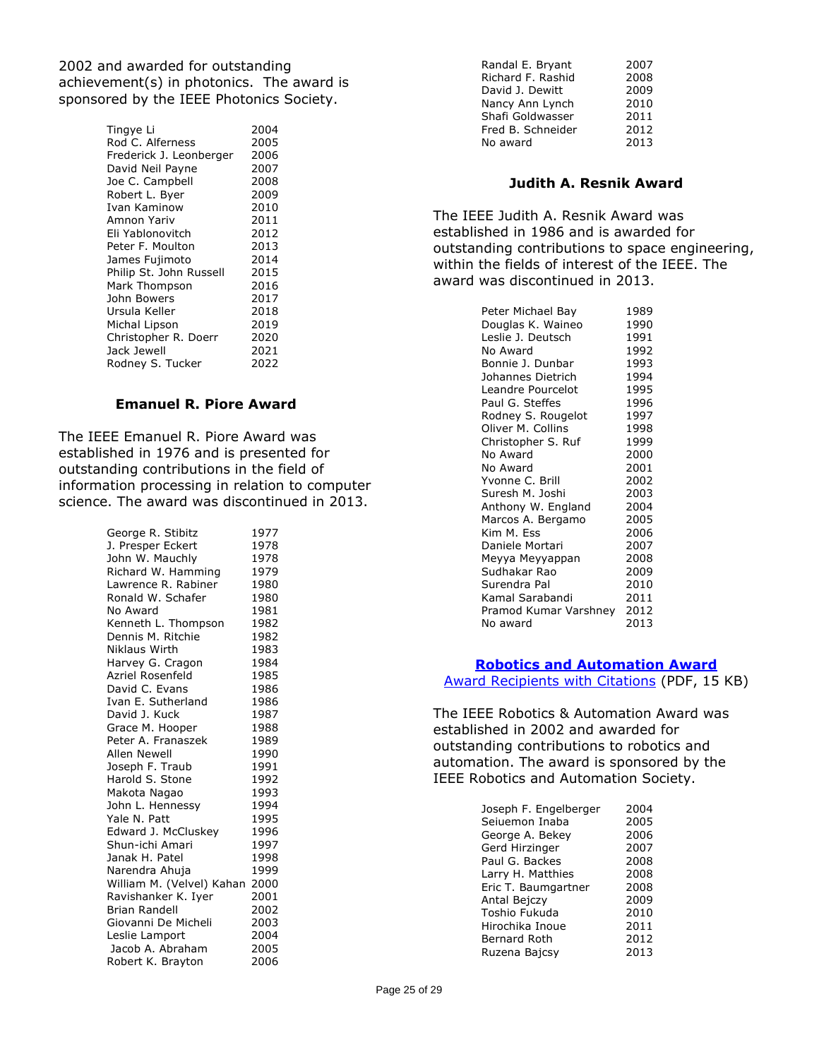2002 and awarded for outstanding achievement(s) in photonics. The award is sponsored by the IEEE Photonics Society.

| | |
|---|---|
| Tingye Li | 2004 |
| Rod C. Alferness | 2005 |
| Frederick J. Leonberger | 2006 |
| David Neil Payne | 2007 |
| Joe C. Campbell | 2008 |
| Robert L. Byer | 2009 |
| Ivan Kaminow | 2010 |
| Amnon Yariv | 2011 |
| Eli Yablonovitch | 2012 |
| Peter F. Moulton | 2013 |
| James Fujimoto | 2014 |
| Philip St. John Russell | 2015 |
| Mark Thompson | 2016 |
| John Bowers | 2017 |
| Ursula Keller | 2018 |
| Michal Lipson | 2019 |
| Christopher R. Doerr | 2020 |
| Jack Jewell | 2021 |
| Rodney S. Tucker | 2022 |

### Emanuel R. Piore Award

The IEEE Emanuel R. Piore Award was established in 1976 and is presented for outstanding contributions in the field of information processing in relation to computer science. The award was discontinued in 2013.

| | |
|---|---|
| George R. Stibitz | 1977 |
| J. Presper Eckert | 1978 |
| John W. Mauchly | 1978 |
| Richard W. Hamming | 1979 |
| Lawrence R. Rabiner | 1980 |
| Ronald W. Schafer | 1980 |
| No Award | 1981 |
| Kenneth L. Thompson | 1982 |
| Dennis M. Ritchie | 1982 |
| Niklaus Wirth | 1983 |
| Harvey G. Cragon | 1984 |
| Azriel Rosenfeld | 1985 |
| David C. Evans | 1986 |
| Ivan E. Sutherland | 1986 |
| David J. Kuck | 1987 |
| Grace M. Hooper | 1988 |
| Peter A. Franaszek | 1989 |
| Allen Newell | 1990 |
| Joseph F. Traub | 1991 |
| Harold S. Stone | 1992 |
| Makota Nagao | 1993 |
| John L. Hennessy | 1994 |
| Yale N. Patt | 1995 |
| Edward J. McCluskey | 1996 |
| Shun-ichi Amari | 1997 |
| Janak H. Patel | 1998 |
| Narendra Ahuja | 1999 |
| William M. (Velvel) Kahan | 2000 |
| Ravishanker K. Iyer | 2001 |
| Brian Randell | 2002 |
| Giovanni De Micheli | 2003 |
| Leslie Lamport | 2004 |
| Jacob A. Abraham | 2005 |
| Robert K. Brayton | 2006 |
| Randal E. Bryant | 2007 |
| Richard F. Rashid | 2008 |
| David J. Dewitt | 2009 |
| Nancy Ann Lynch | 2010 |
| Shafi Goldwasser | 2011 |
| Fred B. Schneider | 2012 |
| No award | 2013 |

### Judith A. Resnik Award

The IEEE Judith A. Resnik Award was established in 1986 and is awarded for outstanding contributions to space engineering, within the fields of interest of the IEEE. The award was discontinued in 2013.

| | |
|---|---|
| Peter Michael Bay | 1989 |
| Douglas K. Waineo | 1990 |
| Leslie J. Deutsch | 1991 |
| No Award | 1992 |
| Bonnie J. Dunbar | 1993 |
| Johannes Dietrich | 1994 |
| Leandre Pourcelot | 1995 |
| Paul G. Steffes | 1996 |
| Rodney S. Rougelot | 1997 |
| Oliver M. Collins | 1998 |
| Christopher S. Ruf | 1999 |
| No Award | 2000 |
| No Award | 2001 |
| Yvonne C. Brill | 2002 |
| Suresh M. Joshi | 2003 |
| Anthony W. England | 2004 |
| Marcos A. Bergamo | 2005 |
| Kim M. Ess | 2006 |
| Daniele Mortari | 2007 |
| Meyya Meyyappan | 2008 |
| Sudhakar Rao | 2009 |
| Surendra Pal | 2010 |
| Kamal Sarabandi | 2011 |
| Pramod Kumar Varshney | 2012 |
| No award | 2013 |

### Robotics and Automation Award

Award Recipients with Citations (PDF, 15 KB)

The IEEE Robotics & Automation Award was established in 2002 and awarded for outstanding contributions to robotics and automation. The award is sponsored by the IEEE Robotics and Automation Society.

| | |
|---|---|
| Joseph F. Engelberger | 2004 |
| Seiuemon Inaba | 2005 |
| George A. Bekey | 2006 |
| Gerd Hirzinger | 2007 |
| Paul G. Backes | 2008 |
| Larry H. Matthies | 2008 |
| Eric T. Baumgartner | 2008 |
| Antal Bejczy | 2009 |
| Toshio Fukuda | 2010 |
| Hirochika Inoue | 2011 |
| Bernard Roth | 2012 |
| Ruzena Bajcsy | 2013 |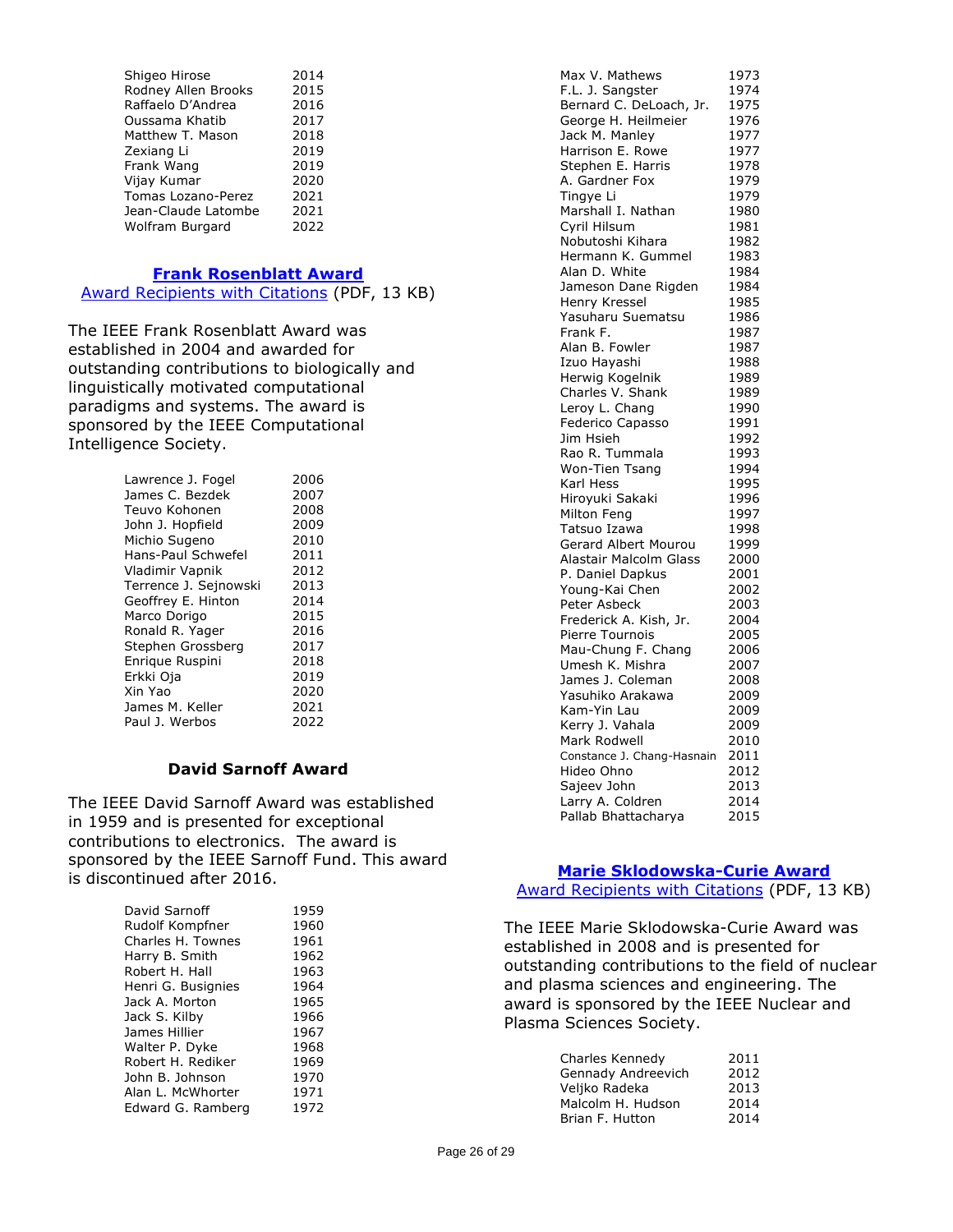| | |
|---|---|
| Shigeo Hirose | 2014 |
| Rodney Allen Brooks | 2015 |
| Raffaelo D'Andrea | 2016 |
| Oussama Khatib | 2017 |
| Matthew T. Mason | 2018 |
| Zexiang Li | 2019 |
| Frank Wang | 2019 |
| Vijay Kumar | 2020 |
| Tomas Lozano-Perez | 2021 |
| Jean-Claude Latombe | 2021 |
| Wolfram Burgard | 2022 |

## Frank Rosenblatt Award

Award Recipients with Citations (PDF, 13 KB)

The IEEE Frank Rosenblatt Award was established in 2004 and awarded for outstanding contributions to biologically and linguistically motivated computational paradigms and systems. The award is sponsored by the IEEE Computational Intelligence Society.

| | |
|---|---|
| Lawrence J. Fogel | 2006 |
| James C. Bezdek | 2007 |
| Teuvo Kohonen | 2008 |
| John J. Hopfield | 2009 |
| Michio Sugeno | 2010 |
| Hans-Paul Schwefel | 2011 |
| Vladimir Vapnik | 2012 |
| Terrence J. Sejnowski | 2013 |
| Geoffrey E. Hinton | 2014 |
| Marco Dorigo | 2015 |
| Ronald R. Yager | 2016 |
| Stephen Grossberg | 2017 |
| Enrique Ruspini | 2018 |
| Erkki Oja | 2019 |
| Xin Yao | 2020 |
| James M. Keller | 2021 |
| Paul J. Werbos | 2022 |

## David Sarnoff Award

The IEEE David Sarnoff Award was established in 1959 and is presented for exceptional contributions to electronics. The award is sponsored by the IEEE Sarnoff Fund. This award is discontinued after 2016.

| | |
|---|---|
| David Sarnoff | 1959 |
| Rudolf Kompfner | 1960 |
| Charles H. Townes | 1961 |
| Harry B. Smith | 1962 |
| Robert H. Hall | 1963 |
| Henri G. Busignies | 1964 |
| Jack A. Morton | 1965 |
| Jack S. Kilby | 1966 |
| James Hillier | 1967 |
| Walter P. Dyke | 1968 |
| Robert H. Rediker | 1969 |
| John B. Johnson | 1970 |
| Alan L. McWhorter | 1971 |
| Edward G. Ramberg | 1972 |
| Max V. Mathews | 1973 |
| F.L. J. Sangster | 1974 |
| Bernard C. DeLoach, Jr. | 1975 |
| George H. Heilmeier | 1976 |
| Jack M. Manley | 1977 |
| Harrison E. Rowe | 1977 |
| Stephen E. Harris | 1978 |
| A. Gardner Fox | 1979 |
| Tingye Li | 1979 |
| Marshall I. Nathan | 1980 |
| Cyril Hilsum | 1981 |
| Nobutoshi Kihara | 1982 |
| Hermann K. Gummel | 1983 |
| Alan D. White | 1984 |
| Jameson Dane Rigden | 1984 |
| Henry Kressel | 1985 |
| Yasuharu Suematsu | 1986 |
| Frank F. | 1987 |
| Alan B. Fowler | 1987 |
| Izuo Hayashi | 1988 |
| Herwig Kogelnik | 1989 |
| Charles V. Shank | 1989 |
| Leroy L. Chang | 1990 |
| Federico Capasso | 1991 |
| Jim Hsieh | 1992 |
| Rao R. Tummala | 1993 |
| Won-Tien Tsang | 1994 |
| Karl Hess | 1995 |
| Hiroyuki Sakaki | 1996 |
| Milton Feng | 1997 |
| Tatsuo Izawa | 1998 |
| Gerard Albert Mourou | 1999 |
| Alastair Malcolm Glass | 2000 |
| P. Daniel Dapkus | 2001 |
| Young-Kai Chen | 2002 |
| Peter Asbeck | 2003 |
| Frederick A. Kish, Jr. | 2004 |
| Pierre Tournois | 2005 |
| Mau-Chung F. Chang | 2006 |
| Umesh K. Mishra | 2007 |
| James J. Coleman | 2008 |
| Yasuhiko Arakawa | 2009 |
| Kam-Yin Lau | 2009 |
| Kerry J. Vahala | 2009 |
| Mark Rodwell | 2010 |
| Constance J. Chang-Hasnain | 2011 |
| Hideo Ohno | 2012 |
| Sajeev John | 2013 |
| Larry A. Coldren | 2014 |
| Pallab Bhattacharya | 2015 |

## Marie Sklodowska-Curie Award

Award Recipients with Citations (PDF, 13 KB)

The IEEE Marie Sklodowska-Curie Award was established in 2008 and is presented for outstanding contributions to the field of nuclear and plasma sciences and engineering. The award is sponsored by the IEEE Nuclear and Plasma Sciences Society.

| | |
|---|---|
| Charles Kennedy | 2011 |
| Gennady Andreevich | 2012 |
| Veljko Radeka | 2013 |
| Malcolm H. Hudson | 2014 |
| Brian F. Hutton | 2014 |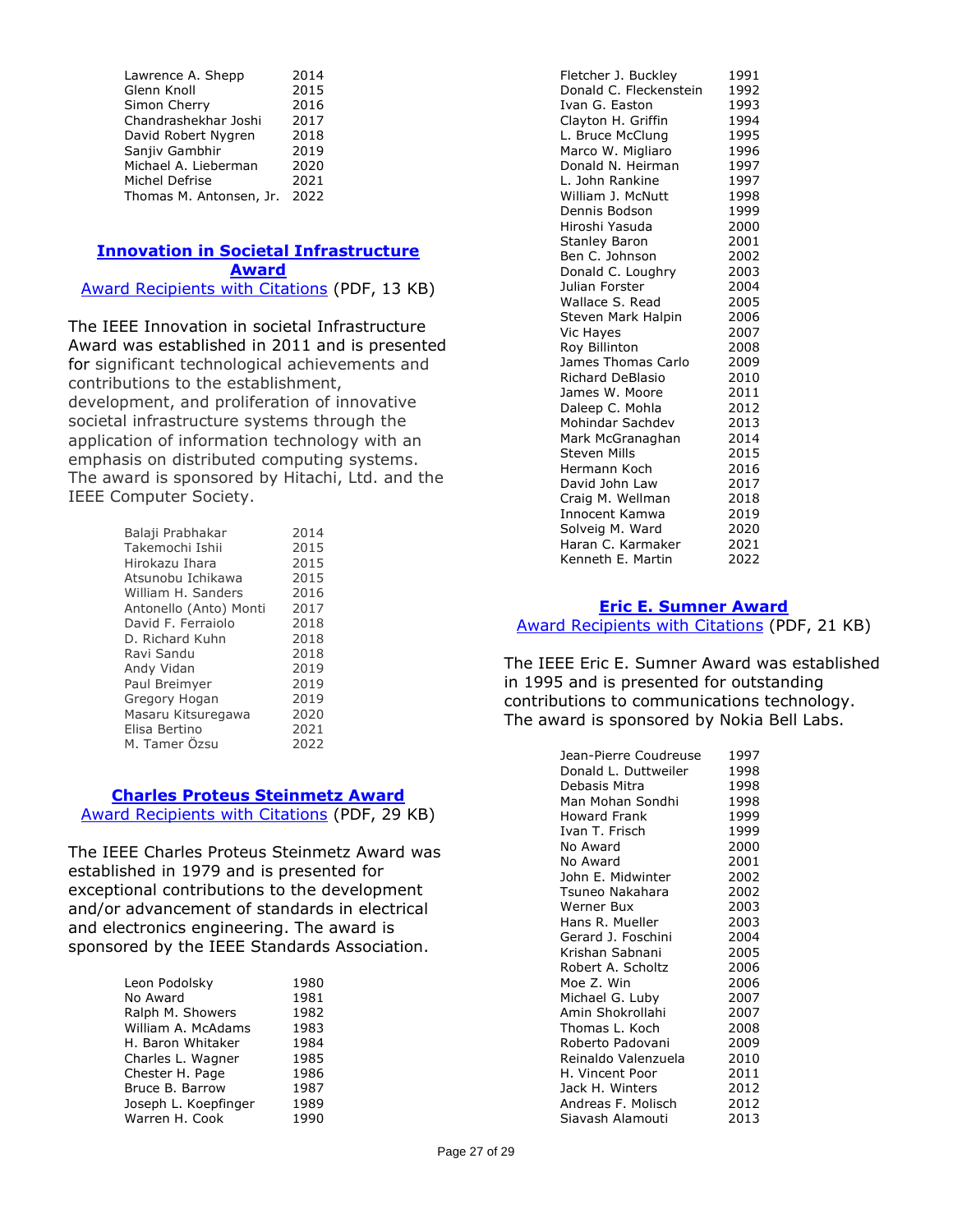| | |
|---|---|
| Lawrence A. Shepp | 2014 |
| Glenn Knoll | 2015 |
| Simon Cherry | 2016 |
| Chandrashekhar Joshi | 2017 |
| David Robert Nygren | 2018 |
| Sanjiv Gambhir | 2019 |
| Michael A. Lieberman | 2020 |
| Michel Defrise | 2021 |
| Thomas M. Antonsen, Jr. | 2022 |

## Innovation in Societal Infrastructure Award

Award Recipients with Citations (PDF, 13 KB)

The IEEE Innovation in societal Infrastructure Award was established in 2011 and is presented for significant technological achievements and contributions to the establishment, development, and proliferation of innovative societal infrastructure systems through the application of information technology with an emphasis on distributed computing systems. The award is sponsored by Hitachi, Ltd. and the IEEE Computer Society.

| | |
|---|---|
| Balaji Prabhakar | 2014 |
| Takemochi Ishii | 2015 |
| Hirokazu Ihara | 2015 |
| Atsunobu Ichikawa | 2015 |
| William H. Sanders | 2016 |
| Antonello (Anto) Monti | 2017 |
| David F. Ferraiolo | 2018 |
| D. Richard Kuhn | 2018 |
| Ravi Sandu | 2018 |
| Andy Vidan | 2019 |
| Paul Breimyer | 2019 |
| Gregory Hogan | 2019 |
| Masaru Kitsuregawa | 2020 |
| Elisa Bertino | 2021 |
| M. Tamer Özsu | 2022 |

## Charles Proteus Steinmetz Award

Award Recipients with Citations (PDF, 29 KB)

The IEEE Charles Proteus Steinmetz Award was established in 1979 and is presented for exceptional contributions to the development and/or advancement of standards in electrical and electronics engineering. The award is sponsored by the IEEE Standards Association.

| | |
|---|---|
| Leon Podolsky | 1980 |
| No Award | 1981 |
| Ralph M. Showers | 1982 |
| William A. McAdams | 1983 |
| H. Baron Whitaker | 1984 |
| Charles L. Wagner | 1985 |
| Chester H. Page | 1986 |
| Bruce B. Barrow | 1987 |
| Joseph L. Koepfinger | 1989 |
| Warren H. Cook | 1990 |
| Fletcher J. Buckley | 1991 |
| Donald C. Fleckenstein | 1992 |
| Ivan G. Easton | 1993 |
| Clayton H. Griffin | 1994 |
| L. Bruce McClung | 1995 |
| Marco W. Migliaro | 1996 |
| Donald N. Heirman | 1997 |
| L. John Rankine | 1997 |
| William J. McNutt | 1998 |
| Dennis Bodson | 1999 |
| Hiroshi Yasuda | 2000 |
| Stanley Baron | 2001 |
| Ben C. Johnson | 2002 |
| Donald C. Loughry | 2003 |
| Julian Forster | 2004 |
| Wallace S. Read | 2005 |
| Steven Mark Halpin | 2006 |
| Vic Hayes | 2007 |
| Roy Billinton | 2008 |
| James Thomas Carlo | 2009 |
| Richard DeBlasio | 2010 |
| James W. Moore | 2011 |
| Daleep C. Mohla | 2012 |
| Mohindar Sachdev | 2013 |
| Mark McGranaghan | 2014 |
| Steven Mills | 2015 |
| Hermann Koch | 2016 |
| David John Law | 2017 |
| Craig M. Wellman | 2018 |
| Innocent Kamwa | 2019 |
| Solveig M. Ward | 2020 |
| Haran C. Karmaker | 2021 |
| Kenneth E. Martin | 2022 |

## Eric E. Sumner Award

Award Recipients with Citations (PDF, 21 KB)

The IEEE Eric E. Sumner Award was established in 1995 and is presented for outstanding contributions to communications technology. The award is sponsored by Nokia Bell Labs.

| | |
|---|---|
| Jean-Pierre Coudreuse | 1997 |
| Donald L. Duttweiler | 1998 |
| Debasis Mitra | 1998 |
| Man Mohan Sondhi | 1998 |
| Howard Frank | 1999 |
| Ivan T. Frisch | 1999 |
| No Award | 2000 |
| No Award | 2001 |
| John E. Midwinter | 2002 |
| Tsuneo Nakahara | 2002 |
| Werner Bux | 2003 |
| Hans R. Mueller | 2003 |
| Gerard J. Foschini | 2004 |
| Krishan Sabnani | 2005 |
| Robert A. Scholtz | 2006 |
| Moe Z. Win | 2006 |
| Michael G. Luby | 2007 |
| Amin Shokrollahi | 2007 |
| Thomas L. Koch | 2008 |
| Roberto Padovani | 2009 |
| Reinaldo Valenzuela | 2010 |
| H. Vincent Poor | 2011 |
| Jack H. Winters | 2012 |
| Andreas F. Molisch | 2012 |
| Siavash Alamouti | 2013 |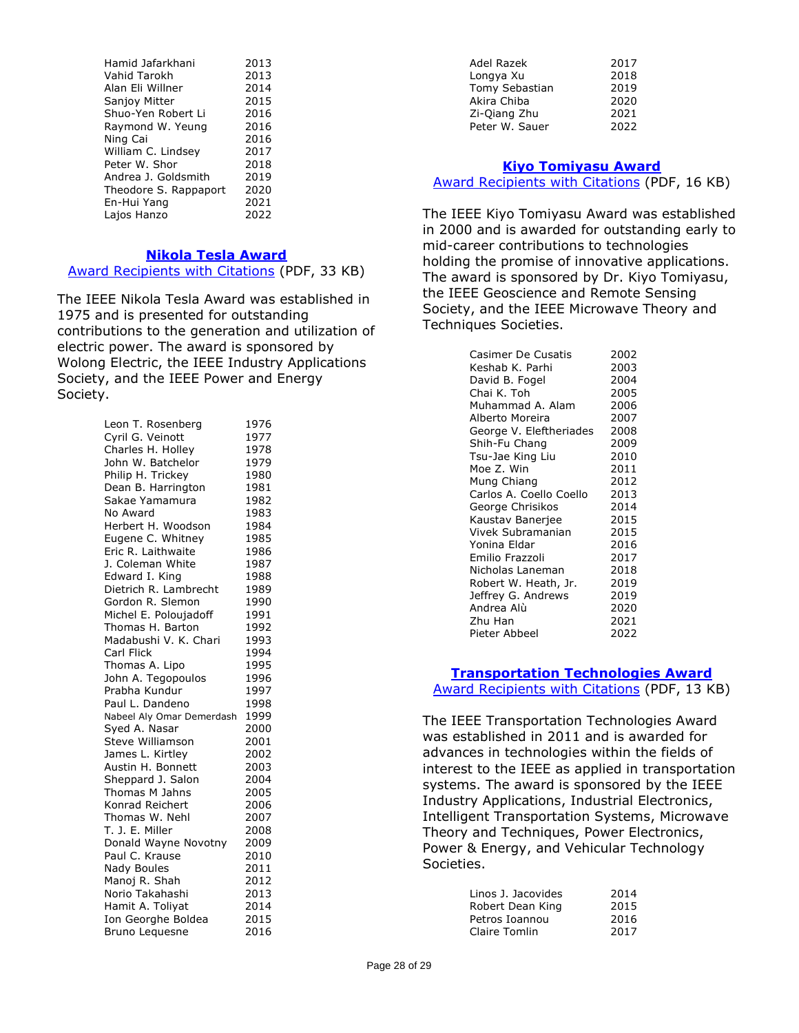| | |
|---|---|
| Hamid Jafarkhani | 2013 |
| Vahid Tarokh | 2013 |
| Alan Eli Willner | 2014 |
| Sanjoy Mitter | 2015 |
| Shuo-Yen Robert Li | 2016 |
| Raymond W. Yeung | 2016 |
| Ning Cai | 2016 |
| William C. Lindsey | 2017 |
| Peter W. Shor | 2018 |
| Andrea J. Goldsmith | 2019 |
| Theodore S. Rappaport | 2020 |
| En-Hui Yang | 2021 |
| Lajos Hanzo | 2022 |

## Nikola Tesla Award

Award Recipients with Citations (PDF, 33 KB)

The IEEE Nikola Tesla Award was established in 1975 and is presented for outstanding contributions to the generation and utilization of electric power. The award is sponsored by Wolong Electric, the IEEE Industry Applications Society, and the IEEE Power and Energy Society.

| | |
|---|---|
| Leon T. Rosenberg | 1976 |
| Cyril G. Veinott | 1977 |
| Charles H. Holley | 1978 |
| John W. Batchelor | 1979 |
| Philip H. Trickey | 1980 |
| Dean B. Harrington | 1981 |
| Sakae Yamamura | 1982 |
| No Award | 1983 |
| Herbert H. Woodson | 1984 |
| Eugene C. Whitney | 1985 |
| Eric R. Laithwaite | 1986 |
| J. Coleman White | 1987 |
| Edward I. King | 1988 |
| Dietrich R. Lambrecht | 1989 |
| Gordon R. Slemon | 1990 |
| Michel E. Poloujadoff | 1991 |
| Thomas H. Barton | 1992 |
| Madabushi V. K. Chari | 1993 |
| Carl Flick | 1994 |
| Thomas A. Lipo | 1995 |
| John A. Tegopoulos | 1996 |
| Prabha Kundur | 1997 |
| Paul L. Dandeno | 1998 |
| Nabeel Aly Omar Demerdash | 1999 |
| Syed A. Nasar | 2000 |
| Steve Williamson | 2001 |
| James L. Kirtley | 2002 |
| Austin H. Bonnett | 2003 |
| Sheppard J. Salon | 2004 |
| Thomas M Jahns | 2005 |
| Konrad Reichert | 2006 |
| Thomas W. Nehl | 2007 |
| T. J. E. Miller | 2008 |
| Donald Wayne Novotny | 2009 |
| Paul C. Krause | 2010 |
| Nady Boules | 2011 |
| Manoj R. Shah | 2012 |
| Norio Takahashi | 2013 |
| Hamit A. Toliyat | 2014 |
| Ion Georghe Boldea | 2015 |
| Bruno Lequesne | 2016 |
| Adel Razek | 2017 |
| Longya Xu | 2018 |
| Tomy Sebastian | 2019 |
| Akira Chiba | 2020 |
| Zi-Qiang Zhu | 2021 |
| Peter W. Sauer | 2022 |

## Kiyo Tomiyasu Award

Award Recipients with Citations (PDF, 16 KB)

The IEEE Kiyo Tomiyasu Award was established in 2000 and is awarded for outstanding early to mid-career contributions to technologies holding the promise of innovative applications. The award is sponsored by Dr. Kiyo Tomiyasu, the IEEE Geoscience and Remote Sensing Society, and the IEEE Microwave Theory and Techniques Societies.

| | |
|---|---|
| Casimer De Cusatis | 2002 |
| Keshab K. Parhi | 2003 |
| David B. Fogel | 2004 |
| Chai K. Toh | 2005 |
| Muhammad A. Alam | 2006 |
| Alberto Moreira | 2007 |
| George V. Eleftheriades | 2008 |
| Shih-Fu Chang | 2009 |
| Tsu-Jae King Liu | 2010 |
| Moe Z. Win | 2011 |
| Mung Chiang | 2012 |
| Carlos A. Coello Coello | 2013 |
| George Chrisikos | 2014 |
| Kaustav Banerjee | 2015 |
| Vivek Subramanian | 2015 |
| Yonina Eldar | 2016 |
| Emilio Frazzoli | 2017 |
| Nicholas Laneman | 2018 |
| Robert W. Heath, Jr. | 2019 |
| Jeffrey G. Andrews | 2019 |
| Andrea Alù | 2020 |
| Zhu Han | 2021 |
| Pieter Abbeel | 2022 |

## Transportation Technologies Award

Award Recipients with Citations (PDF, 13 KB)

The IEEE Transportation Technologies Award was established in 2011 and is awarded for advances in technologies within the fields of interest to the IEEE as applied in transportation systems. The award is sponsored by the IEEE Industry Applications, Industrial Electronics, Intelligent Transportation Systems, Microwave Theory and Techniques, Power Electronics, Power & Energy, and Vehicular Technology Societies.

| | |
|---|---|
| Linos J. Jacovides | 2014 |
| Robert Dean King | 2015 |
| Petros Ioannou | 2016 |
| Claire Tomlin | 2017 |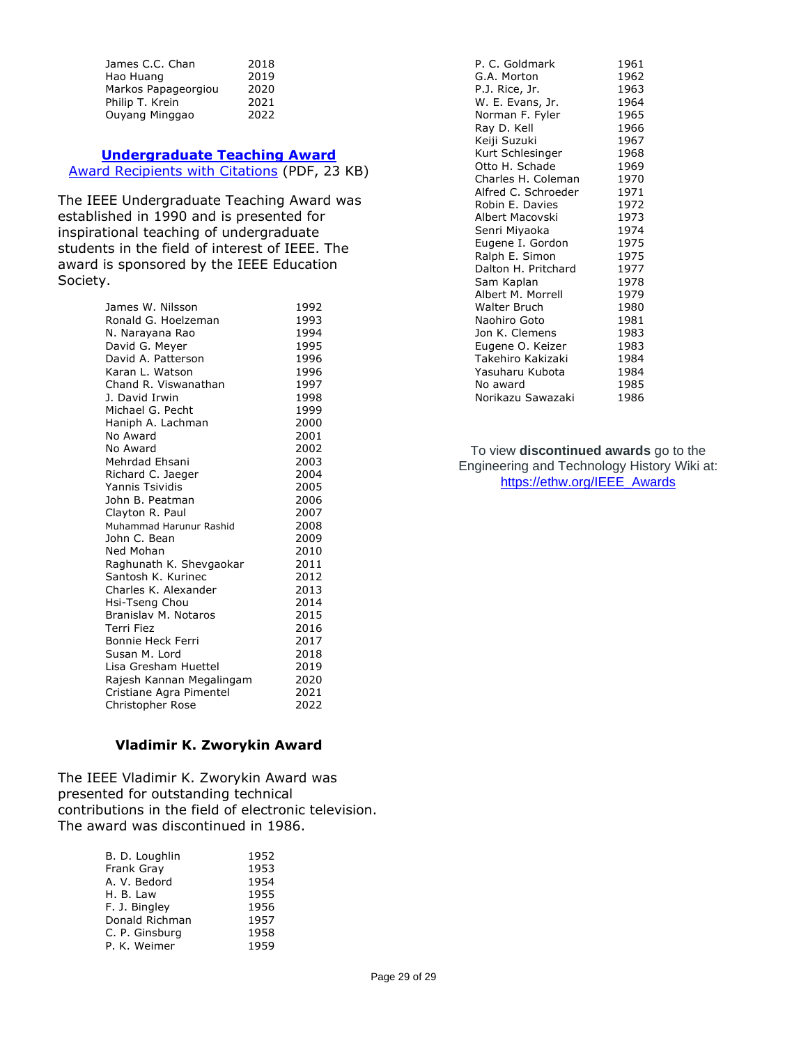| | |
|---|---|
| James C.C. Chan | 2018 |
| Hao Huang | 2019 |
| Markos Papageorgiou | 2020 |
| Philip T. Krein | 2021 |
| Ouyang Minggao | 2022 |

## Undergraduate Teaching Award

Award Recipients with Citations (PDF, 23 KB)

The IEEE Undergraduate Teaching Award was established in 1990 and is presented for inspirational teaching of undergraduate students in the field of interest of IEEE. The award is sponsored by the IEEE Education Society.

| | |
|---|---|
| James W. Nilsson | 1992 |
| Ronald G. Hoelzeman | 1993 |
| N. Narayana Rao | 1994 |
| David G. Meyer | 1995 |
| David A. Patterson | 1996 |
| Karan L. Watson | 1996 |
| Chand R. Viswanathan | 1997 |
| J. David Irwin | 1998 |
| Michael G. Pecht | 1999 |
| Haniph A. Lachman | 2000 |
| No Award | 2001 |
| No Award | 2002 |
| Mehrdad Ehsani | 2003 |
| Richard C. Jaeger | 2004 |
| Yannis Tsividis | 2005 |
| John B. Peatman | 2006 |
| Clayton R. Paul | 2007 |
| Muhammad Harunur Rashid | 2008 |
| John C. Bean | 2009 |
| Ned Mohan | 2010 |
| Raghunath K. Shevgaokar | 2011 |
| Santosh K. Kurinec | 2012 |
| Charles K. Alexander | 2013 |
| Hsi-Tseng Chou | 2014 |
| Branislav M. Notaros | 2015 |
| Terri Fiez | 2016 |
| Bonnie Heck Ferri | 2017 |
| Susan M. Lord | 2018 |
| Lisa Gresham Huettel | 2019 |
| Rajesh Kannan Megalingam | 2020 |
| Cristiane Agra Pimentel | 2021 |
| Christopher Rose | 2022 |

## Vladimir K. Zworykin Award

The IEEE Vladimir K. Zworykin Award was presented for outstanding technical contributions in the field of electronic television. The award was discontinued in 1986.

| | |
|---|---|
| B. D. Loughlin | 1952 |
| Frank Gray | 1953 |
| A. V. Bedord | 1954 |
| H. B. Law | 1955 |
| F. J. Bingley | 1956 |
| Donald Richman | 1957 |
| C. P. Ginsburg | 1958 |
| P. K. Weimer | 1959 |
| P. C. Goldmark | 1961 |
| G.A. Morton | 1962 |
| P.J. Rice, Jr. | 1963 |
| W. E. Evans, Jr. | 1964 |
| Norman F. Fyler | 1965 |
| Ray D. Kell | 1966 |
| Keiji Suzuki | 1967 |
| Kurt Schlesinger | 1968 |
| Otto H. Schade | 1969 |
| Charles H. Coleman | 1970 |
| Alfred C. Schroeder | 1971 |
| Robin E. Davies | 1972 |
| Albert Macovski | 1973 |
| Senri Miyaoka | 1974 |
| Eugene I. Gordon | 1975 |
| Ralph E. Simon | 1975 |
| Dalton H. Pritchard | 1977 |
| Sam Kaplan | 1978 |
| Albert M. Morrell | 1979 |
| Walter Bruch | 1980 |
| Naohiro Goto | 1981 |
| Jon K. Clemens | 1983 |
| Eugene O. Keizer | 1983 |
| Takehiro Kakizaki | 1984 |
| Yasuharu Kubota | 1984 |
| No award | 1985 |
| Norikazu Sawazaki | 1986 |

To view **discontinued awards** go to the Engineering and Technology History Wiki at: https://ethw.org/IEEE_Awards